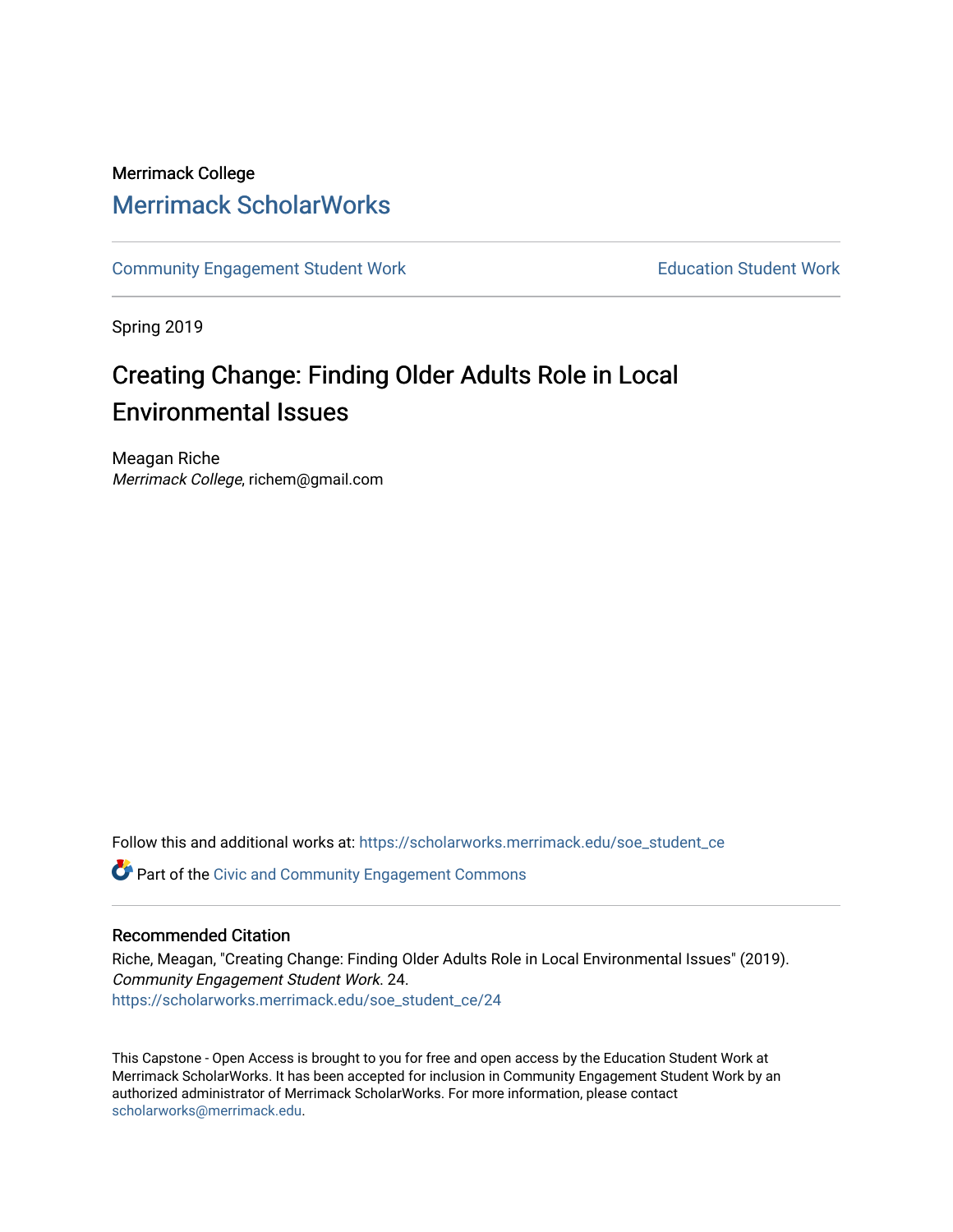Merrimack College

# Merrimack ScholarWorks

Community Engagement Student Work

Education Student Work

Spring 2019

## Creating Change: Finding Older Adults Role in Local Environmental Issues

Meagan Riche
*Merrimack College*, richem@gmail.com

Follow this and additional works at: https://scholarworks.merrimack.edu/soe_student_ce

Part of the Civic and Community Engagement Commons

### Recommended Citation

Riche, Meagan, "Creating Change: Finding Older Adults Role in Local Environmental Issues" (2019). *Community Engagement Student Work*. 24.
https://scholarworks.merrimack.edu/soe_student_ce/24

This Capstone - Open Access is brought to you for free and open access by the Education Student Work at Merrimack ScholarWorks. It has been accepted for inclusion in Community Engagement Student Work by an authorized administrator of Merrimack ScholarWorks. For more information, please contact scholarworks@merrimack.edu.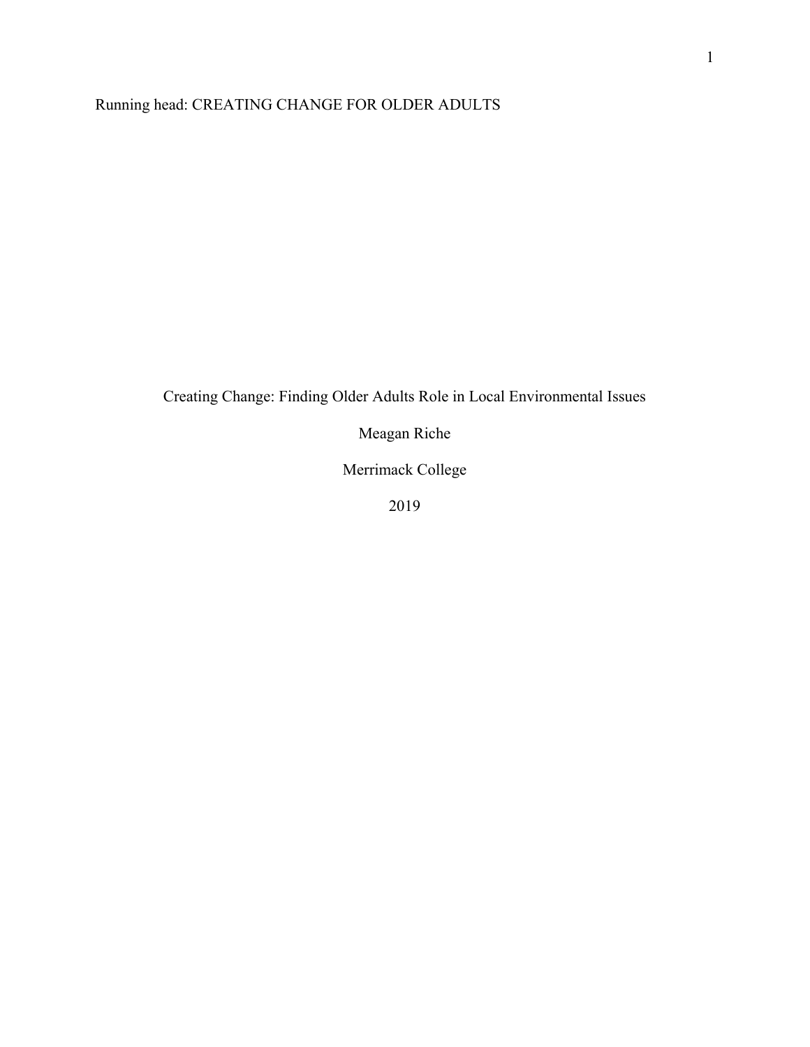# Creating Change: Finding Older Adults Role in Local Environmental Issues

Meagan Riche

Merrimack College

2019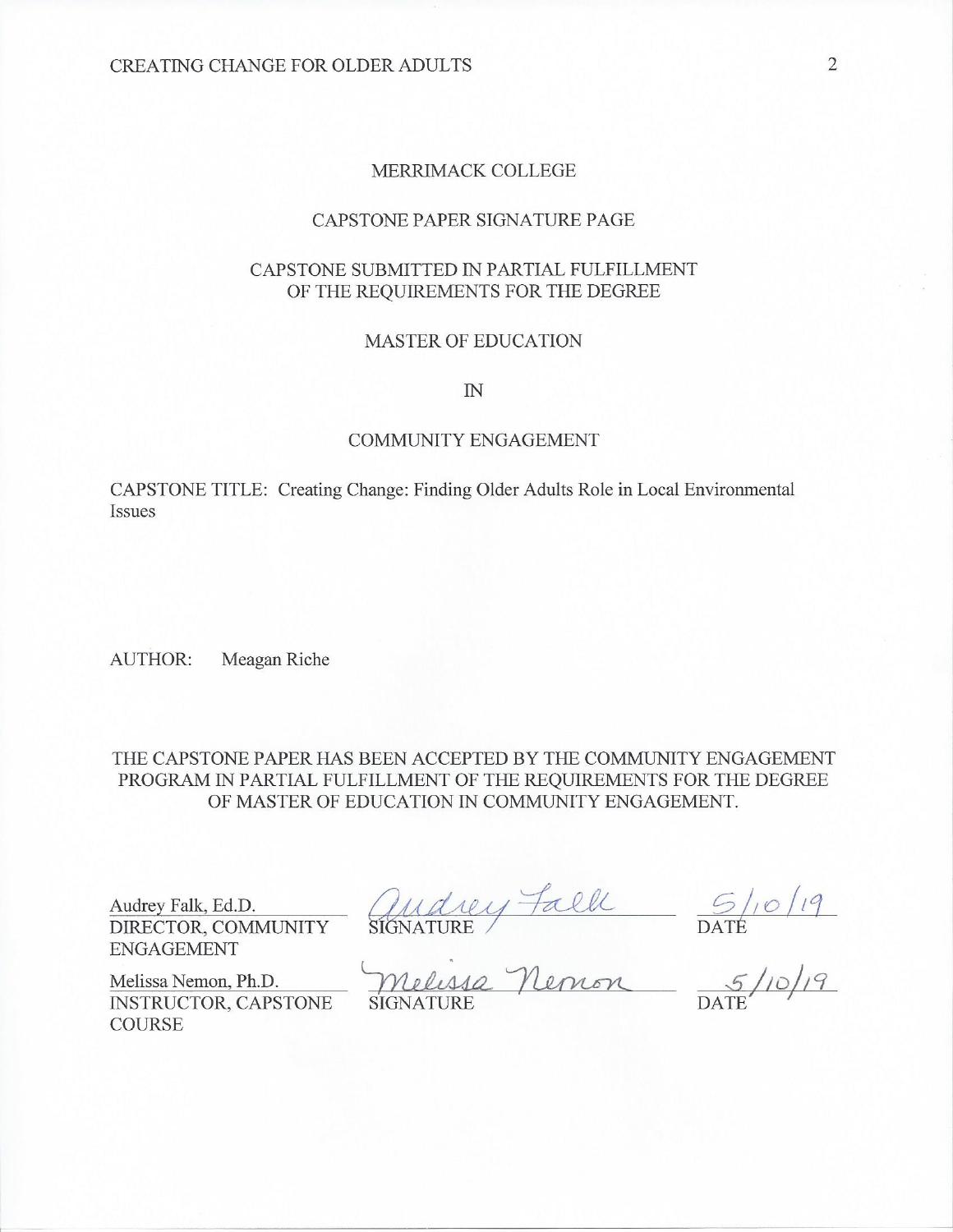MERRIMACK COLLEGE

CAPSTONE PAPER SIGNATURE PAGE

CAPSTONE SUBMITTED IN PARTIAL FULFILLMENT
OF THE REQUIREMENTS FOR THE DEGREE

MASTER OF EDUCATION

IN

COMMUNITY ENGAGEMENT

CAPSTONE TITLE: Creating Change: Finding Older Adults Role in Local Environmental Issues

AUTHOR: Meagan Riche

THE CAPSTONE PAPER HAS BEEN ACCEPTED BY THE COMMUNITY ENGAGEMENT PROGRAM IN PARTIAL FULFILLMENT OF THE REQUIREMENTS FOR THE DEGREE OF MASTER OF EDUCATION IN COMMUNITY ENGAGEMENT.

| | | |
|---|---|---|
| Audrey Falk, Ed.D.<br>DIRECTOR, COMMUNITY ENGAGEMENT | Audrey Falk<br>SIGNATURE | 5/10/19<br>DATE |
| Melissa Nemon, Ph.D.<br>INSTRUCTOR, CAPSTONE COURSE | Melissa Nemon<br>SIGNATURE | 5/10/19<br>DATE |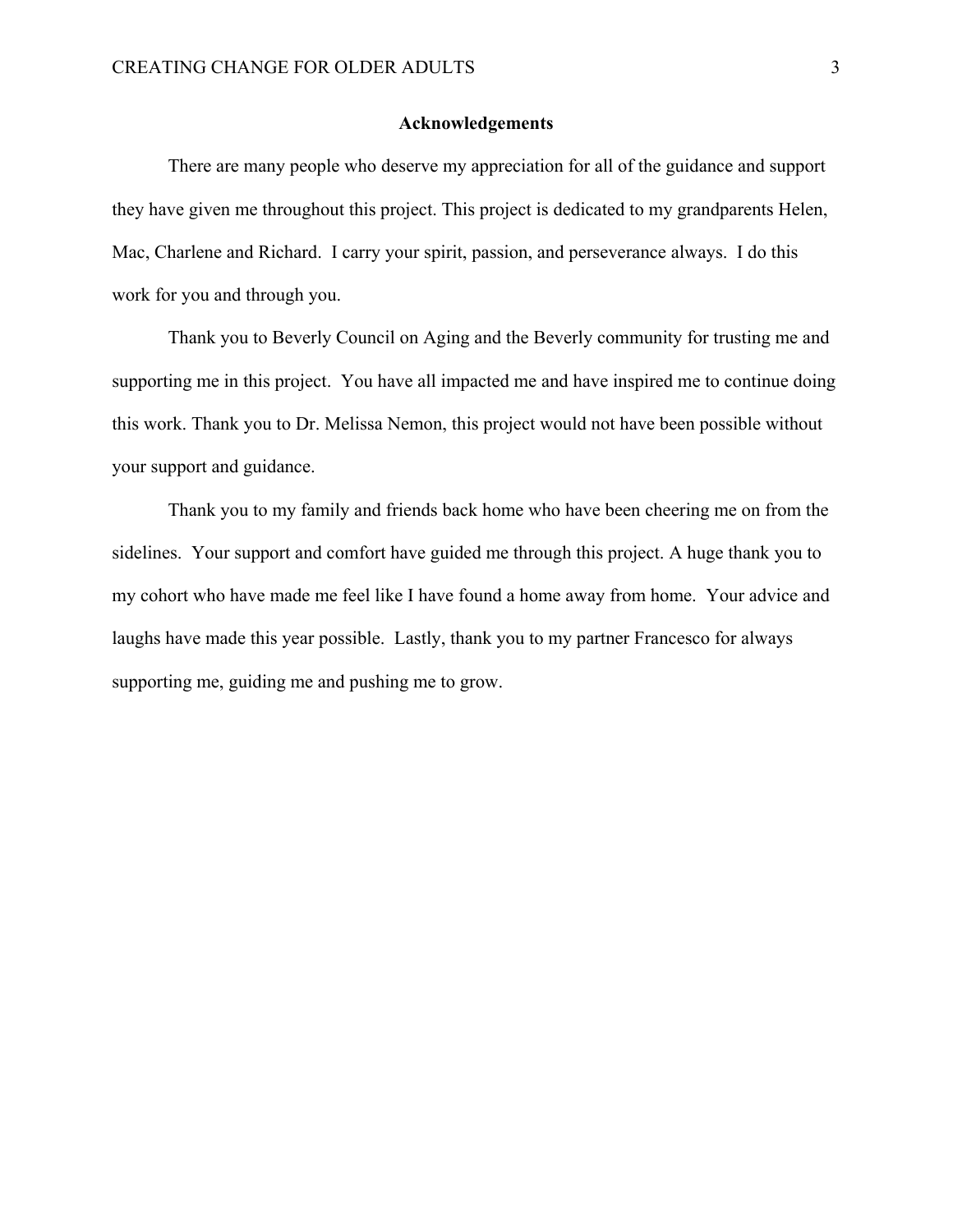## Acknowledgements

There are many people who deserve my appreciation for all of the guidance and support they have given me throughout this project. This project is dedicated to my grandparents Helen, Mac, Charlene and Richard. I carry your spirit, passion, and perseverance always. I do this work for you and through you.

Thank you to Beverly Council on Aging and the Beverly community for trusting me and supporting me in this project. You have all impacted me and have inspired me to continue doing this work. Thank you to Dr. Melissa Nemon, this project would not have been possible without your support and guidance.

Thank you to my family and friends back home who have been cheering me on from the sidelines. Your support and comfort have guided me through this project. A huge thank you to my cohort who have made me feel like I have found a home away from home. Your advice and laughs have made this year possible. Lastly, thank you to my partner Francesco for always supporting me, guiding me and pushing me to grow.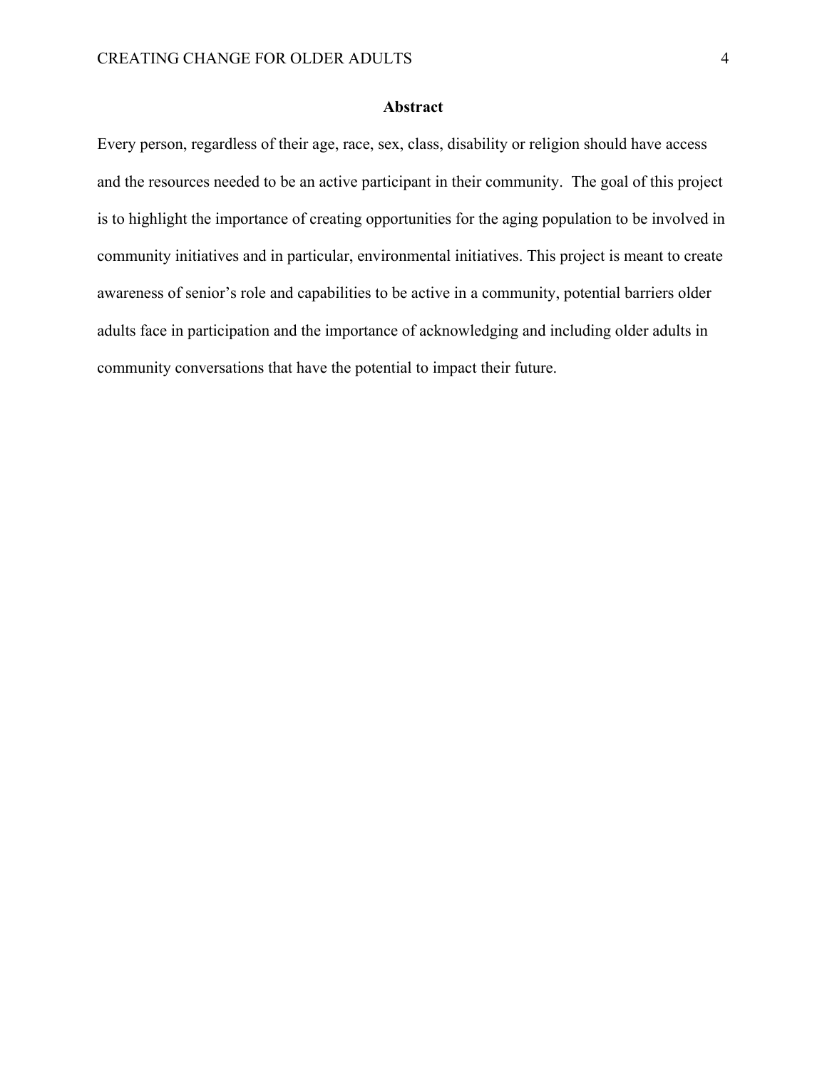## Abstract

Every person, regardless of their age, race, sex, class, disability or religion should have access and the resources needed to be an active participant in their community. The goal of this project is to highlight the importance of creating opportunities for the aging population to be involved in community initiatives and in particular, environmental initiatives. This project is meant to create awareness of senior's role and capabilities to be active in a community, potential barriers older adults face in participation and the importance of acknowledging and including older adults in community conversations that have the potential to impact their future.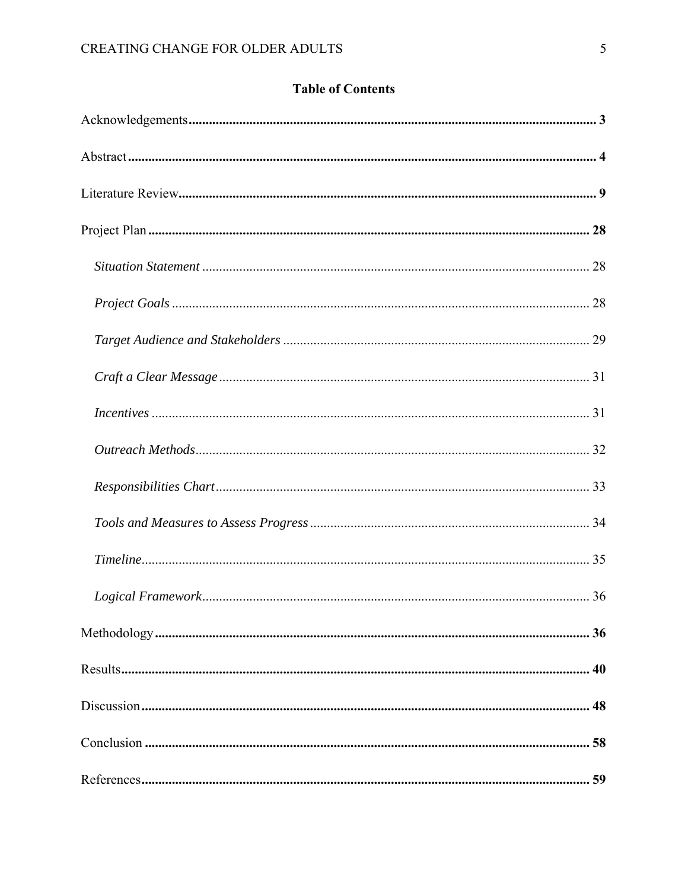## Table of Contents

Acknowledgements ........................................................................................................ **3**

Abstract ........................................................................................................................ **4**

Literature Review ......................................................................................................... **9**

Project Plan ................................................................................................................ **28**

*Situation Statement* ................................................................................................ 28

*Project Goals* .......................................................................................................... 28

*Target Audience and Stakeholders* ........................................................................ 29

*Craft a Clear Message* ............................................................................................ 31

*Incentives* ............................................................................................................... 31

*Outreach Methods* .................................................................................................. 32

*Responsibilities Chart* ............................................................................................ 33

*Tools and Measures to Assess Progress* ................................................................ 34

*Timeline* .................................................................................................................. 35

*Logical Framework* ................................................................................................ 36

Methodology .............................................................................................................. **36**

Results ........................................................................................................................ **40**

Discussion .................................................................................................................. **48**

Conclusion .................................................................................................................. **58**

References .................................................................................................................. **59**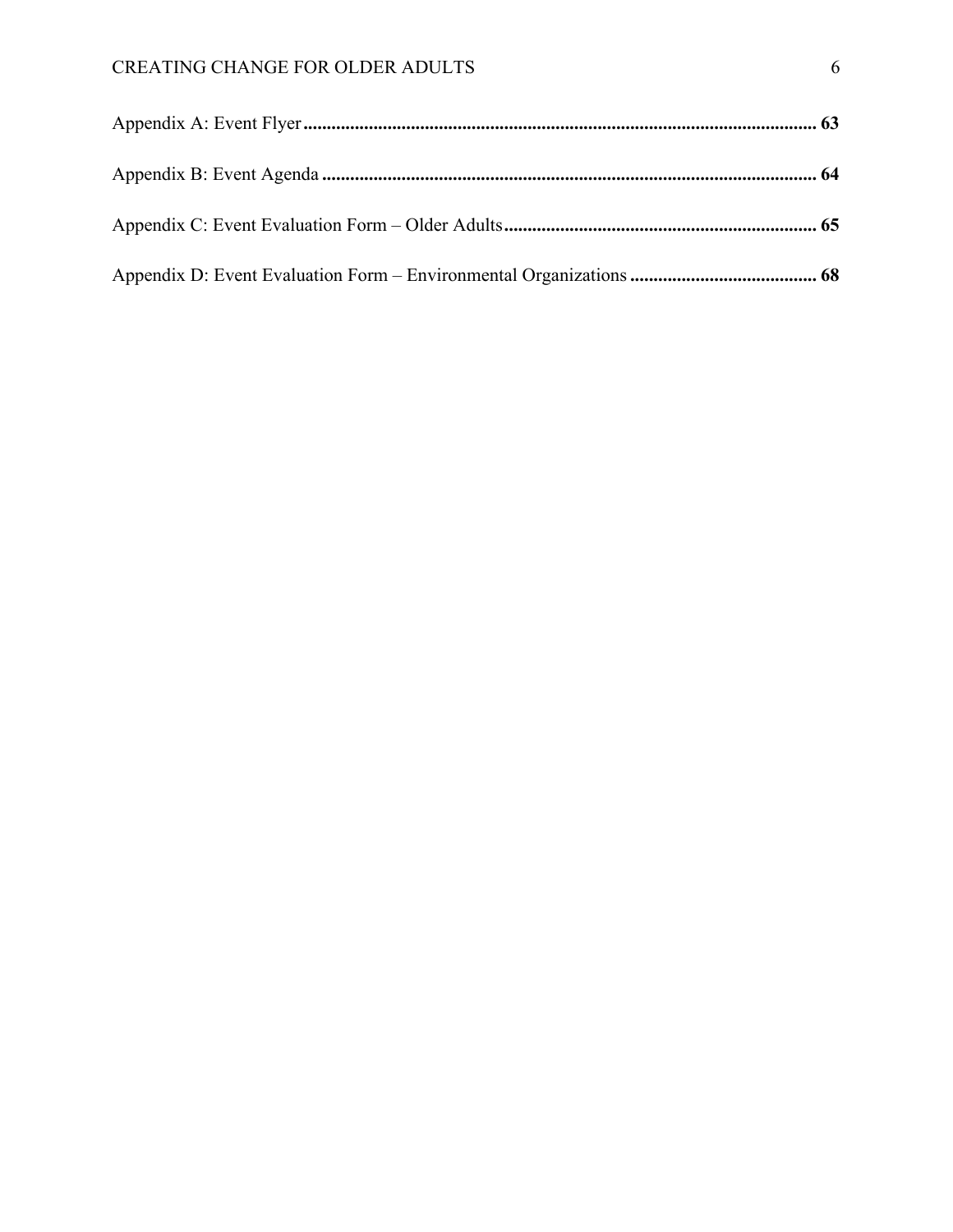Appendix A: Event Flyer ........................................................................................................ **63**

Appendix B: Event Agenda ..................................................................................................... **64**

Appendix C: Event Evaluation Form – Older Adults ............................................................... **65**

Appendix D: Event Evaluation Form – Environmental Organizations .................................... **68**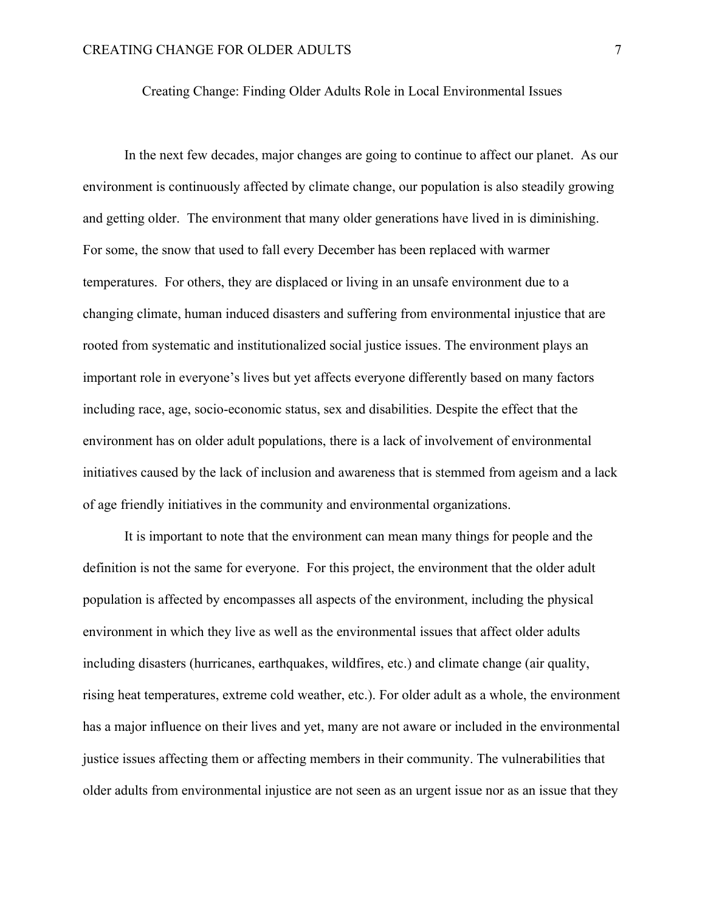# Creating Change: Finding Older Adults Role in Local Environmental Issues

In the next few decades, major changes are going to continue to affect our planet. As our environment is continuously affected by climate change, our population is also steadily growing and getting older. The environment that many older generations have lived in is diminishing. For some, the snow that used to fall every December has been replaced with warmer temperatures. For others, they are displaced or living in an unsafe environment due to a changing climate, human induced disasters and suffering from environmental injustice that are rooted from systematic and institutionalized social justice issues. The environment plays an important role in everyone's lives but yet affects everyone differently based on many factors including race, age, socio-economic status, sex and disabilities. Despite the effect that the environment has on older adult populations, there is a lack of involvement of environmental initiatives caused by the lack of inclusion and awareness that is stemmed from ageism and a lack of age friendly initiatives in the community and environmental organizations.

It is important to note that the environment can mean many things for people and the definition is not the same for everyone. For this project, the environment that the older adult population is affected by encompasses all aspects of the environment, including the physical environment in which they live as well as the environmental issues that affect older adults including disasters (hurricanes, earthquakes, wildfires, etc.) and climate change (air quality, rising heat temperatures, extreme cold weather, etc.). For older adult as a whole, the environment has a major influence on their lives and yet, many are not aware or included in the environmental justice issues affecting them or affecting members in their community. The vulnerabilities that older adults from environmental injustice are not seen as an urgent issue nor as an issue that they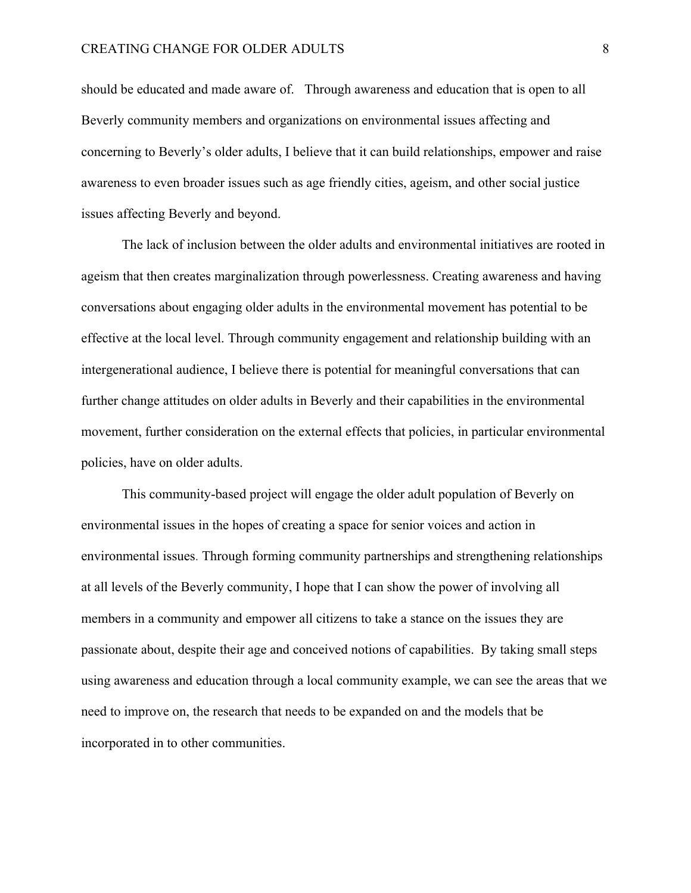should be educated and made aware of. Through awareness and education that is open to all Beverly community members and organizations on environmental issues affecting and concerning to Beverly's older adults, I believe that it can build relationships, empower and raise awareness to even broader issues such as age friendly cities, ageism, and other social justice issues affecting Beverly and beyond.

The lack of inclusion between the older adults and environmental initiatives are rooted in ageism that then creates marginalization through powerlessness. Creating awareness and having conversations about engaging older adults in the environmental movement has potential to be effective at the local level. Through community engagement and relationship building with an intergenerational audience, I believe there is potential for meaningful conversations that can further change attitudes on older adults in Beverly and their capabilities in the environmental movement, further consideration on the external effects that policies, in particular environmental policies, have on older adults.

This community-based project will engage the older adult population of Beverly on environmental issues in the hopes of creating a space for senior voices and action in environmental issues. Through forming community partnerships and strengthening relationships at all levels of the Beverly community, I hope that I can show the power of involving all members in a community and empower all citizens to take a stance on the issues they are passionate about, despite their age and conceived notions of capabilities. By taking small steps using awareness and education through a local community example, we can see the areas that we need to improve on, the research that needs to be expanded on and the models that be incorporated in to other communities.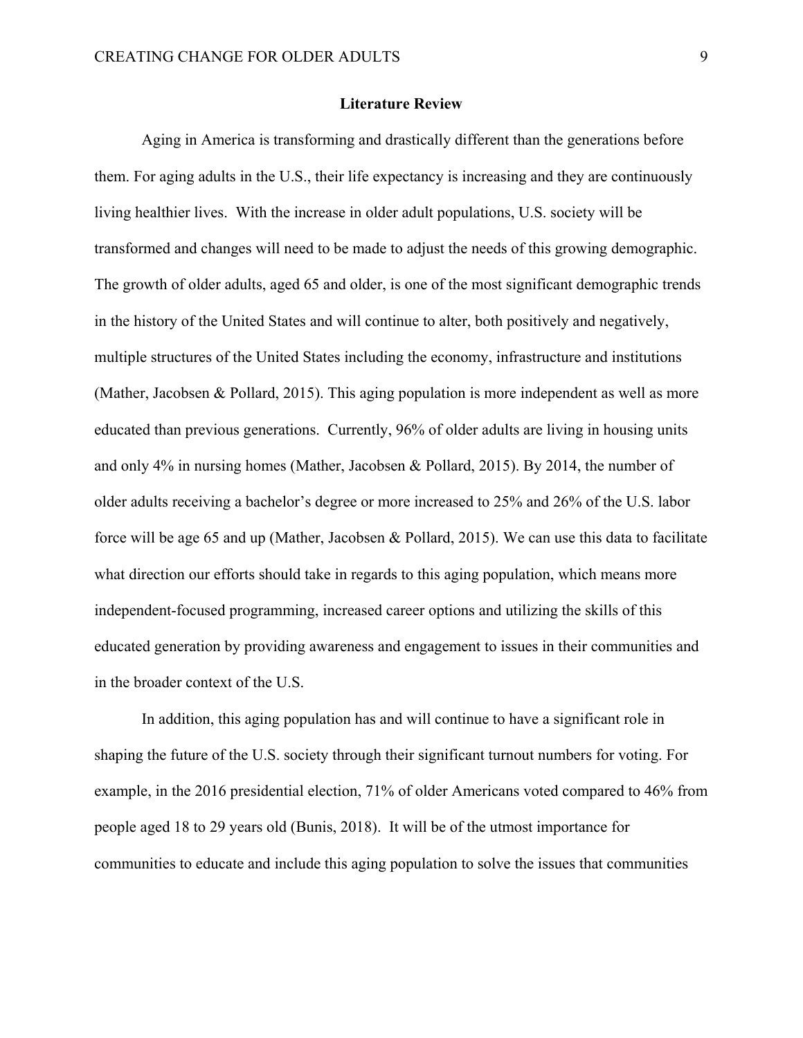## Literature Review

Aging in America is transforming and drastically different than the generations before them. For aging adults in the U.S., their life expectancy is increasing and they are continuously living healthier lives. With the increase in older adult populations, U.S. society will be transformed and changes will need to be made to adjust the needs of this growing demographic. The growth of older adults, aged 65 and older, is one of the most significant demographic trends in the history of the United States and will continue to alter, both positively and negatively, multiple structures of the United States including the economy, infrastructure and institutions (Mather, Jacobsen & Pollard, 2015). This aging population is more independent as well as more educated than previous generations. Currently, 96% of older adults are living in housing units and only 4% in nursing homes (Mather, Jacobsen & Pollard, 2015). By 2014, the number of older adults receiving a bachelor's degree or more increased to 25% and 26% of the U.S. labor force will be age 65 and up (Mather, Jacobsen & Pollard, 2015). We can use this data to facilitate what direction our efforts should take in regards to this aging population, which means more independent-focused programming, increased career options and utilizing the skills of this educated generation by providing awareness and engagement to issues in their communities and in the broader context of the U.S.

In addition, this aging population has and will continue to have a significant role in shaping the future of the U.S. society through their significant turnout numbers for voting. For example, in the 2016 presidential election, 71% of older Americans voted compared to 46% from people aged 18 to 29 years old (Bunis, 2018). It will be of the utmost importance for communities to educate and include this aging population to solve the issues that communities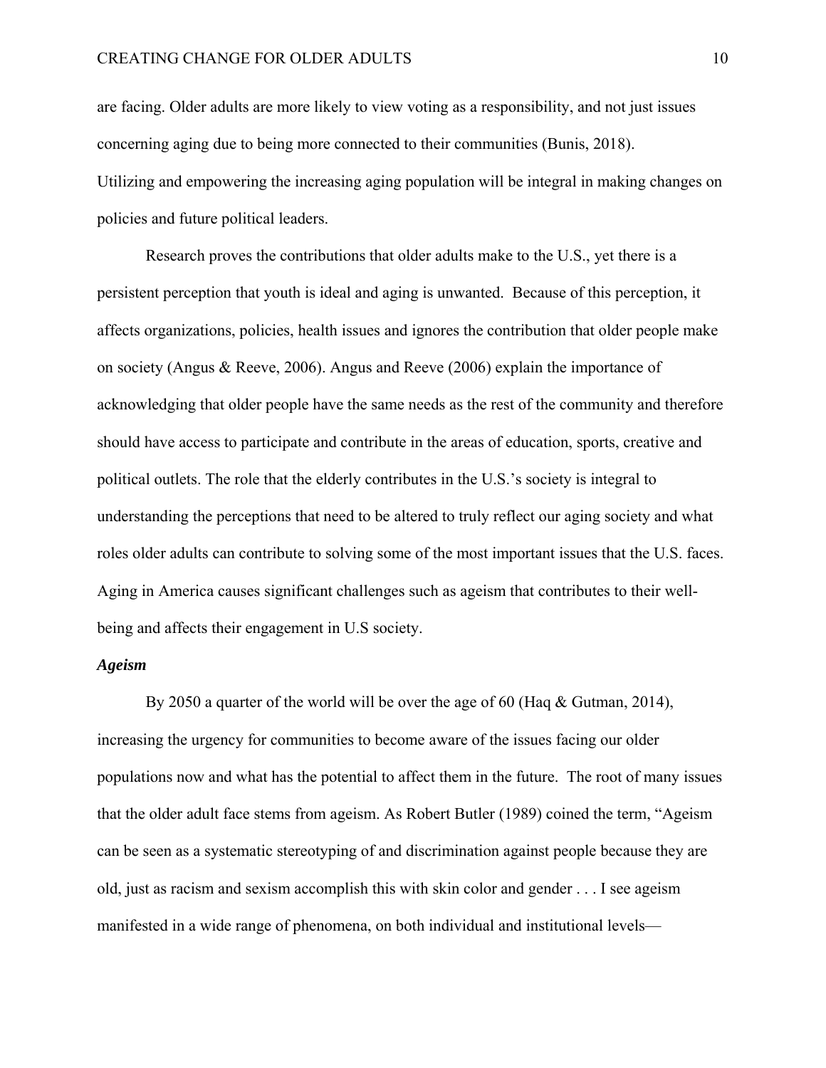are facing. Older adults are more likely to view voting as a responsibility, and not just issues concerning aging due to being more connected to their communities (Bunis, 2018). Utilizing and empowering the increasing aging population will be integral in making changes on policies and future political leaders.

Research proves the contributions that older adults make to the U.S., yet there is a persistent perception that youth is ideal and aging is unwanted. Because of this perception, it affects organizations, policies, health issues and ignores the contribution that older people make on society (Angus & Reeve, 2006). Angus and Reeve (2006) explain the importance of acknowledging that older people have the same needs as the rest of the community and therefore should have access to participate and contribute in the areas of education, sports, creative and political outlets. The role that the elderly contributes in the U.S.'s society is integral to understanding the perceptions that need to be altered to truly reflect our aging society and what roles older adults can contribute to solving some of the most important issues that the U.S. faces. Aging in America causes significant challenges such as ageism that contributes to their well-being and affects their engagement in U.S society.

### ***Ageism***

By 2050 a quarter of the world will be over the age of 60 (Haq & Gutman, 2014), increasing the urgency for communities to become aware of the issues facing our older populations now and what has the potential to affect them in the future. The root of many issues that the older adult face stems from ageism. As Robert Butler (1989) coined the term, "Ageism can be seen as a systematic stereotyping of and discrimination against people because they are old, just as racism and sexism accomplish this with skin color and gender . . . I see ageism manifested in a wide range of phenomena, on both individual and institutional levels—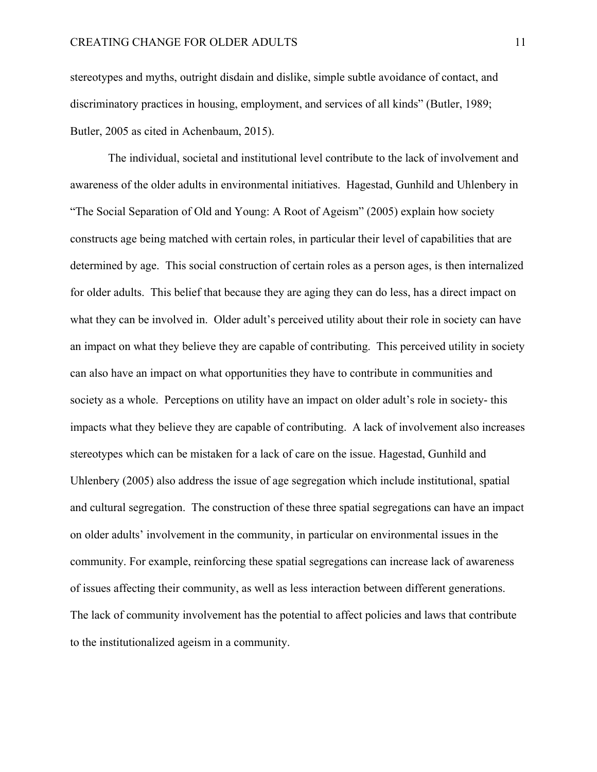stereotypes and myths, outright disdain and dislike, simple subtle avoidance of contact, and discriminatory practices in housing, employment, and services of all kinds" (Butler, 1989; Butler, 2005 as cited in Achenbaum, 2015).

The individual, societal and institutional level contribute to the lack of involvement and awareness of the older adults in environmental initiatives. Hagestad, Gunhild and Uhlenbery in "The Social Separation of Old and Young: A Root of Ageism" (2005) explain how society constructs age being matched with certain roles, in particular their level of capabilities that are determined by age. This social construction of certain roles as a person ages, is then internalized for older adults. This belief that because they are aging they can do less, has a direct impact on what they can be involved in. Older adult's perceived utility about their role in society can have an impact on what they believe they are capable of contributing. This perceived utility in society can also have an impact on what opportunities they have to contribute in communities and society as a whole. Perceptions on utility have an impact on older adult's role in society- this impacts what they believe they are capable of contributing. A lack of involvement also increases stereotypes which can be mistaken for a lack of care on the issue. Hagestad, Gunhild and Uhlenbery (2005) also address the issue of age segregation which include institutional, spatial and cultural segregation. The construction of these three spatial segregations can have an impact on older adults' involvement in the community, in particular on environmental issues in the community. For example, reinforcing these spatial segregations can increase lack of awareness of issues affecting their community, as well as less interaction between different generations. The lack of community involvement has the potential to affect policies and laws that contribute to the institutionalized ageism in a community.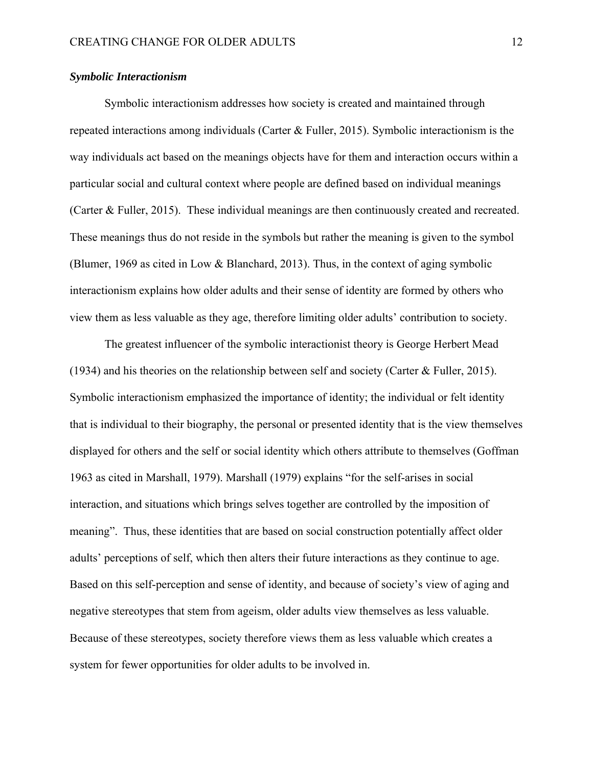### ***Symbolic Interactionism***

Symbolic interactionism addresses how society is created and maintained through repeated interactions among individuals (Carter & Fuller, 2015). Symbolic interactionism is the way individuals act based on the meanings objects have for them and interaction occurs within a particular social and cultural context where people are defined based on individual meanings (Carter & Fuller, 2015). These individual meanings are then continuously created and recreated. These meanings thus do not reside in the symbols but rather the meaning is given to the symbol (Blumer, 1969 as cited in Low & Blanchard, 2013). Thus, in the context of aging symbolic interactionism explains how older adults and their sense of identity are formed by others who view them as less valuable as they age, therefore limiting older adults' contribution to society.

The greatest influencer of the symbolic interactionist theory is George Herbert Mead (1934) and his theories on the relationship between self and society (Carter & Fuller, 2015). Symbolic interactionism emphasized the importance of identity; the individual or felt identity that is individual to their biography, the personal or presented identity that is the view themselves displayed for others and the self or social identity which others attribute to themselves (Goffman 1963 as cited in Marshall, 1979). Marshall (1979) explains "for the self-arises in social interaction, and situations which brings selves together are controlled by the imposition of meaning". Thus, these identities that are based on social construction potentially affect older adults' perceptions of self, which then alters their future interactions as they continue to age. Based on this self-perception and sense of identity, and because of society's view of aging and negative stereotypes that stem from ageism, older adults view themselves as less valuable. Because of these stereotypes, society therefore views them as less valuable which creates a system for fewer opportunities for older adults to be involved in.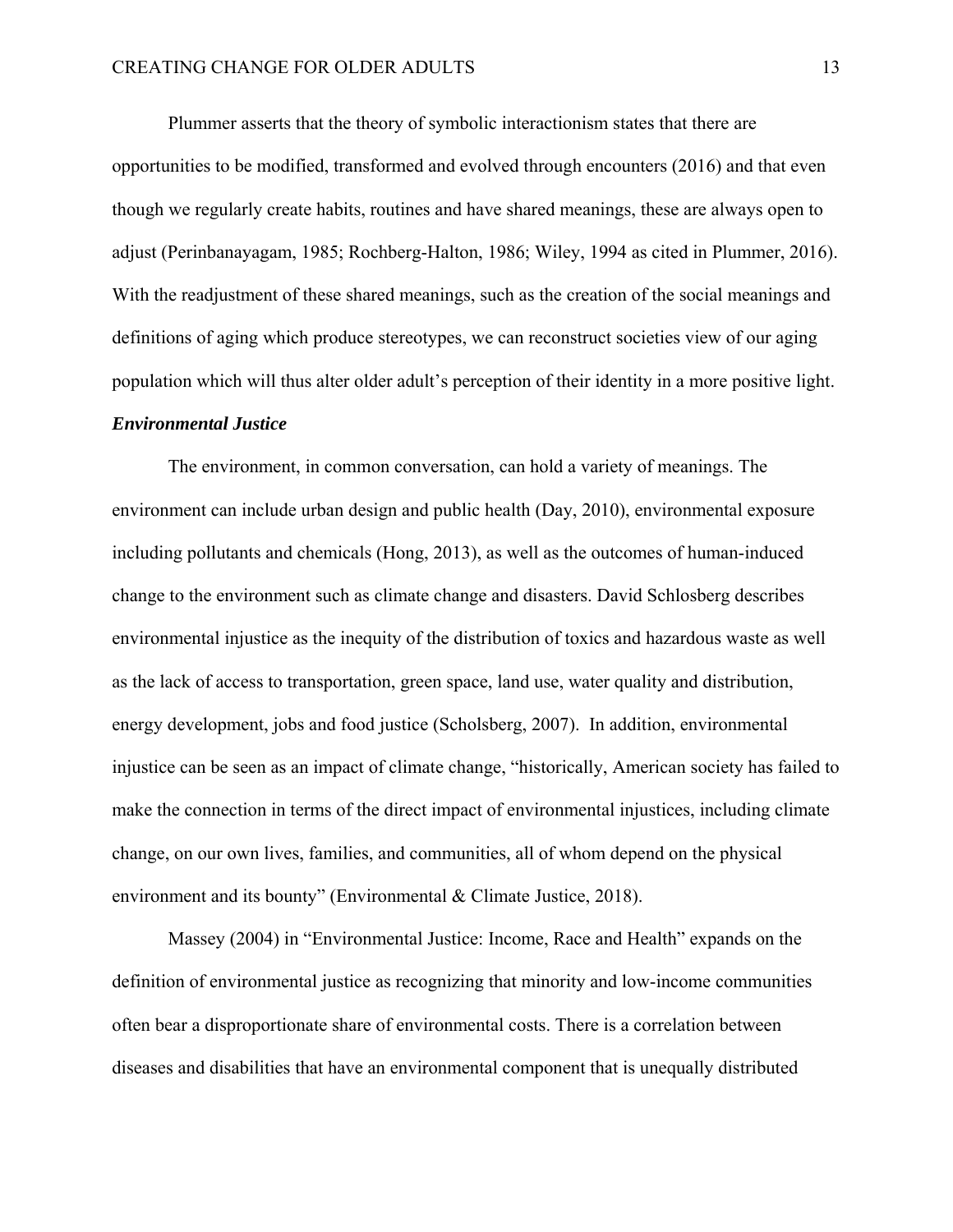Plummer asserts that the theory of symbolic interactionism states that there are opportunities to be modified, transformed and evolved through encounters (2016) and that even though we regularly create habits, routines and have shared meanings, these are always open to adjust (Perinbanayagam, 1985; Rochberg-Halton, 1986; Wiley, 1994 as cited in Plummer, 2016). With the readjustment of these shared meanings, such as the creation of the social meanings and definitions of aging which produce stereotypes, we can reconstruct societies view of our aging population which will thus alter older adult's perception of their identity in a more positive light.

### *Environmental Justice*

The environment, in common conversation, can hold a variety of meanings. The environment can include urban design and public health (Day, 2010), environmental exposure including pollutants and chemicals (Hong, 2013), as well as the outcomes of human-induced change to the environment such as climate change and disasters. David Schlosberg describes environmental injustice as the inequity of the distribution of toxics and hazardous waste as well as the lack of access to transportation, green space, land use, water quality and distribution, energy development, jobs and food justice (Scholsberg, 2007). In addition, environmental injustice can be seen as an impact of climate change, "historically, American society has failed to make the connection in terms of the direct impact of environmental injustices, including climate change, on our own lives, families, and communities, all of whom depend on the physical environment and its bounty" (Environmental & Climate Justice, 2018).

Massey (2004) in "Environmental Justice: Income, Race and Health" expands on the definition of environmental justice as recognizing that minority and low-income communities often bear a disproportionate share of environmental costs. There is a correlation between diseases and disabilities that have an environmental component that is unequally distributed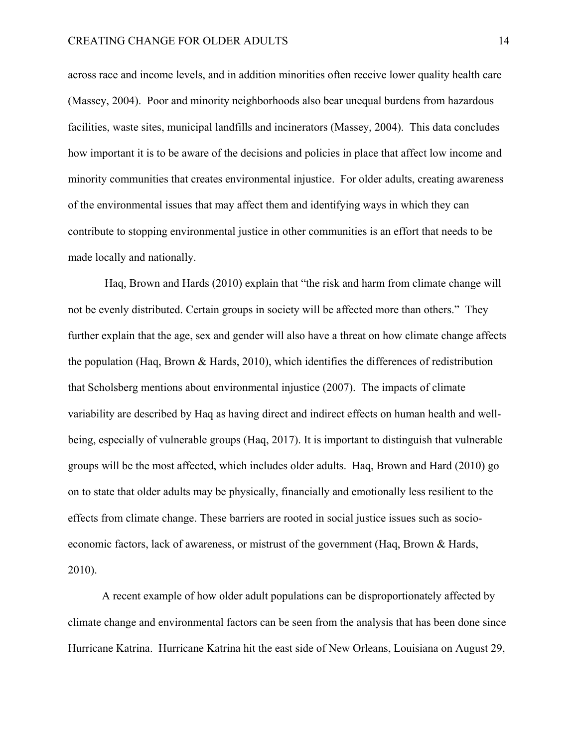across race and income levels, and in addition minorities often receive lower quality health care (Massey, 2004). Poor and minority neighborhoods also bear unequal burdens from hazardous facilities, waste sites, municipal landfills and incinerators (Massey, 2004). This data concludes how important it is to be aware of the decisions and policies in place that affect low income and minority communities that creates environmental injustice. For older adults, creating awareness of the environmental issues that may affect them and identifying ways in which they can contribute to stopping environmental justice in other communities is an effort that needs to be made locally and nationally.

Haq, Brown and Hards (2010) explain that "the risk and harm from climate change will not be evenly distributed. Certain groups in society will be affected more than others." They further explain that the age, sex and gender will also have a threat on how climate change affects the population (Haq, Brown & Hards, 2010), which identifies the differences of redistribution that Scholsberg mentions about environmental injustice (2007). The impacts of climate variability are described by Haq as having direct and indirect effects on human health and well-being, especially of vulnerable groups (Haq, 2017). It is important to distinguish that vulnerable groups will be the most affected, which includes older adults. Haq, Brown and Hard (2010) go on to state that older adults may be physically, financially and emotionally less resilient to the effects from climate change. These barriers are rooted in social justice issues such as socio-economic factors, lack of awareness, or mistrust of the government (Haq, Brown & Hards, 2010).

A recent example of how older adult populations can be disproportionately affected by climate change and environmental factors can be seen from the analysis that has been done since Hurricane Katrina. Hurricane Katrina hit the east side of New Orleans, Louisiana on August 29,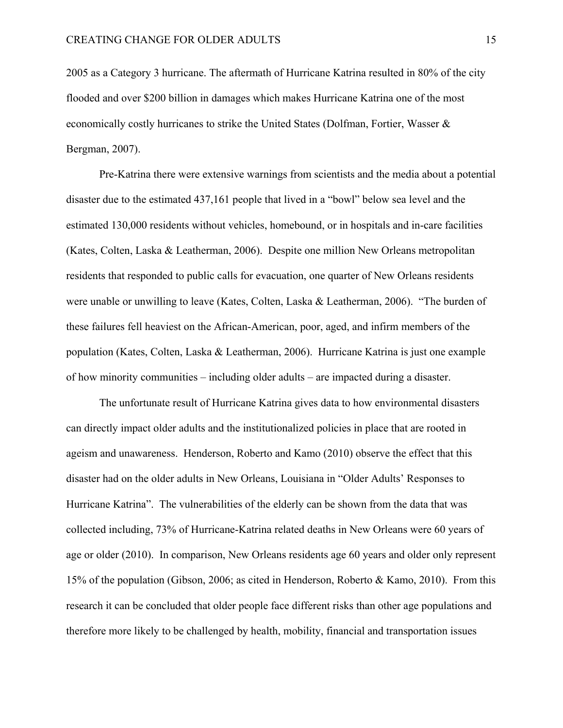2005 as a Category 3 hurricane. The aftermath of Hurricane Katrina resulted in 80% of the city flooded and over $200 billion in damages which makes Hurricane Katrina one of the most economically costly hurricanes to strike the United States (Dolfman, Fortier, Wasser & Bergman, 2007).

Pre-Katrina there were extensive warnings from scientists and the media about a potential disaster due to the estimated 437,161 people that lived in a "bowl" below sea level and the estimated 130,000 residents without vehicles, homebound, or in hospitals and in-care facilities (Kates, Colten, Laska & Leatherman, 2006). Despite one million New Orleans metropolitan residents that responded to public calls for evacuation, one quarter of New Orleans residents were unable or unwilling to leave (Kates, Colten, Laska & Leatherman, 2006). "The burden of these failures fell heaviest on the African-American, poor, aged, and infirm members of the population (Kates, Colten, Laska & Leatherman, 2006). Hurricane Katrina is just one example of how minority communities – including older adults – are impacted during a disaster.

The unfortunate result of Hurricane Katrina gives data to how environmental disasters can directly impact older adults and the institutionalized policies in place that are rooted in ageism and unawareness. Henderson, Roberto and Kamo (2010) observe the effect that this disaster had on the older adults in New Orleans, Louisiana in "Older Adults' Responses to Hurricane Katrina". The vulnerabilities of the elderly can be shown from the data that was collected including, 73% of Hurricane-Katrina related deaths in New Orleans were 60 years of age or older (2010). In comparison, New Orleans residents age 60 years and older only represent 15% of the population (Gibson, 2006; as cited in Henderson, Roberto & Kamo, 2010). From this research it can be concluded that older people face different risks than other age populations and therefore more likely to be challenged by health, mobility, financial and transportation issues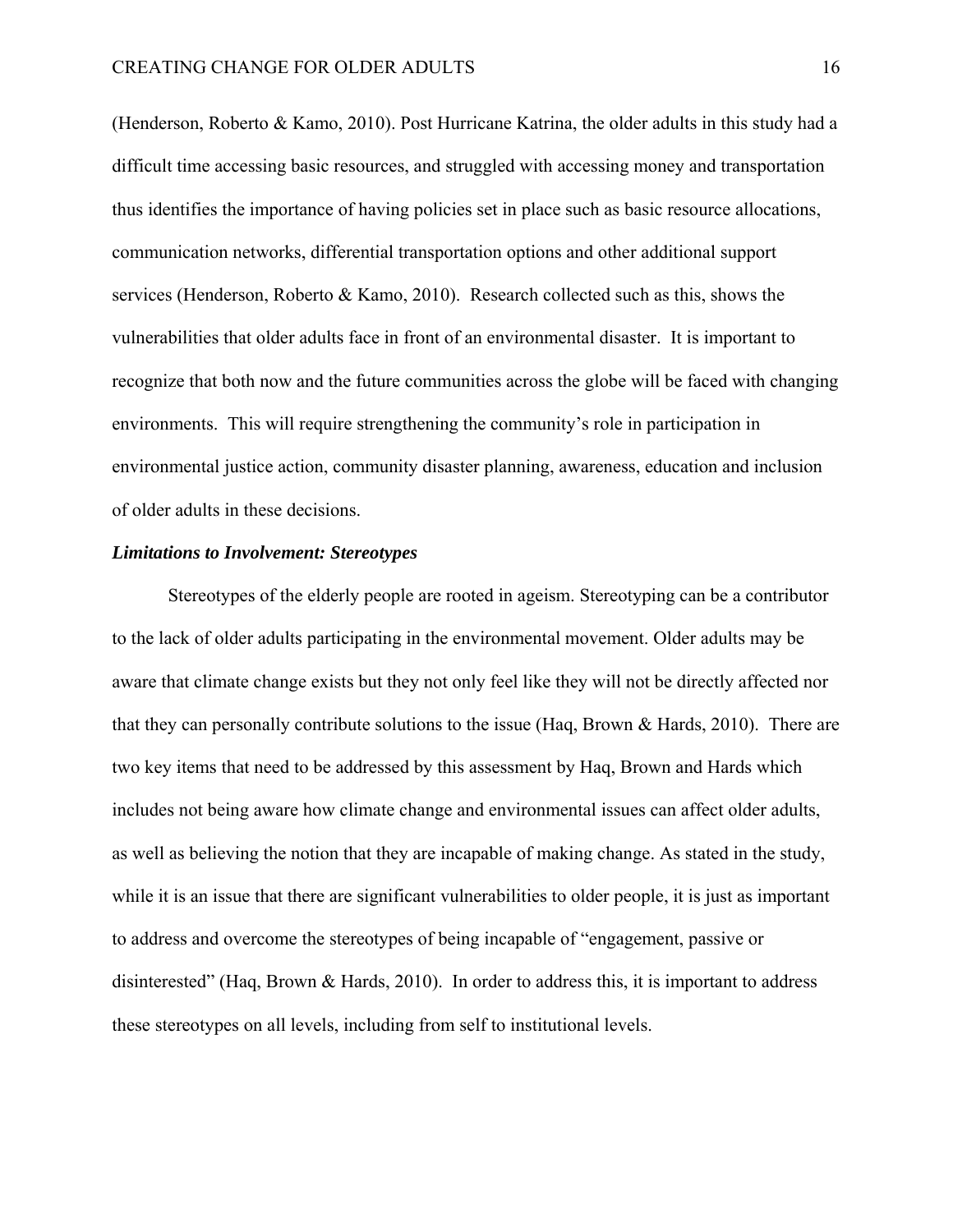(Henderson, Roberto & Kamo, 2010). Post Hurricane Katrina, the older adults in this study had a difficult time accessing basic resources, and struggled with accessing money and transportation thus identifies the importance of having policies set in place such as basic resource allocations, communication networks, differential transportation options and other additional support services (Henderson, Roberto & Kamo, 2010). Research collected such as this, shows the vulnerabilities that older adults face in front of an environmental disaster. It is important to recognize that both now and the future communities across the globe will be faced with changing environments. This will require strengthening the community's role in participation in environmental justice action, community disaster planning, awareness, education and inclusion of older adults in these decisions.

### *Limitations to Involvement: Stereotypes*

Stereotypes of the elderly people are rooted in ageism. Stereotyping can be a contributor to the lack of older adults participating in the environmental movement. Older adults may be aware that climate change exists but they not only feel like they will not be directly affected nor that they can personally contribute solutions to the issue (Haq, Brown & Hards, 2010). There are two key items that need to be addressed by this assessment by Haq, Brown and Hards which includes not being aware how climate change and environmental issues can affect older adults, as well as believing the notion that they are incapable of making change. As stated in the study, while it is an issue that there are significant vulnerabilities to older people, it is just as important to address and overcome the stereotypes of being incapable of "engagement, passive or disinterested" (Haq, Brown & Hards, 2010). In order to address this, it is important to address these stereotypes on all levels, including from self to institutional levels.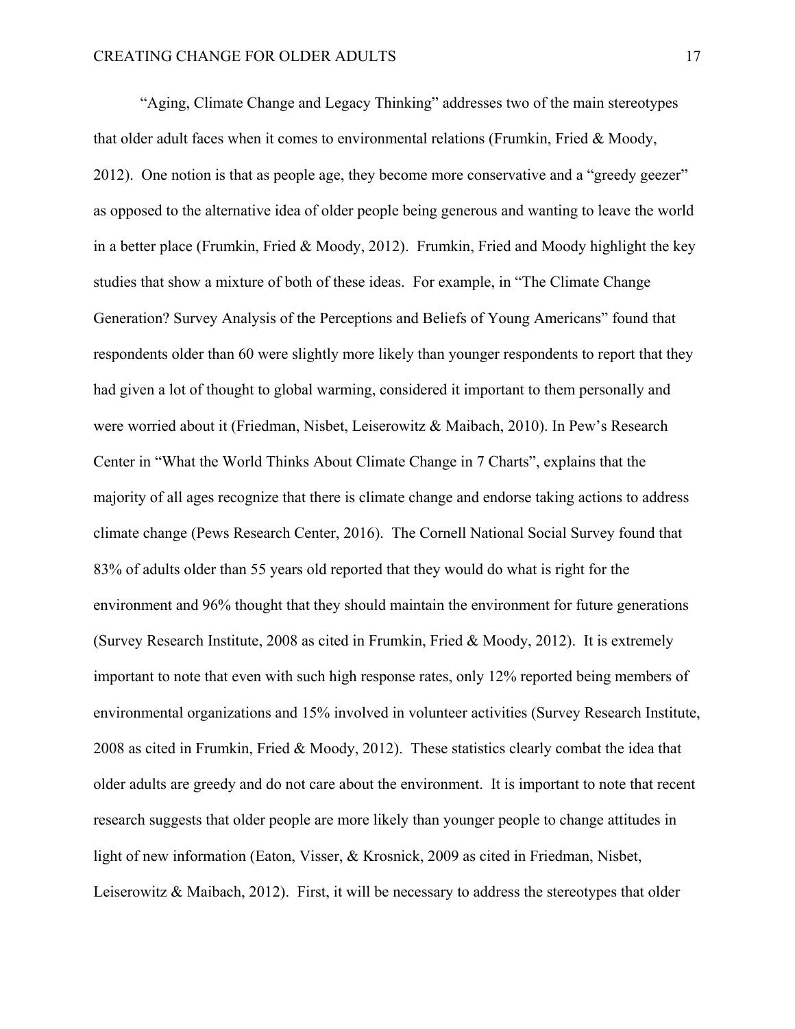"Aging, Climate Change and Legacy Thinking" addresses two of the main stereotypes that older adult faces when it comes to environmental relations (Frumkin, Fried & Moody, 2012). One notion is that as people age, they become more conservative and a "greedy geezer" as opposed to the alternative idea of older people being generous and wanting to leave the world in a better place (Frumkin, Fried & Moody, 2012). Frumkin, Fried and Moody highlight the key studies that show a mixture of both of these ideas. For example, in "The Climate Change Generation? Survey Analysis of the Perceptions and Beliefs of Young Americans" found that respondents older than 60 were slightly more likely than younger respondents to report that they had given a lot of thought to global warming, considered it important to them personally and were worried about it (Friedman, Nisbet, Leiserowitz & Maibach, 2010). In Pew's Research Center in "What the World Thinks About Climate Change in 7 Charts", explains that the majority of all ages recognize that there is climate change and endorse taking actions to address climate change (Pews Research Center, 2016). The Cornell National Social Survey found that 83% of adults older than 55 years old reported that they would do what is right for the environment and 96% thought that they should maintain the environment for future generations (Survey Research Institute, 2008 as cited in Frumkin, Fried & Moody, 2012). It is extremely important to note that even with such high response rates, only 12% reported being members of environmental organizations and 15% involved in volunteer activities (Survey Research Institute, 2008 as cited in Frumkin, Fried & Moody, 2012). These statistics clearly combat the idea that older adults are greedy and do not care about the environment. It is important to note that recent research suggests that older people are more likely than younger people to change attitudes in light of new information (Eaton, Visser, & Krosnick, 2009 as cited in Friedman, Nisbet, Leiserowitz & Maibach, 2012). First, it will be necessary to address the stereotypes that older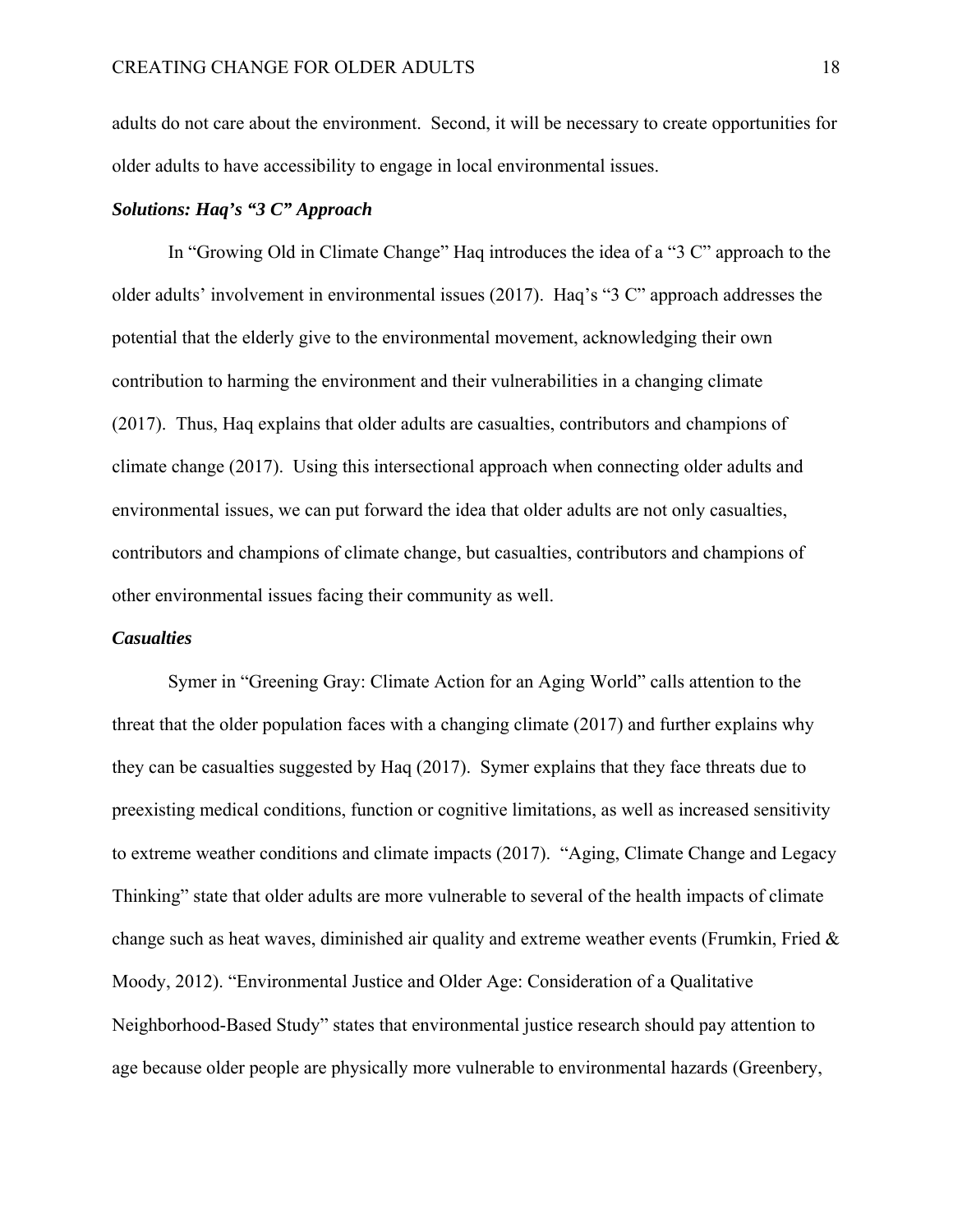adults do not care about the environment. Second, it will be necessary to create opportunities for older adults to have accessibility to engage in local environmental issues.

***Solutions: Haq's "3 C" Approach***

In "Growing Old in Climate Change" Haq introduces the idea of a "3 C" approach to the older adults' involvement in environmental issues (2017). Haq's "3 C" approach addresses the potential that the elderly give to the environmental movement, acknowledging their own contribution to harming the environment and their vulnerabilities in a changing climate (2017). Thus, Haq explains that older adults are casualties, contributors and champions of climate change (2017). Using this intersectional approach when connecting older adults and environmental issues, we can put forward the idea that older adults are not only casualties, contributors and champions of climate change, but casualties, contributors and champions of other environmental issues facing their community as well.

***Casualties***

Symer in "Greening Gray: Climate Action for an Aging World" calls attention to the threat that the older population faces with a changing climate (2017) and further explains why they can be casualties suggested by Haq (2017). Symer explains that they face threats due to preexisting medical conditions, function or cognitive limitations, as well as increased sensitivity to extreme weather conditions and climate impacts (2017). "Aging, Climate Change and Legacy Thinking" state that older adults are more vulnerable to several of the health impacts of climate change such as heat waves, diminished air quality and extreme weather events (Frumkin, Fried & Moody, 2012). "Environmental Justice and Older Age: Consideration of a Qualitative Neighborhood-Based Study" states that environmental justice research should pay attention to age because older people are physically more vulnerable to environmental hazards (Greenbery,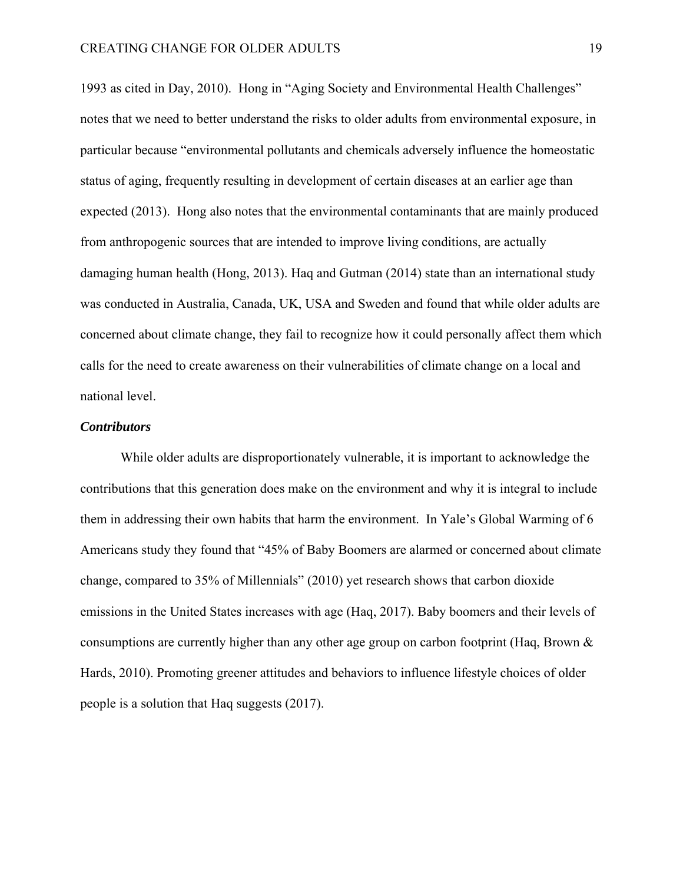1993 as cited in Day, 2010). Hong in "Aging Society and Environmental Health Challenges" notes that we need to better understand the risks to older adults from environmental exposure, in particular because "environmental pollutants and chemicals adversely influence the homeostatic status of aging, frequently resulting in development of certain diseases at an earlier age than expected (2013). Hong also notes that the environmental contaminants that are mainly produced from anthropogenic sources that are intended to improve living conditions, are actually damaging human health (Hong, 2013). Haq and Gutman (2014) state than an international study was conducted in Australia, Canada, UK, USA and Sweden and found that while older adults are concerned about climate change, they fail to recognize how it could personally affect them which calls for the need to create awareness on their vulnerabilities of climate change on a local and national level.

### ***Contributors***

While older adults are disproportionately vulnerable, it is important to acknowledge the contributions that this generation does make on the environment and why it is integral to include them in addressing their own habits that harm the environment. In Yale's Global Warming of 6 Americans study they found that "45% of Baby Boomers are alarmed or concerned about climate change, compared to 35% of Millennials" (2010) yet research shows that carbon dioxide emissions in the United States increases with age (Haq, 2017). Baby boomers and their levels of consumptions are currently higher than any other age group on carbon footprint (Haq, Brown & Hards, 2010). Promoting greener attitudes and behaviors to influence lifestyle choices of older people is a solution that Haq suggests (2017).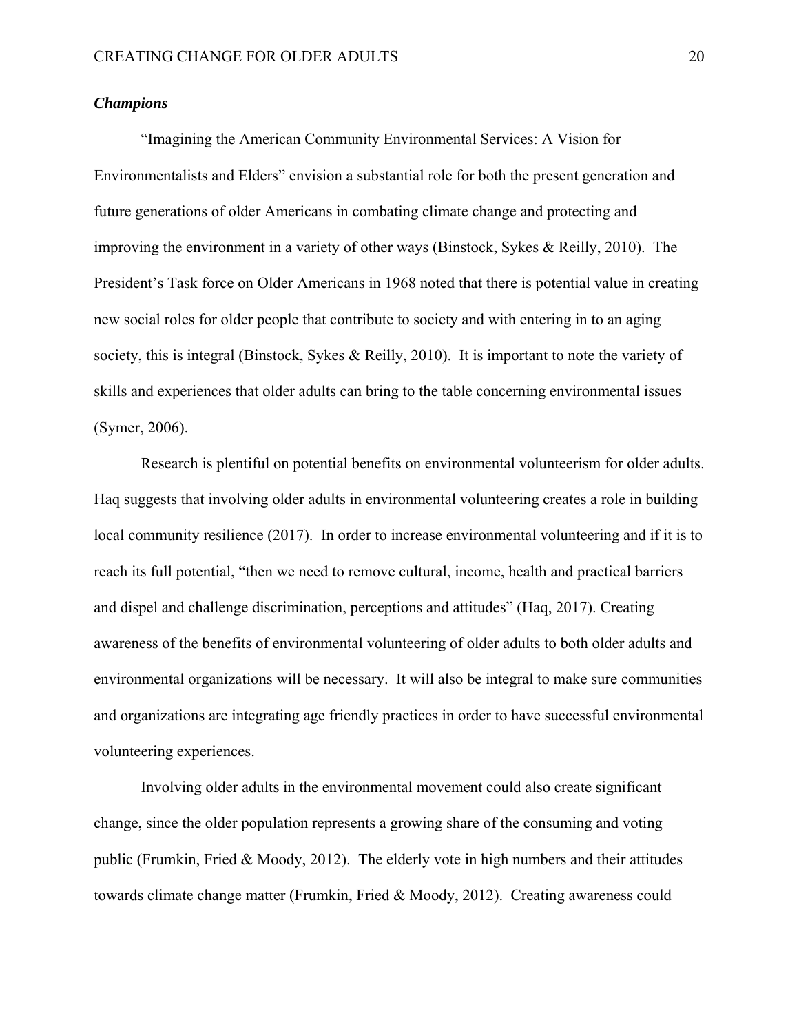### *Champions*

"Imagining the American Community Environmental Services: A Vision for Environmentalists and Elders" envision a substantial role for both the present generation and future generations of older Americans in combating climate change and protecting and improving the environment in a variety of other ways (Binstock, Sykes & Reilly, 2010). The President's Task force on Older Americans in 1968 noted that there is potential value in creating new social roles for older people that contribute to society and with entering in to an aging society, this is integral (Binstock, Sykes & Reilly, 2010). It is important to note the variety of skills and experiences that older adults can bring to the table concerning environmental issues (Symer, 2006).

Research is plentiful on potential benefits on environmental volunteerism for older adults. Haq suggests that involving older adults in environmental volunteering creates a role in building local community resilience (2017). In order to increase environmental volunteering and if it is to reach its full potential, "then we need to remove cultural, income, health and practical barriers and dispel and challenge discrimination, perceptions and attitudes" (Haq, 2017). Creating awareness of the benefits of environmental volunteering of older adults to both older adults and environmental organizations will be necessary. It will also be integral to make sure communities and organizations are integrating age friendly practices in order to have successful environmental volunteering experiences.

Involving older adults in the environmental movement could also create significant change, since the older population represents a growing share of the consuming and voting public (Frumkin, Fried & Moody, 2012). The elderly vote in high numbers and their attitudes towards climate change matter (Frumkin, Fried & Moody, 2012). Creating awareness could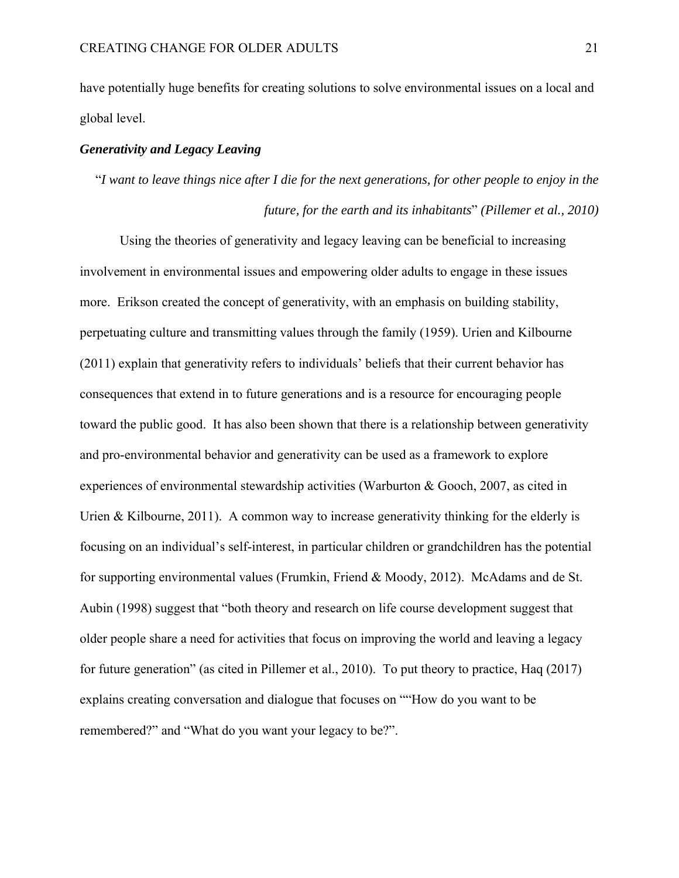have potentially huge benefits for creating solutions to solve environmental issues on a local and global level.

### *Generativity and Legacy Leaving*

"*I want to leave things nice after I die for the next generations, for other people to enjoy in the future, for the earth and its inhabitants*" *(Pillemer et al., 2010)*

Using the theories of generativity and legacy leaving can be beneficial to increasing involvement in environmental issues and empowering older adults to engage in these issues more. Erikson created the concept of generativity, with an emphasis on building stability, perpetuating culture and transmitting values through the family (1959). Urien and Kilbourne (2011) explain that generativity refers to individuals' beliefs that their current behavior has consequences that extend in to future generations and is a resource for encouraging people toward the public good. It has also been shown that there is a relationship between generativity and pro-environmental behavior and generativity can be used as a framework to explore experiences of environmental stewardship activities (Warburton & Gooch, 2007, as cited in Urien & Kilbourne, 2011). A common way to increase generativity thinking for the elderly is focusing on an individual's self-interest, in particular children or grandchildren has the potential for supporting environmental values (Frumkin, Friend & Moody, 2012). McAdams and de St. Aubin (1998) suggest that "both theory and research on life course development suggest that older people share a need for activities that focus on improving the world and leaving a legacy for future generation" (as cited in Pillemer et al., 2010). To put theory to practice, Haq (2017) explains creating conversation and dialogue that focuses on ""How do you want to be remembered?" and "What do you want your legacy to be?".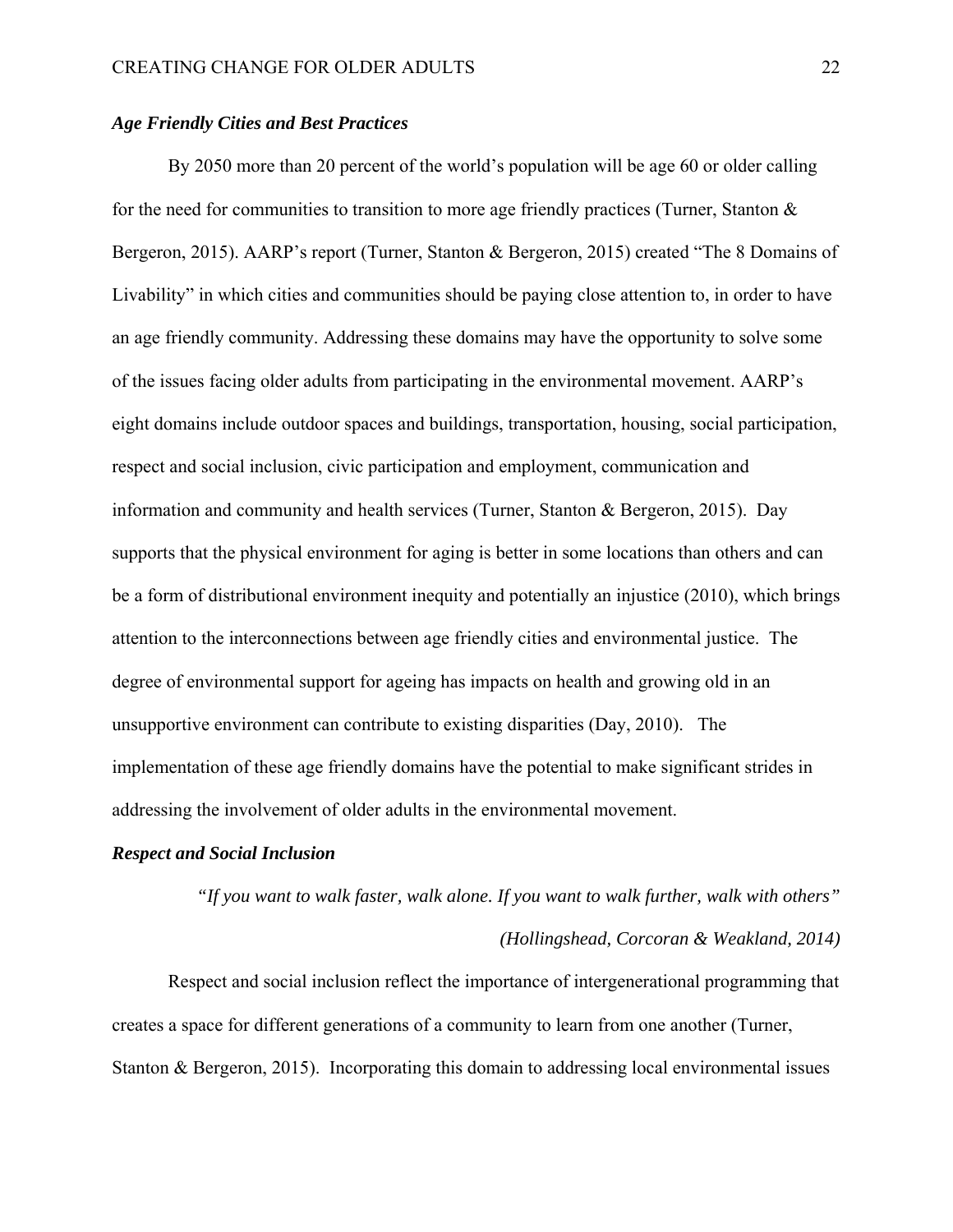***Age Friendly Cities and Best Practices***

By 2050 more than 20 percent of the world's population will be age 60 or older calling for the need for communities to transition to more age friendly practices (Turner, Stanton & Bergeron, 2015). AARP's report (Turner, Stanton & Bergeron, 2015) created "The 8 Domains of Livability" in which cities and communities should be paying close attention to, in order to have an age friendly community. Addressing these domains may have the opportunity to solve some of the issues facing older adults from participating in the environmental movement. AARP's eight domains include outdoor spaces and buildings, transportation, housing, social participation, respect and social inclusion, civic participation and employment, communication and information and community and health services (Turner, Stanton & Bergeron, 2015). Day supports that the physical environment for aging is better in some locations than others and can be a form of distributional environment inequity and potentially an injustice (2010), which brings attention to the interconnections between age friendly cities and environmental justice. The degree of environmental support for ageing has impacts on health and growing old in an unsupportive environment can contribute to existing disparities (Day, 2010). The implementation of these age friendly domains have the potential to make significant strides in addressing the involvement of older adults in the environmental movement.

***Respect and Social Inclusion***

*"If you want to walk faster, walk alone. If you want to walk further, walk with others"*

*(Hollingshead, Corcoran & Weakland, 2014)*

Respect and social inclusion reflect the importance of intergenerational programming that creates a space for different generations of a community to learn from one another (Turner, Stanton & Bergeron, 2015). Incorporating this domain to addressing local environmental issues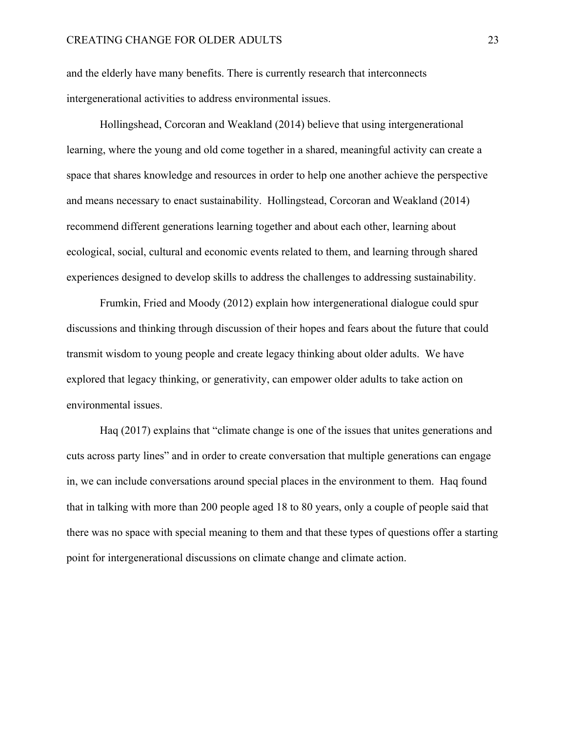and the elderly have many benefits. There is currently research that interconnects intergenerational activities to address environmental issues.

Hollingshead, Corcoran and Weakland (2014) believe that using intergenerational learning, where the young and old come together in a shared, meaningful activity can create a space that shares knowledge and resources in order to help one another achieve the perspective and means necessary to enact sustainability. Hollingstead, Corcoran and Weakland (2014) recommend different generations learning together and about each other, learning about ecological, social, cultural and economic events related to them, and learning through shared experiences designed to develop skills to address the challenges to addressing sustainability.

Frumkin, Fried and Moody (2012) explain how intergenerational dialogue could spur discussions and thinking through discussion of their hopes and fears about the future that could transmit wisdom to young people and create legacy thinking about older adults. We have explored that legacy thinking, or generativity, can empower older adults to take action on environmental issues.

Haq (2017) explains that "climate change is one of the issues that unites generations and cuts across party lines" and in order to create conversation that multiple generations can engage in, we can include conversations around special places in the environment to them. Haq found that in talking with more than 200 people aged 18 to 80 years, only a couple of people said that there was no space with special meaning to them and that these types of questions offer a starting point for intergenerational discussions on climate change and climate action.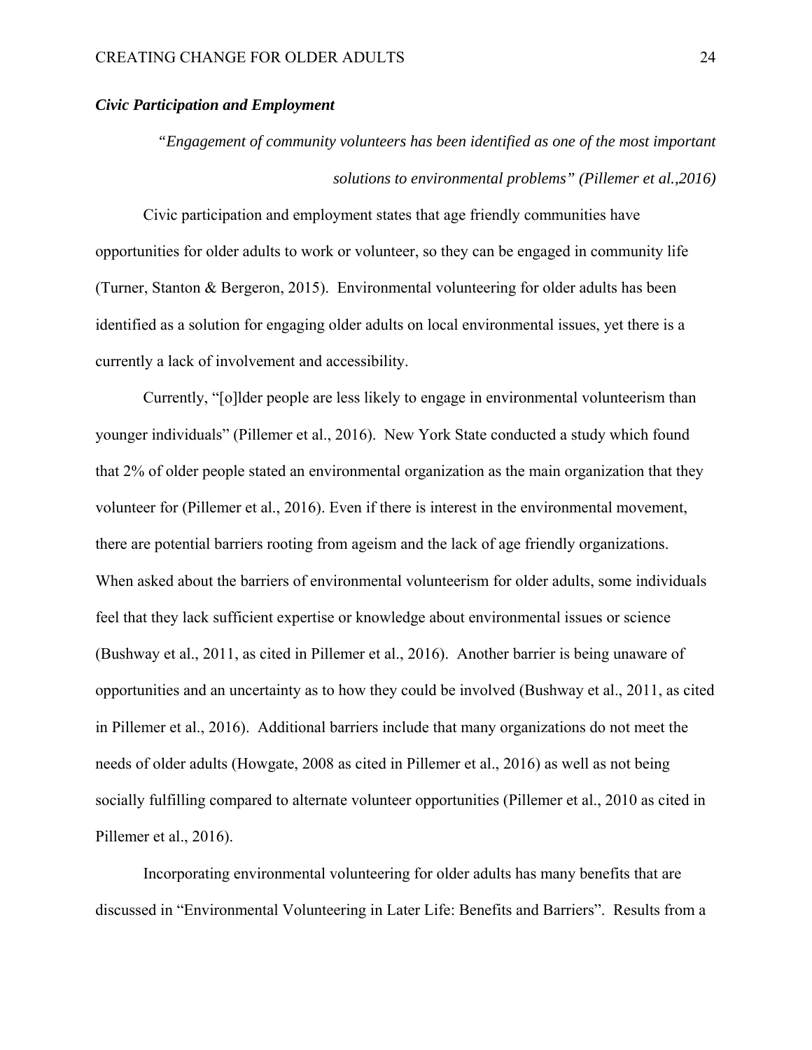### *Civic Participation and Employment*

*"Engagement of community volunteers has been identified as one of the most important solutions to environmental problems" (Pillemer et al.,2016)*

Civic participation and employment states that age friendly communities have opportunities for older adults to work or volunteer, so they can be engaged in community life (Turner, Stanton & Bergeron, 2015). Environmental volunteering for older adults has been identified as a solution for engaging older adults on local environmental issues, yet there is a currently a lack of involvement and accessibility.

Currently, "[o]lder people are less likely to engage in environmental volunteerism than younger individuals" (Pillemer et al., 2016). New York State conducted a study which found that 2% of older people stated an environmental organization as the main organization that they volunteer for (Pillemer et al., 2016). Even if there is interest in the environmental movement, there are potential barriers rooting from ageism and the lack of age friendly organizations. When asked about the barriers of environmental volunteerism for older adults, some individuals feel that they lack sufficient expertise or knowledge about environmental issues or science (Bushway et al., 2011, as cited in Pillemer et al., 2016). Another barrier is being unaware of opportunities and an uncertainty as to how they could be involved (Bushway et al., 2011, as cited in Pillemer et al., 2016). Additional barriers include that many organizations do not meet the needs of older adults (Howgate, 2008 as cited in Pillemer et al., 2016) as well as not being socially fulfilling compared to alternate volunteer opportunities (Pillemer et al., 2010 as cited in Pillemer et al., 2016).

Incorporating environmental volunteering for older adults has many benefits that are discussed in "Environmental Volunteering in Later Life: Benefits and Barriers". Results from a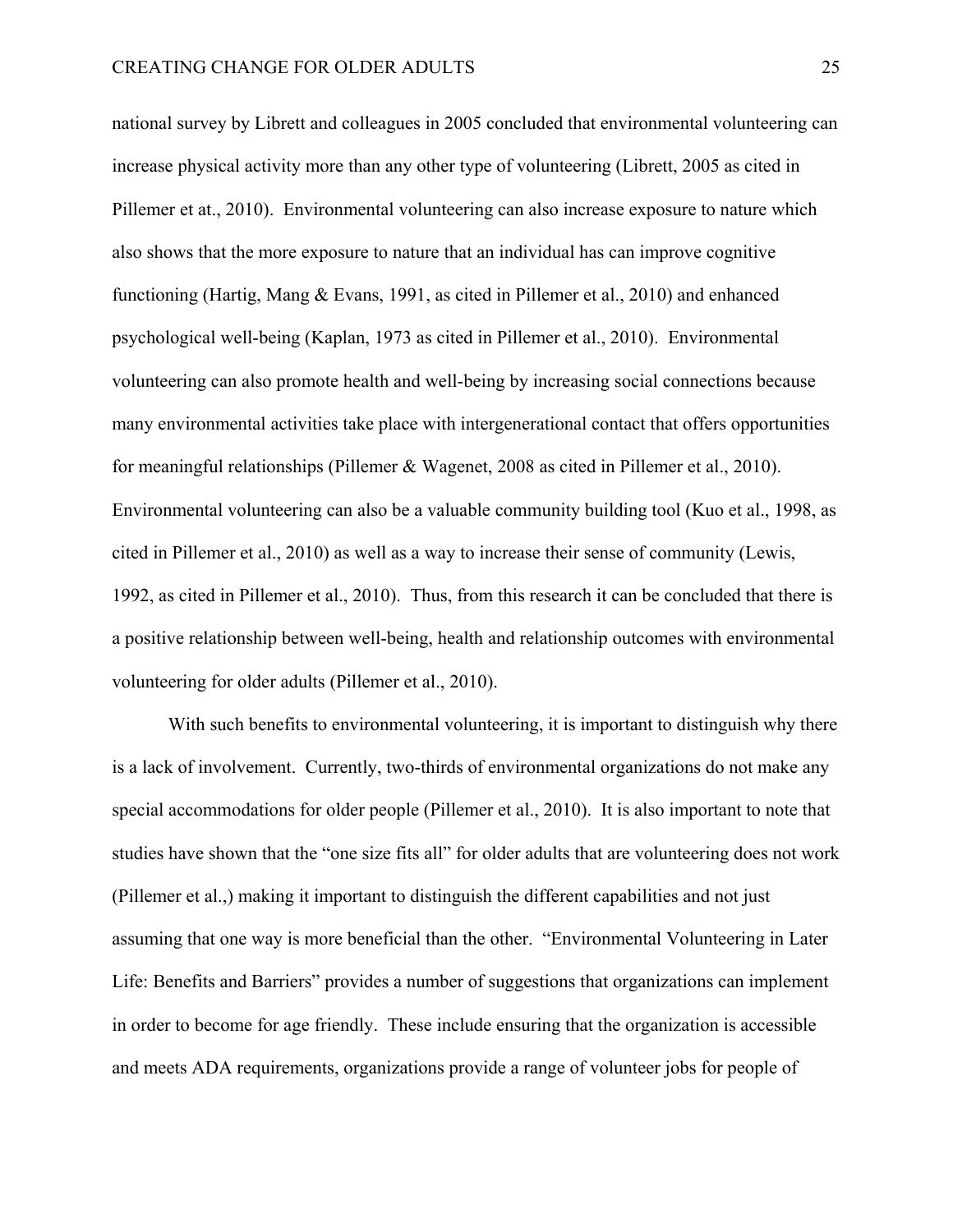national survey by Librett and colleagues in 2005 concluded that environmental volunteering can increase physical activity more than any other type of volunteering (Librett, 2005 as cited in Pillemer et at., 2010). Environmental volunteering can also increase exposure to nature which also shows that the more exposure to nature that an individual has can improve cognitive functioning (Hartig, Mang & Evans, 1991, as cited in Pillemer et al., 2010) and enhanced psychological well-being (Kaplan, 1973 as cited in Pillemer et al., 2010). Environmental volunteering can also promote health and well-being by increasing social connections because many environmental activities take place with intergenerational contact that offers opportunities for meaningful relationships (Pillemer & Wagenet, 2008 as cited in Pillemer et al., 2010). Environmental volunteering can also be a valuable community building tool (Kuo et al., 1998, as cited in Pillemer et al., 2010) as well as a way to increase their sense of community (Lewis, 1992, as cited in Pillemer et al., 2010). Thus, from this research it can be concluded that there is a positive relationship between well-being, health and relationship outcomes with environmental volunteering for older adults (Pillemer et al., 2010).

With such benefits to environmental volunteering, it is important to distinguish why there is a lack of involvement. Currently, two-thirds of environmental organizations do not make any special accommodations for older people (Pillemer et al., 2010). It is also important to note that studies have shown that the "one size fits all" for older adults that are volunteering does not work (Pillemer et al.,) making it important to distinguish the different capabilities and not just assuming that one way is more beneficial than the other. "Environmental Volunteering in Later Life: Benefits and Barriers" provides a number of suggestions that organizations can implement in order to become for age friendly. These include ensuring that the organization is accessible and meets ADA requirements, organizations provide a range of volunteer jobs for people of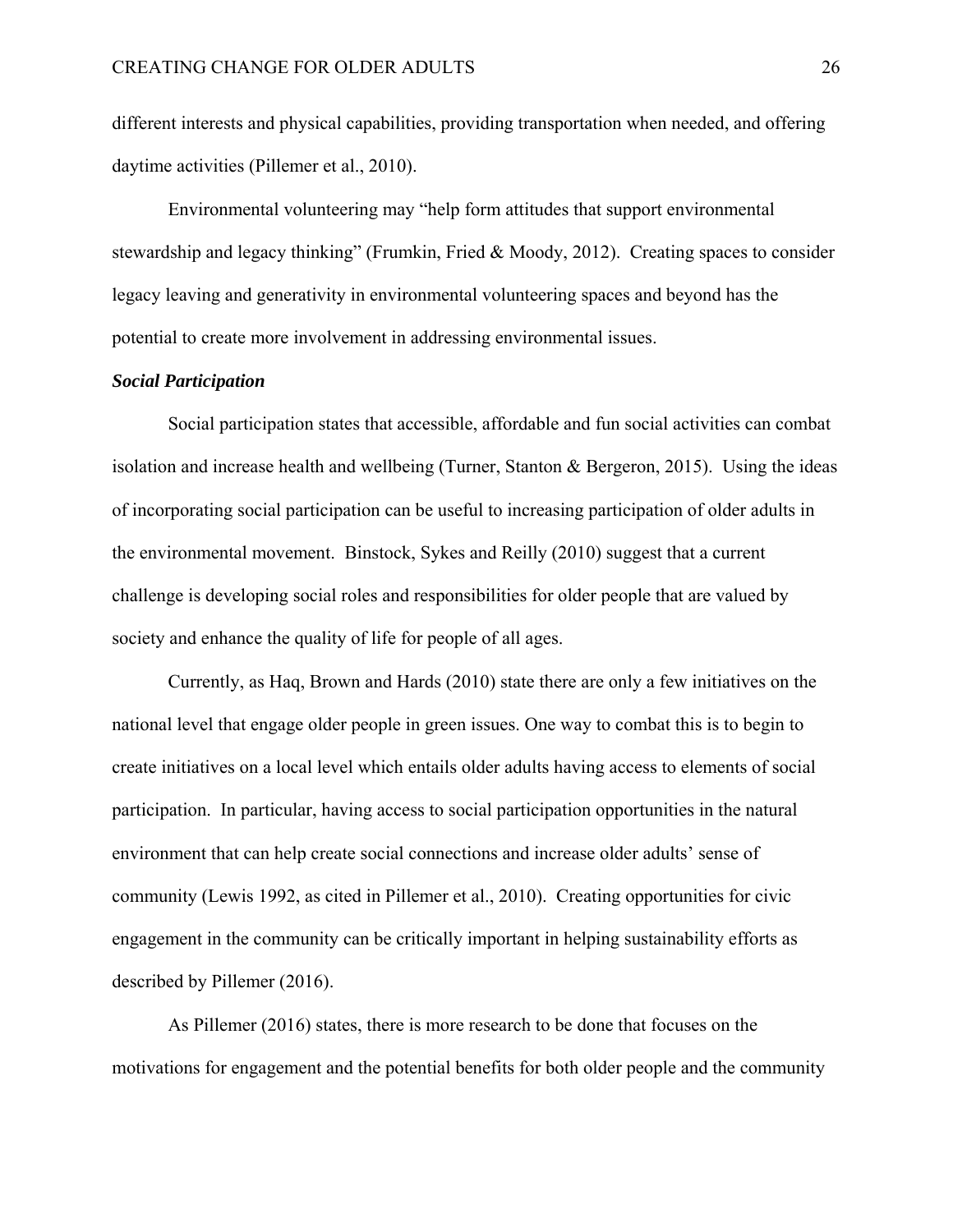different interests and physical capabilities, providing transportation when needed, and offering daytime activities (Pillemer et al., 2010).

Environmental volunteering may "help form attitudes that support environmental stewardship and legacy thinking" (Frumkin, Fried & Moody, 2012). Creating spaces to consider legacy leaving and generativity in environmental volunteering spaces and beyond has the potential to create more involvement in addressing environmental issues.

***Social Participation***

Social participation states that accessible, affordable and fun social activities can combat isolation and increase health and wellbeing (Turner, Stanton & Bergeron, 2015). Using the ideas of incorporating social participation can be useful to increasing participation of older adults in the environmental movement. Binstock, Sykes and Reilly (2010) suggest that a current challenge is developing social roles and responsibilities for older people that are valued by society and enhance the quality of life for people of all ages.

Currently, as Haq, Brown and Hards (2010) state there are only a few initiatives on the national level that engage older people in green issues. One way to combat this is to begin to create initiatives on a local level which entails older adults having access to elements of social participation. In particular, having access to social participation opportunities in the natural environment that can help create social connections and increase older adults' sense of community (Lewis 1992, as cited in Pillemer et al., 2010). Creating opportunities for civic engagement in the community can be critically important in helping sustainability efforts as described by Pillemer (2016).

As Pillemer (2016) states, there is more research to be done that focuses on the motivations for engagement and the potential benefits for both older people and the community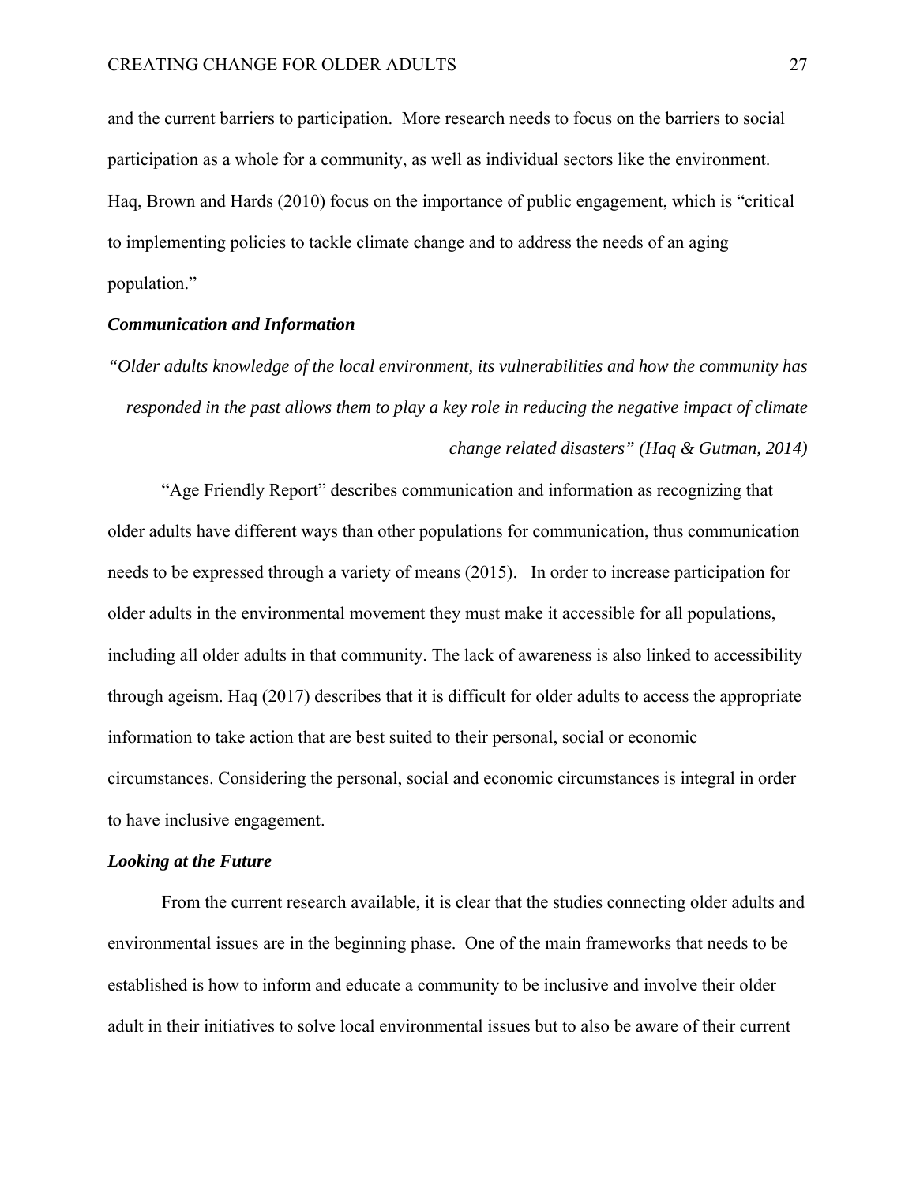and the current barriers to participation. More research needs to focus on the barriers to social participation as a whole for a community, as well as individual sectors like the environment. Haq, Brown and Hards (2010) focus on the importance of public engagement, which is "critical to implementing policies to tackle climate change and to address the needs of an aging population."

### *Communication and Information*

*"Older adults knowledge of the local environment, its vulnerabilities and how the community has responded in the past allows them to play a key role in reducing the negative impact of climate change related disasters" (Haq & Gutman, 2014)*

"Age Friendly Report" describes communication and information as recognizing that older adults have different ways than other populations for communication, thus communication needs to be expressed through a variety of means (2015). In order to increase participation for older adults in the environmental movement they must make it accessible for all populations, including all older adults in that community. The lack of awareness is also linked to accessibility through ageism. Haq (2017) describes that it is difficult for older adults to access the appropriate information to take action that are best suited to their personal, social or economic circumstances. Considering the personal, social and economic circumstances is integral in order to have inclusive engagement.

### *Looking at the Future*

From the current research available, it is clear that the studies connecting older adults and environmental issues are in the beginning phase. One of the main frameworks that needs to be established is how to inform and educate a community to be inclusive and involve their older adult in their initiatives to solve local environmental issues but to also be aware of their current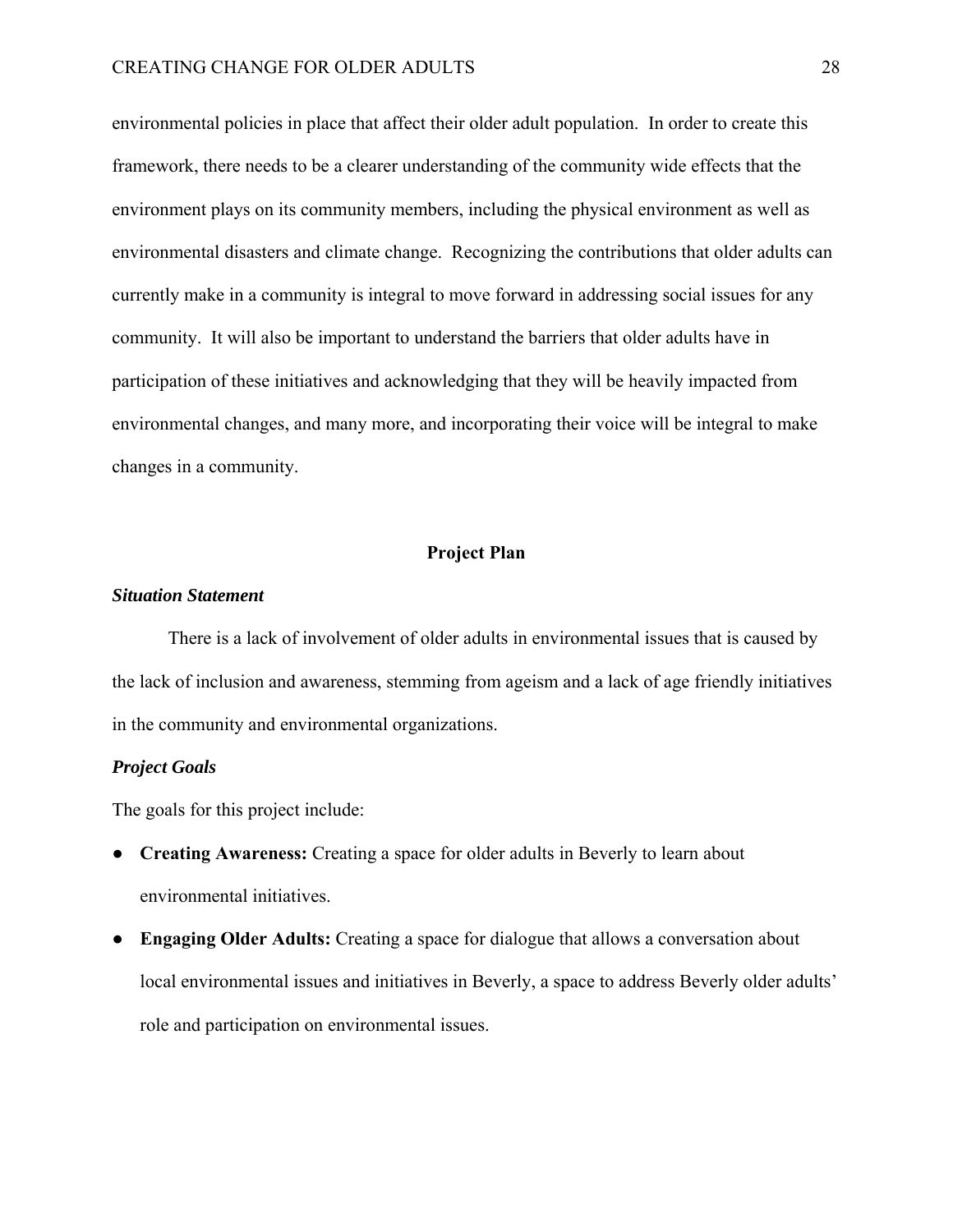environmental policies in place that affect their older adult population. In order to create this framework, there needs to be a clearer understanding of the community wide effects that the environment plays on its community members, including the physical environment as well as environmental disasters and climate change. Recognizing the contributions that older adults can currently make in a community is integral to move forward in addressing social issues for any community. It will also be important to understand the barriers that older adults have in participation of these initiatives and acknowledging that they will be heavily impacted from environmental changes, and many more, and incorporating their voice will be integral to make changes in a community.

## Project Plan

### *Situation Statement*

There is a lack of involvement of older adults in environmental issues that is caused by the lack of inclusion and awareness, stemming from ageism and a lack of age friendly initiatives in the community and environmental organizations.

### *Project Goals*

The goals for this project include:

- **Creating Awareness:** Creating a space for older adults in Beverly to learn about environmental initiatives.
- **Engaging Older Adults:** Creating a space for dialogue that allows a conversation about local environmental issues and initiatives in Beverly, a space to address Beverly older adults' role and participation on environmental issues.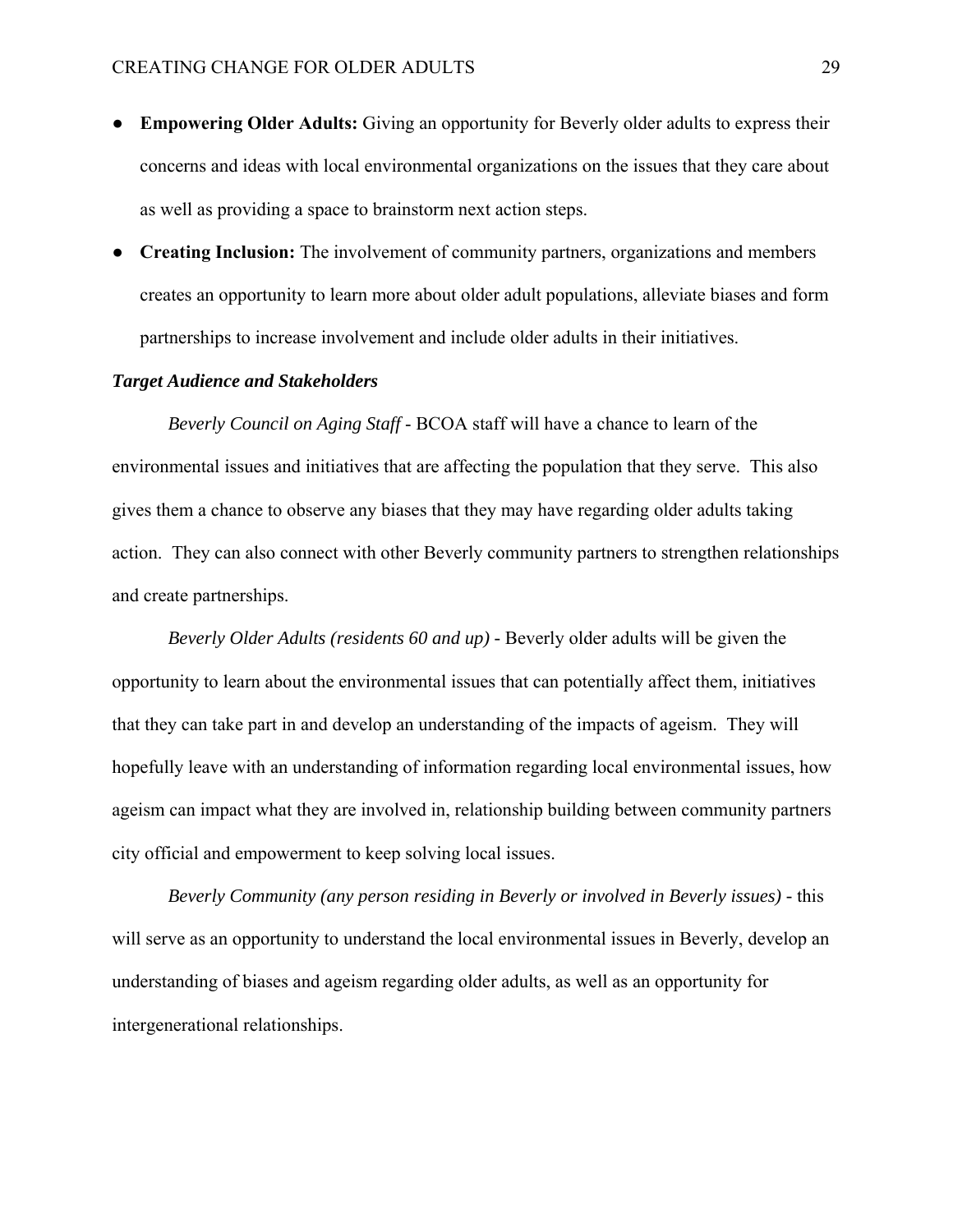- **Empowering Older Adults:** Giving an opportunity for Beverly older adults to express their concerns and ideas with local environmental organizations on the issues that they care about as well as providing a space to brainstorm next action steps.
- **Creating Inclusion:** The involvement of community partners, organizations and members creates an opportunity to learn more about older adult populations, alleviate biases and form partnerships to increase involvement and include older adults in their initiatives.

***Target Audience and Stakeholders***

*Beverly Council on Aging Staff* - BCOA staff will have a chance to learn of the environmental issues and initiatives that are affecting the population that they serve. This also gives them a chance to observe any biases that they may have regarding older adults taking action. They can also connect with other Beverly community partners to strengthen relationships and create partnerships.

*Beverly Older Adults (residents 60 and up)* - Beverly older adults will be given the opportunity to learn about the environmental issues that can potentially affect them, initiatives that they can take part in and develop an understanding of the impacts of ageism. They will hopefully leave with an understanding of information regarding local environmental issues, how ageism can impact what they are involved in, relationship building between community partners city official and empowerment to keep solving local issues.

*Beverly Community (any person residing in Beverly or involved in Beverly issues)* - this will serve as an opportunity to understand the local environmental issues in Beverly, develop an understanding of biases and ageism regarding older adults, as well as an opportunity for intergenerational relationships.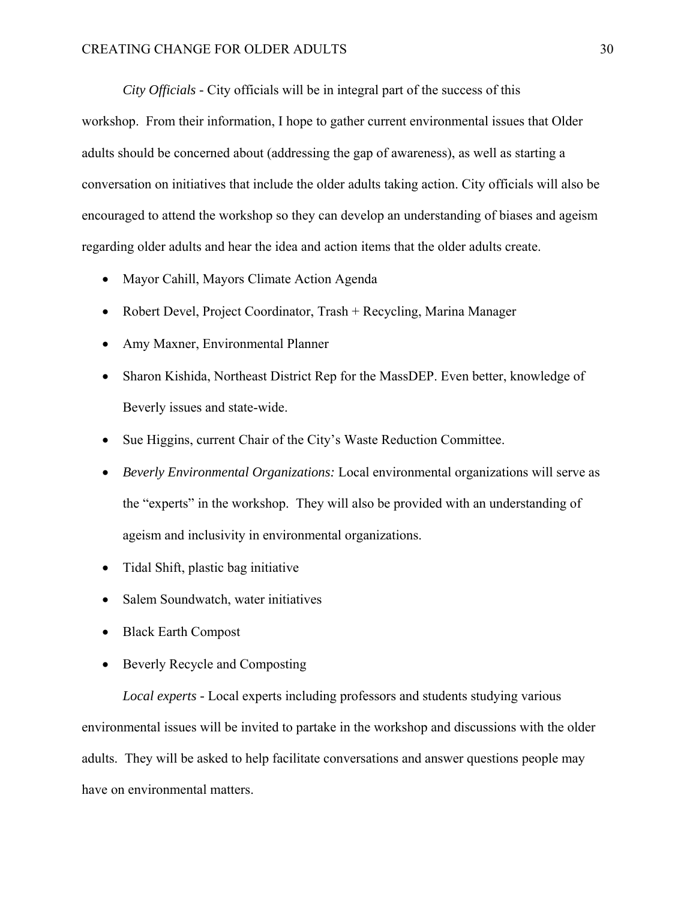*City Officials* - City officials will be in integral part of the success of this workshop. From their information, I hope to gather current environmental issues that Older adults should be concerned about (addressing the gap of awareness), as well as starting a conversation on initiatives that include the older adults taking action. City officials will also be encouraged to attend the workshop so they can develop an understanding of biases and ageism regarding older adults and hear the idea and action items that the older adults create.

- Mayor Cahill, Mayors Climate Action Agenda
- Robert Devel, Project Coordinator, Trash + Recycling, Marina Manager
- Amy Maxner, Environmental Planner
- Sharon Kishida, Northeast District Rep for the MassDEP. Even better, knowledge of Beverly issues and state-wide.
- Sue Higgins, current Chair of the City's Waste Reduction Committee.
- *Beverly Environmental Organizations:* Local environmental organizations will serve as the "experts" in the workshop. They will also be provided with an understanding of ageism and inclusivity in environmental organizations.
- Tidal Shift, plastic bag initiative
- Salem Soundwatch, water initiatives
- Black Earth Compost
- Beverly Recycle and Composting

*Local experts* - Local experts including professors and students studying various environmental issues will be invited to partake in the workshop and discussions with the older adults. They will be asked to help facilitate conversations and answer questions people may have on environmental matters.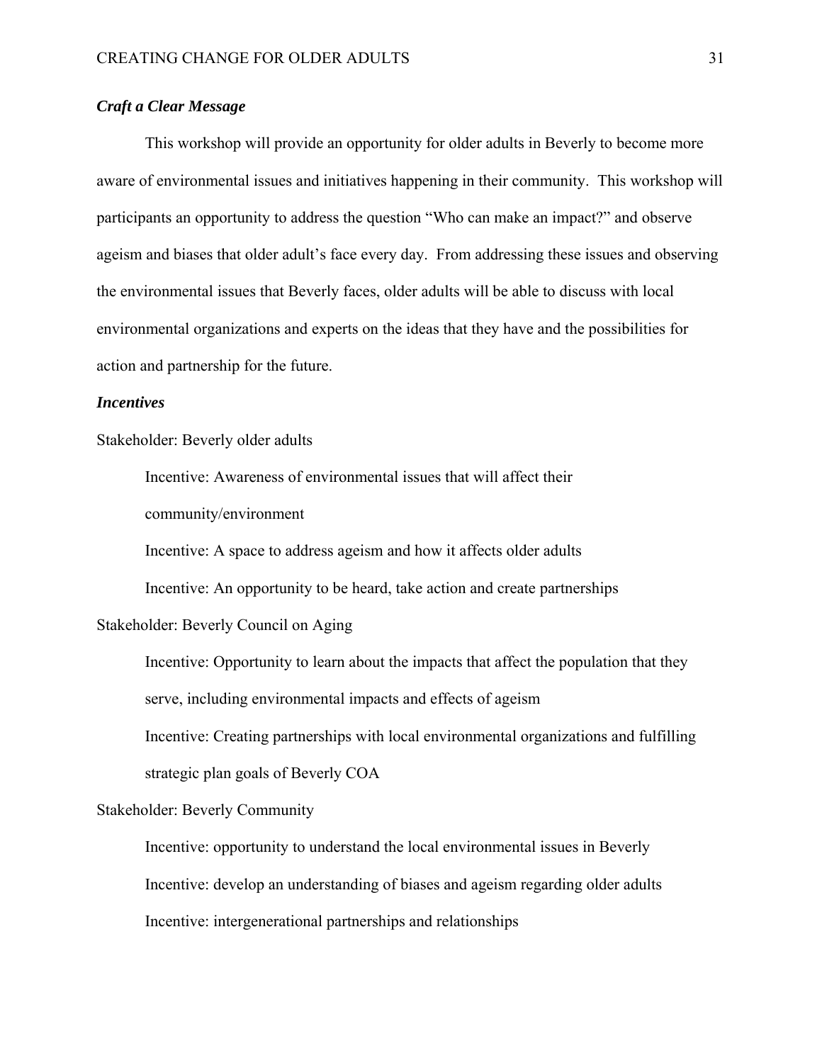### ***Craft a Clear Message***

This workshop will provide an opportunity for older adults in Beverly to become more aware of environmental issues and initiatives happening in their community. This workshop will participants an opportunity to address the question "Who can make an impact?" and observe ageism and biases that older adult's face every day. From addressing these issues and observing the environmental issues that Beverly faces, older adults will be able to discuss with local environmental organizations and experts on the ideas that they have and the possibilities for action and partnership for the future.

### ***Incentives***

Stakeholder: Beverly older adults

> Incentive: Awareness of environmental issues that will affect their community/environment
>
> Incentive: A space to address ageism and how it affects older adults
>
> Incentive: An opportunity to be heard, take action and create partnerships

Stakeholder: Beverly Council on Aging

> Incentive: Opportunity to learn about the impacts that affect the population that they serve, including environmental impacts and effects of ageism
>
> Incentive: Creating partnerships with local environmental organizations and fulfilling strategic plan goals of Beverly COA

Stakeholder: Beverly Community

> Incentive: opportunity to understand the local environmental issues in Beverly
>
> Incentive: develop an understanding of biases and ageism regarding older adults
>
> Incentive: intergenerational partnerships and relationships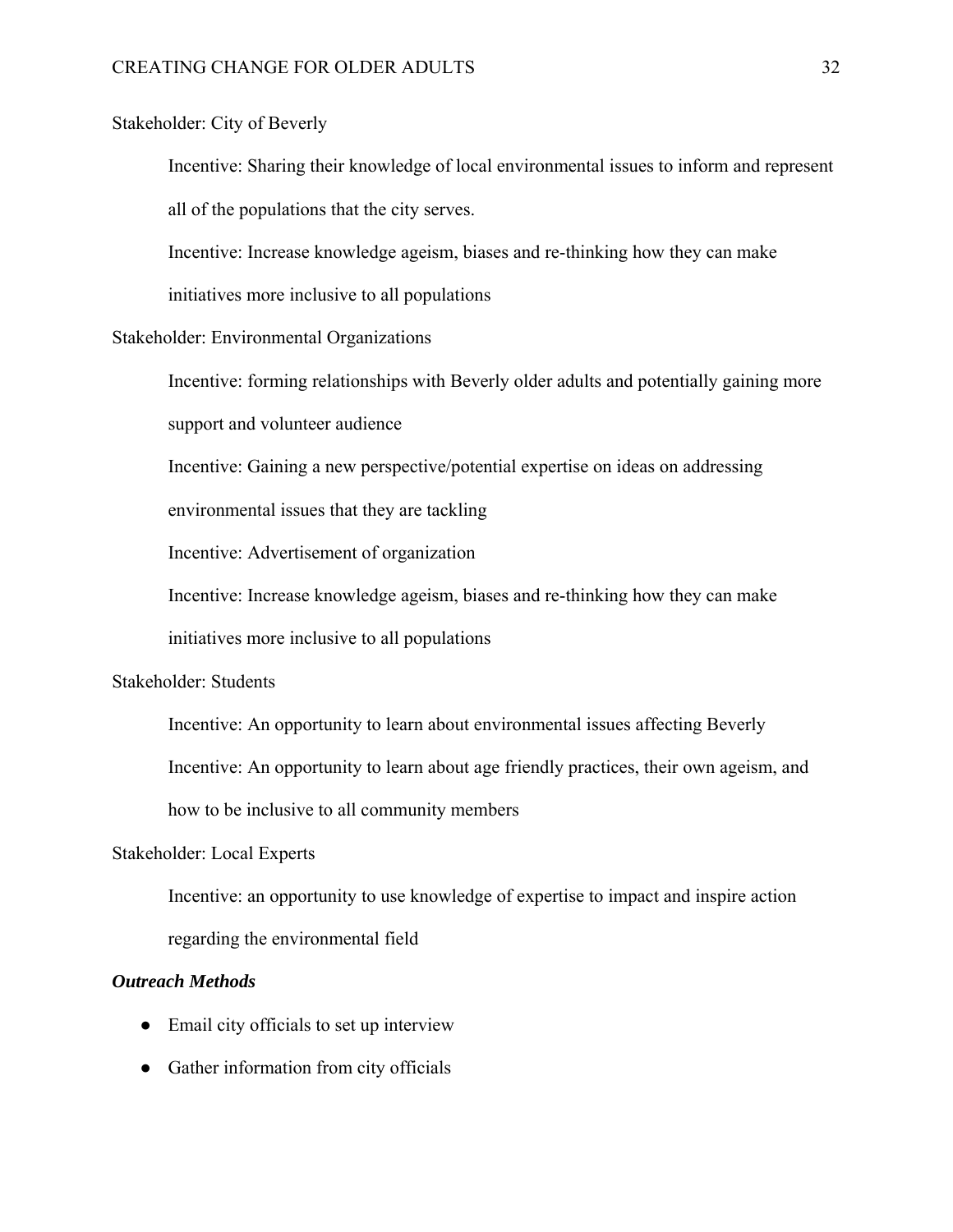Stakeholder: City of Beverly

Incentive: Sharing their knowledge of local environmental issues to inform and represent all of the populations that the city serves.

Incentive: Increase knowledge ageism, biases and re-thinking how they can make initiatives more inclusive to all populations

Stakeholder: Environmental Organizations

Incentive: forming relationships with Beverly older adults and potentially gaining more support and volunteer audience

Incentive: Gaining a new perspective/potential expertise on ideas on addressing environmental issues that they are tackling

Incentive: Advertisement of organization

Incentive: Increase knowledge ageism, biases and re-thinking how they can make initiatives more inclusive to all populations

Stakeholder: Students

Incentive: An opportunity to learn about environmental issues affecting Beverly

Incentive: An opportunity to learn about age friendly practices, their own ageism, and how to be inclusive to all community members

Stakeholder: Local Experts

Incentive: an opportunity to use knowledge of expertise to impact and inspire action regarding the environmental field

***Outreach Methods***

- Email city officials to set up interview
- Gather information from city officials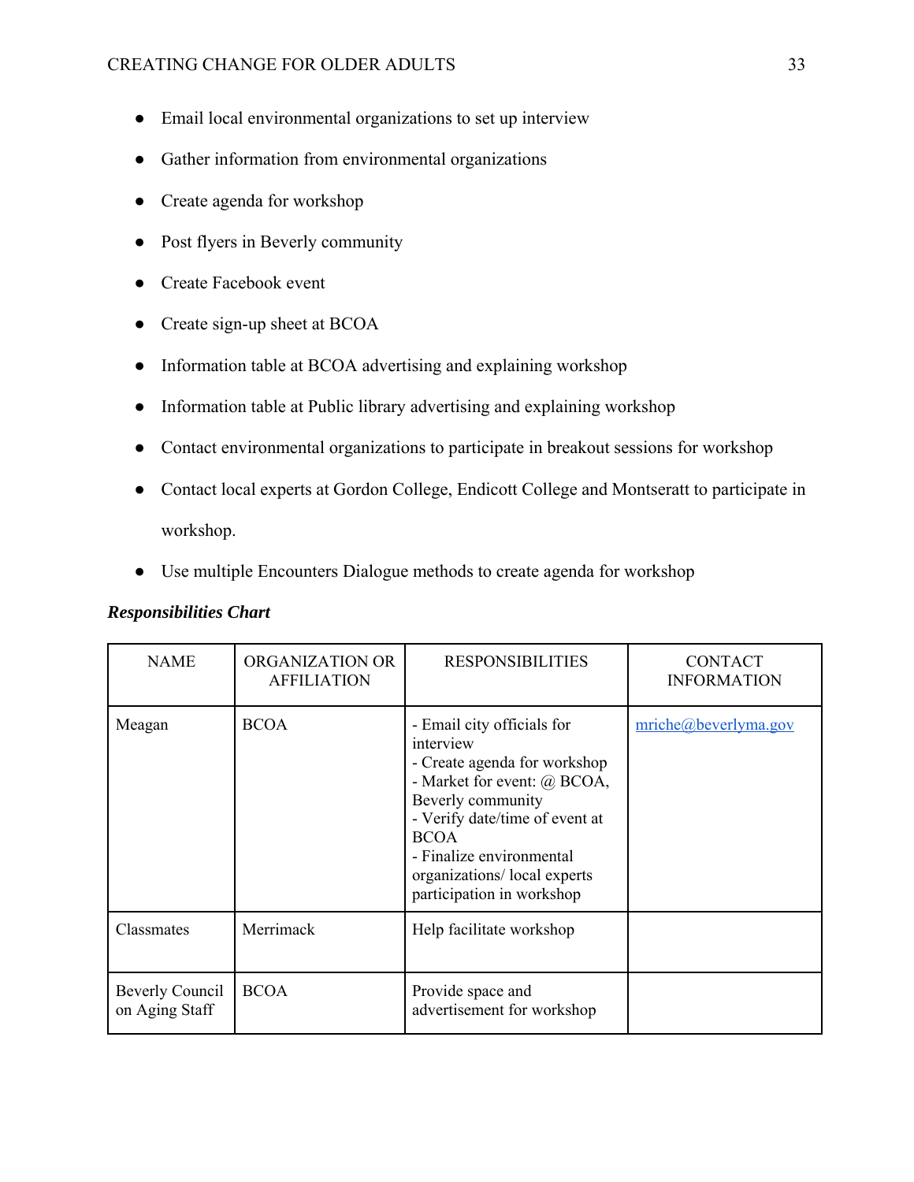- Email local environmental organizations to set up interview
- Gather information from environmental organizations
- Create agenda for workshop
- Post flyers in Beverly community
- Create Facebook event
- Create sign-up sheet at BCOA
- Information table at BCOA advertising and explaining workshop
- Information table at Public library advertising and explaining workshop
- Contact environmental organizations to participate in breakout sessions for workshop
- Contact local experts at Gordon College, Endicott College and Montseratt to participate in workshop.
- Use multiple Encounters Dialogue methods to create agenda for workshop

***Responsibilities Chart***

| NAME | ORGANIZATION OR AFFILIATION | RESPONSIBILITIES | CONTACT INFORMATION |
|---|---|---|---|
| Meagan | BCOA | - Email city officials for interview<br>- Create agenda for workshop<br>- Market for event: @ BCOA, Beverly community<br>- Verify date/time of event at BCOA<br>- Finalize environmental organizations/ local experts participation in workshop | mriche@beverlyma.gov |
| Classmates | Merrimack | Help facilitate workshop | |
| Beverly Council on Aging Staff | BCOA | Provide space and advertisement for workshop | |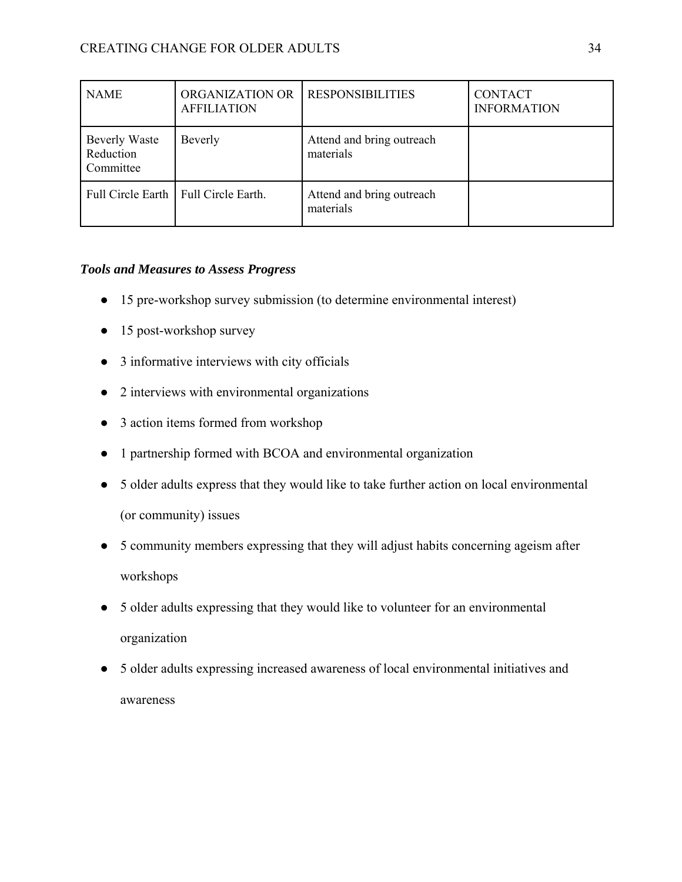| NAME | ORGANIZATION OR AFFILIATION | RESPONSIBILITIES | CONTACT INFORMATION |
|---|---|---|---|
| Beverly Waste Reduction Committee | Beverly | Attend and bring outreach materials | |
| Full Circle Earth | Full Circle Earth. | Attend and bring outreach materials | |

***Tools and Measures to Assess Progress***

- 15 pre-workshop survey submission (to determine environmental interest)
- 15 post-workshop survey
- 3 informative interviews with city officials
- 2 interviews with environmental organizations
- 3 action items formed from workshop
- 1 partnership formed with BCOA and environmental organization
- 5 older adults express that they would like to take further action on local environmental (or community) issues
- 5 community members expressing that they will adjust habits concerning ageism after workshops
- 5 older adults expressing that they would like to volunteer for an environmental organization
- 5 older adults expressing increased awareness of local environmental initiatives and awareness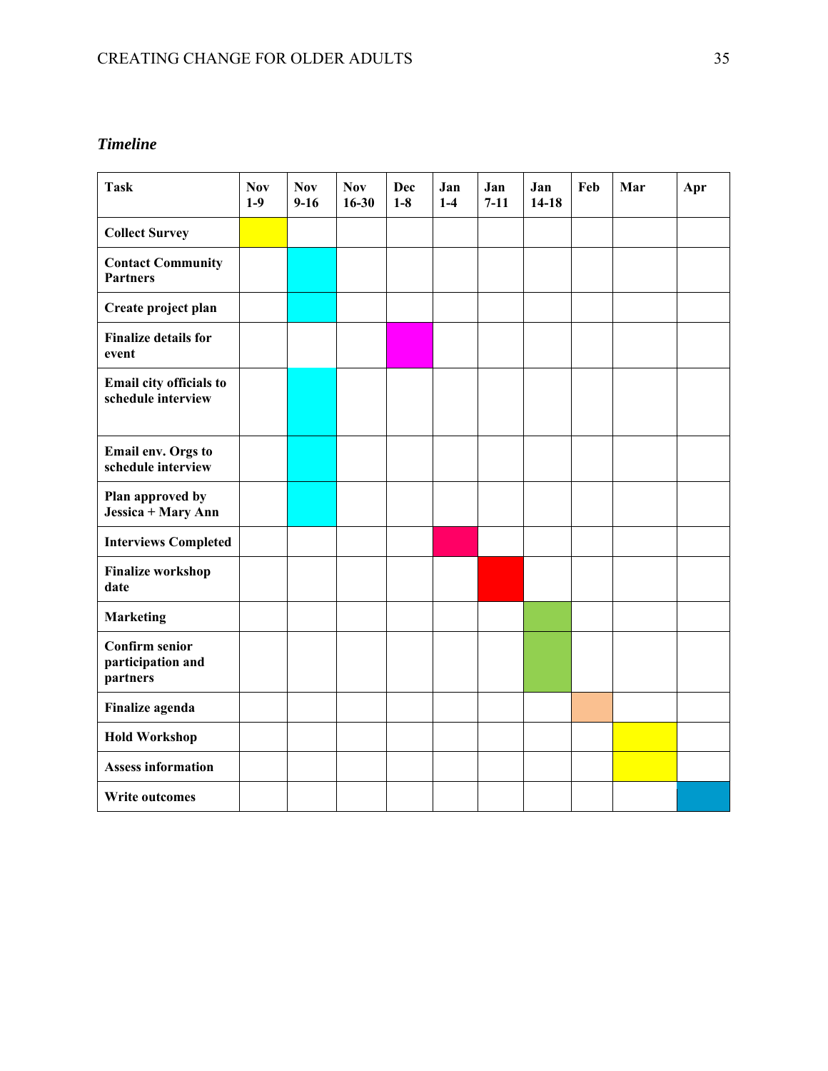### *Timeline*

| Task | Nov 1-9 | Nov 9-16 | Nov 16-30 | Dec 1-8 | Jan 1-4 | Jan 7-11 | Jan 14-18 | Feb | Mar | Apr |
|---|---|---|---|---|---|---|---|---|---|---|
| **Collect Survey** | ■ | | | | | | | | | |
| **Contact Community Partners** | | ■ | | | | | | | | |
| **Create project plan** | | ■ | | | | | | | | |
| **Finalize details for event** | | | | ■ | | | | | | |
| **Email city officials to schedule interview** | | ■ | | | | | | | | |
| **Email env. Orgs to schedule interview** | | ■ | | | | | | | | |
| **Plan approved by Jessica + Mary Ann** | | ■ | | | | | | | | |
| **Interviews Completed** | | | | | ■ | | | | | |
| **Finalize workshop date** | | | | | | ■ | | | | |
| **Marketing** | | | | | | | ■ | | | |
| **Confirm senior participation and partners** | | | | | | | ■ | | | |
| **Finalize agenda** | | | | | | | | ■ | | |
| **Hold Workshop** | | | | | | | | | ■ | |
| **Assess information** | | | | | | | | | ■ | |
| **Write outcomes** | | | | | | | | | | ■ |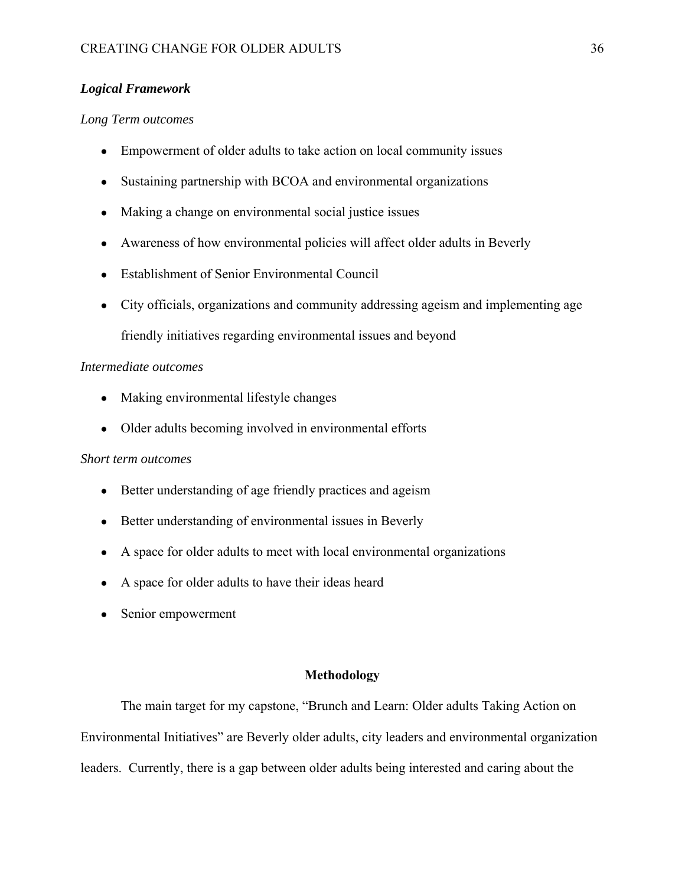### ***Logical Framework***

*Long Term outcomes*

- Empowerment of older adults to take action on local community issues
- Sustaining partnership with BCOA and environmental organizations
- Making a change on environmental social justice issues
- Awareness of how environmental policies will affect older adults in Beverly
- Establishment of Senior Environmental Council
- City officials, organizations and community addressing ageism and implementing age friendly initiatives regarding environmental issues and beyond

*Intermediate outcomes*

- Making environmental lifestyle changes
- Older adults becoming involved in environmental efforts

*Short term outcomes*

- Better understanding of age friendly practices and ageism
- Better understanding of environmental issues in Beverly
- A space for older adults to meet with local environmental organizations
- A space for older adults to have their ideas heard
- Senior empowerment

## Methodology

The main target for my capstone, "Brunch and Learn: Older adults Taking Action on Environmental Initiatives" are Beverly older adults, city leaders and environmental organization leaders. Currently, there is a gap between older adults being interested and caring about the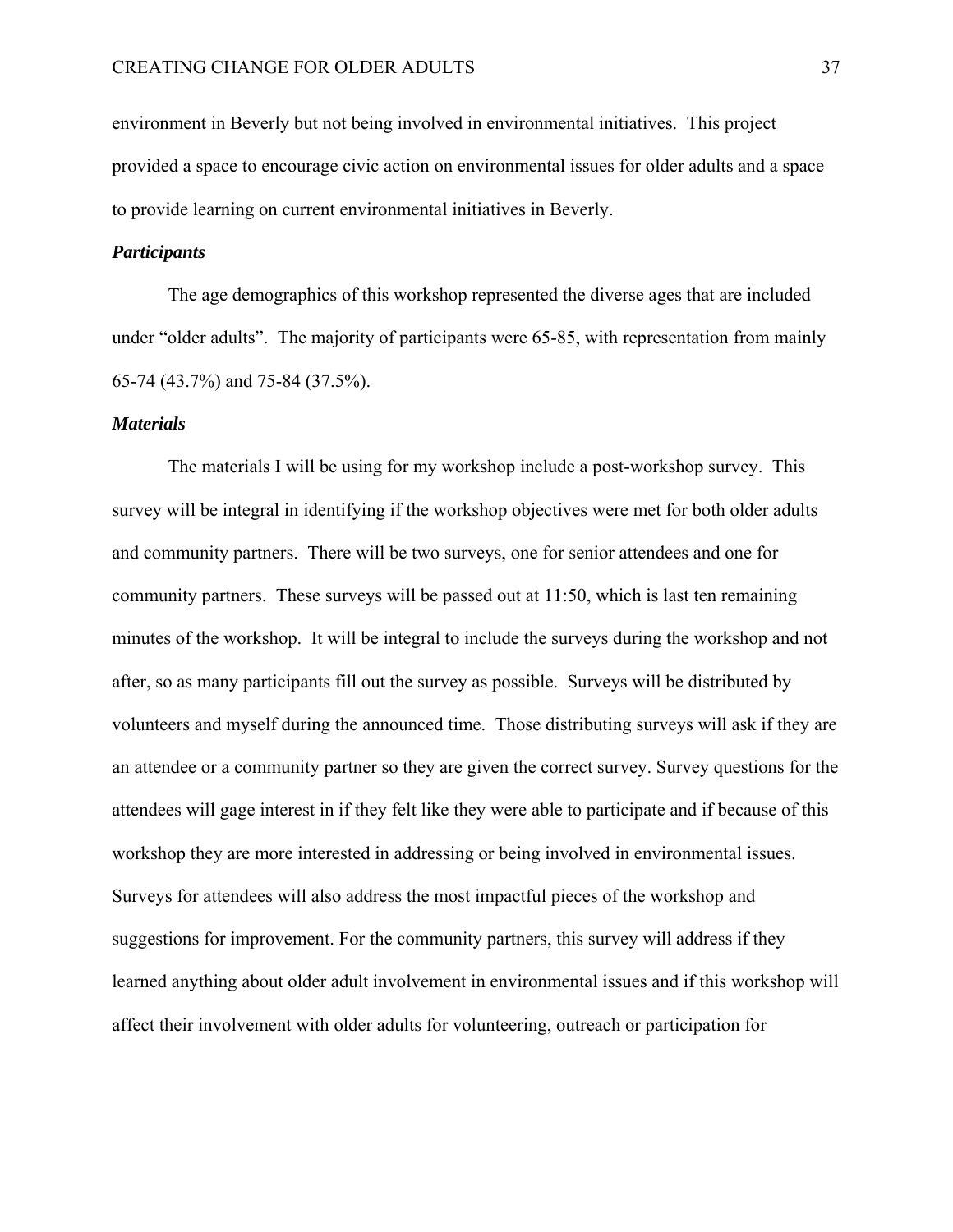environment in Beverly but not being involved in environmental initiatives. This project provided a space to encourage civic action on environmental issues for older adults and a space to provide learning on current environmental initiatives in Beverly.

### *Participants*

The age demographics of this workshop represented the diverse ages that are included under "older adults". The majority of participants were 65-85, with representation from mainly 65-74 (43.7%) and 75-84 (37.5%).

### *Materials*

The materials I will be using for my workshop include a post-workshop survey. This survey will be integral in identifying if the workshop objectives were met for both older adults and community partners. There will be two surveys, one for senior attendees and one for community partners. These surveys will be passed out at 11:50, which is last ten remaining minutes of the workshop. It will be integral to include the surveys during the workshop and not after, so as many participants fill out the survey as possible. Surveys will be distributed by volunteers and myself during the announced time. Those distributing surveys will ask if they are an attendee or a community partner so they are given the correct survey. Survey questions for the attendees will gage interest in if they felt like they were able to participate and if because of this workshop they are more interested in addressing or being involved in environmental issues. Surveys for attendees will also address the most impactful pieces of the workshop and suggestions for improvement. For the community partners, this survey will address if they learned anything about older adult involvement in environmental issues and if this workshop will affect their involvement with older adults for volunteering, outreach or participation for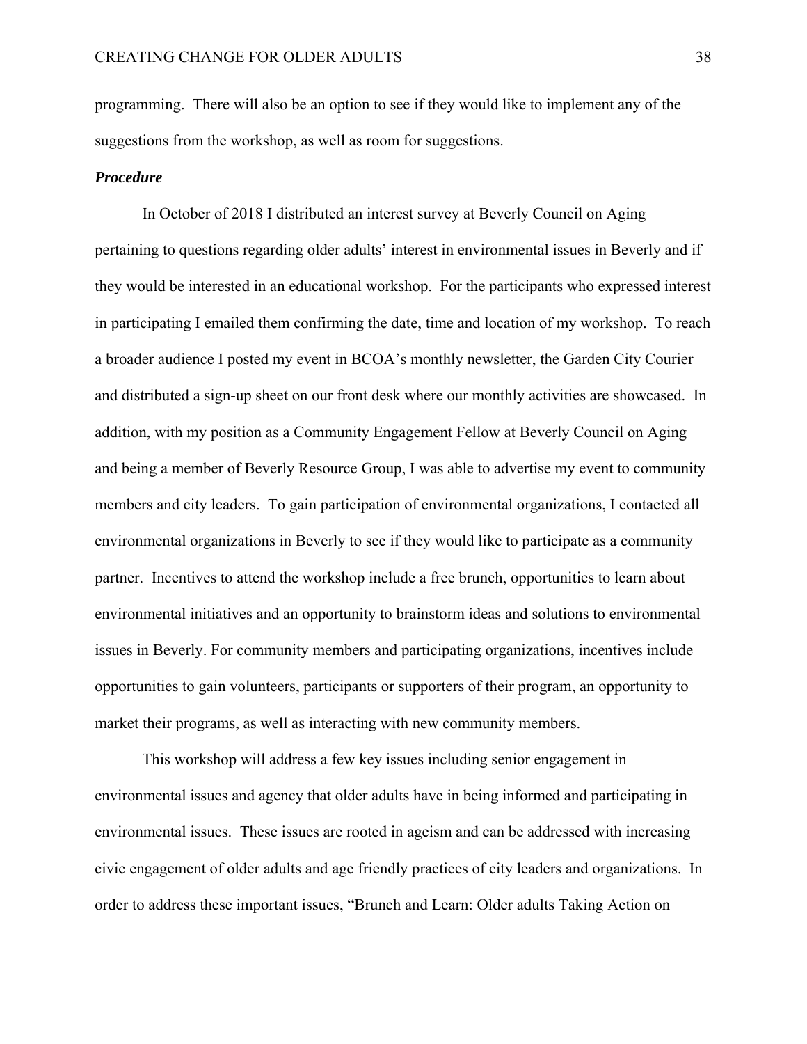programming. There will also be an option to see if they would like to implement any of the suggestions from the workshop, as well as room for suggestions.

***Procedure***

In October of 2018 I distributed an interest survey at Beverly Council on Aging pertaining to questions regarding older adults' interest in environmental issues in Beverly and if they would be interested in an educational workshop. For the participants who expressed interest in participating I emailed them confirming the date, time and location of my workshop. To reach a broader audience I posted my event in BCOA's monthly newsletter, the Garden City Courier and distributed a sign-up sheet on our front desk where our monthly activities are showcased. In addition, with my position as a Community Engagement Fellow at Beverly Council on Aging and being a member of Beverly Resource Group, I was able to advertise my event to community members and city leaders. To gain participation of environmental organizations, I contacted all environmental organizations in Beverly to see if they would like to participate as a community partner. Incentives to attend the workshop include a free brunch, opportunities to learn about environmental initiatives and an opportunity to brainstorm ideas and solutions to environmental issues in Beverly. For community members and participating organizations, incentives include opportunities to gain volunteers, participants or supporters of their program, an opportunity to market their programs, as well as interacting with new community members.

This workshop will address a few key issues including senior engagement in environmental issues and agency that older adults have in being informed and participating in environmental issues. These issues are rooted in ageism and can be addressed with increasing civic engagement of older adults and age friendly practices of city leaders and organizations. In order to address these important issues, "Brunch and Learn: Older adults Taking Action on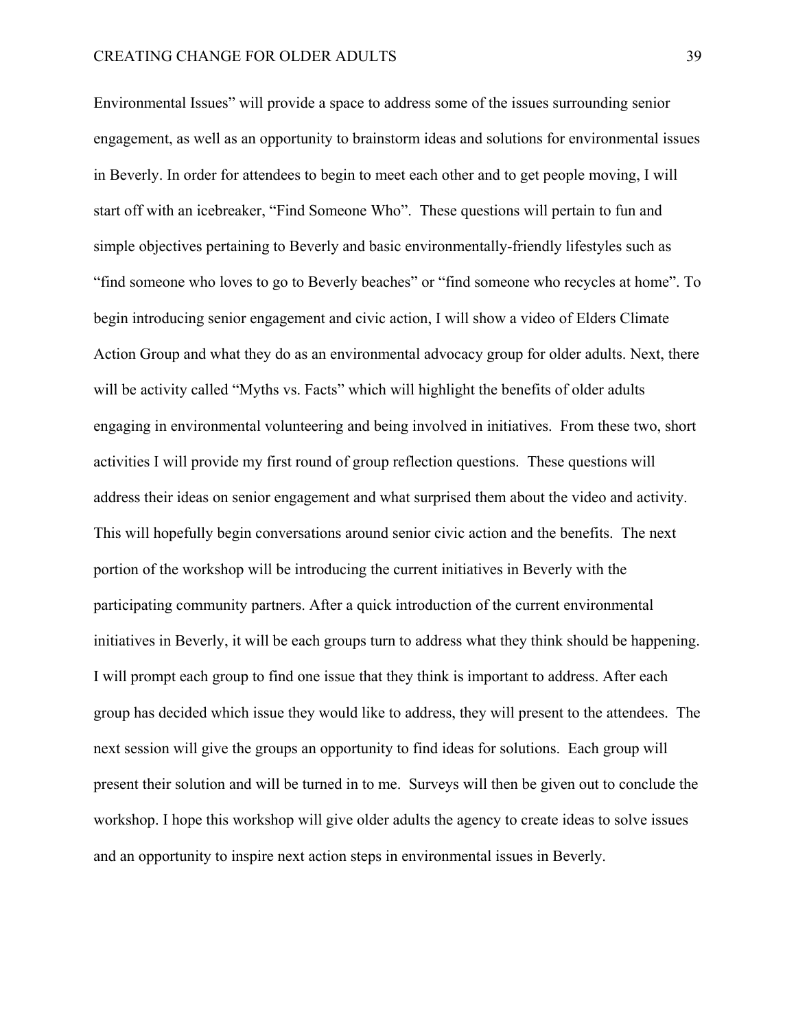Environmental Issues" will provide a space to address some of the issues surrounding senior engagement, as well as an opportunity to brainstorm ideas and solutions for environmental issues in Beverly. In order for attendees to begin to meet each other and to get people moving, I will start off with an icebreaker, "Find Someone Who". These questions will pertain to fun and simple objectives pertaining to Beverly and basic environmentally-friendly lifestyles such as "find someone who loves to go to Beverly beaches" or "find someone who recycles at home". To begin introducing senior engagement and civic action, I will show a video of Elders Climate Action Group and what they do as an environmental advocacy group for older adults. Next, there will be activity called "Myths vs. Facts" which will highlight the benefits of older adults engaging in environmental volunteering and being involved in initiatives. From these two, short activities I will provide my first round of group reflection questions. These questions will address their ideas on senior engagement and what surprised them about the video and activity. This will hopefully begin conversations around senior civic action and the benefits. The next portion of the workshop will be introducing the current initiatives in Beverly with the participating community partners. After a quick introduction of the current environmental initiatives in Beverly, it will be each groups turn to address what they think should be happening. I will prompt each group to find one issue that they think is important to address. After each group has decided which issue they would like to address, they will present to the attendees. The next session will give the groups an opportunity to find ideas for solutions. Each group will present their solution and will be turned in to me. Surveys will then be given out to conclude the workshop. I hope this workshop will give older adults the agency to create ideas to solve issues and an opportunity to inspire next action steps in environmental issues in Beverly.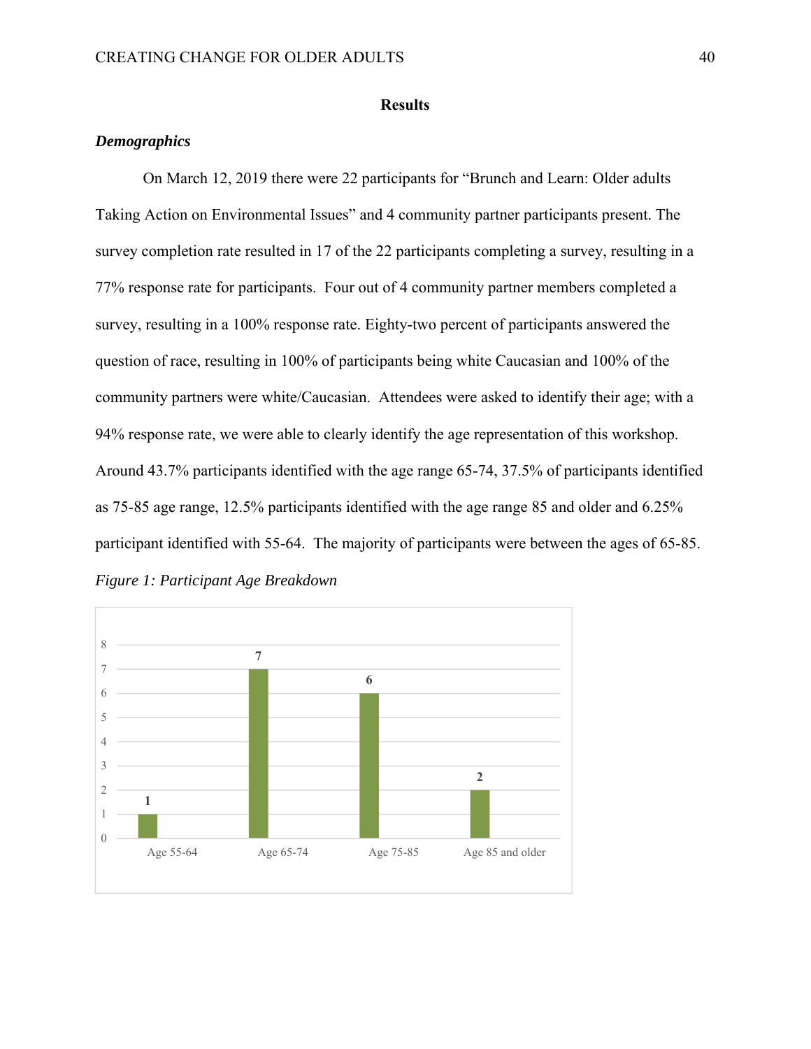## Results

### *Demographics*

On March 12, 2019 there were 22 participants for "Brunch and Learn: Older adults Taking Action on Environmental Issues" and 4 community partner participants present. The survey completion rate resulted in 17 of the 22 participants completing a survey, resulting in a 77% response rate for participants. Four out of 4 community partner members completed a survey, resulting in a 100% response rate. Eighty-two percent of participants answered the question of race, resulting in 100% of participants being white Caucasian and 100% of the community partners were white/Caucasian. Attendees were asked to identify their age; with a 94% response rate, we were able to clearly identify the age representation of this workshop. Around 43.7% participants identified with the age range 65-74, 37.5% of participants identified as 75-85 age range, 12.5% participants identified with the age range 85 and older and 6.25% participant identified with 55-64. The majority of participants were between the ages of 65-85.

*Figure 1: Participant Age Breakdown*

| Age 55-64 | Age 65-74 | Age 75-85 | Age 85 and older |
|---|---|---|---|
| 1 | 7 | 6 | 2 |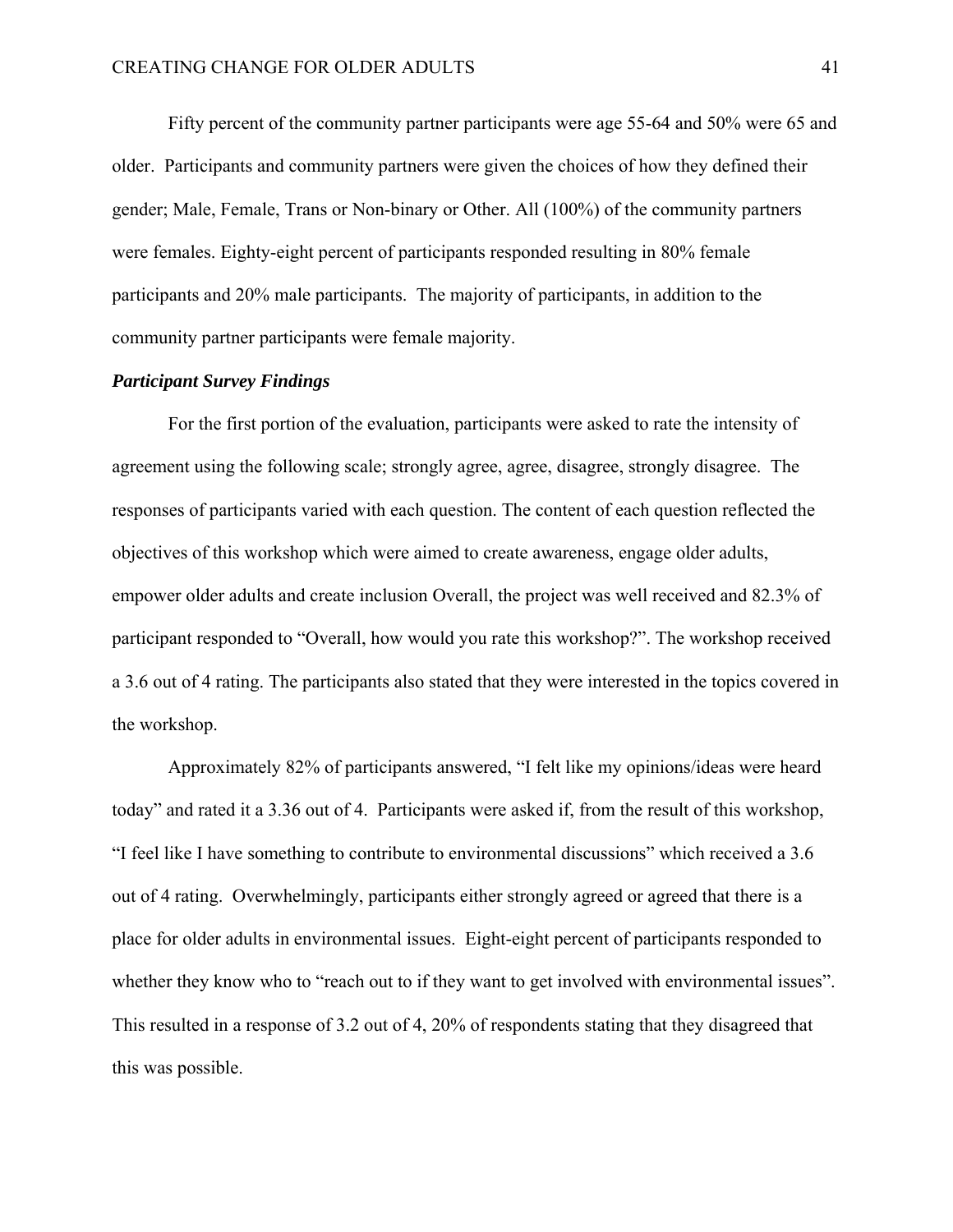Fifty percent of the community partner participants were age 55-64 and 50% were 65 and older. Participants and community partners were given the choices of how they defined their gender; Male, Female, Trans or Non-binary or Other. All (100%) of the community partners were females. Eighty-eight percent of participants responded resulting in 80% female participants and 20% male participants. The majority of participants, in addition to the community partner participants were female majority.

### *Participant Survey Findings*

For the first portion of the evaluation, participants were asked to rate the intensity of agreement using the following scale; strongly agree, agree, disagree, strongly disagree. The responses of participants varied with each question. The content of each question reflected the objectives of this workshop which were aimed to create awareness, engage older adults, empower older adults and create inclusion Overall, the project was well received and 82.3% of participant responded to "Overall, how would you rate this workshop?". The workshop received a 3.6 out of 4 rating. The participants also stated that they were interested in the topics covered in the workshop.

Approximately 82% of participants answered, "I felt like my opinions/ideas were heard today" and rated it a 3.36 out of 4. Participants were asked if, from the result of this workshop, "I feel like I have something to contribute to environmental discussions" which received a 3.6 out of 4 rating. Overwhelmingly, participants either strongly agreed or agreed that there is a place for older adults in environmental issues. Eight-eight percent of participants responded to whether they know who to "reach out to if they want to get involved with environmental issues". This resulted in a response of 3.2 out of 4, 20% of respondents stating that they disagreed that this was possible.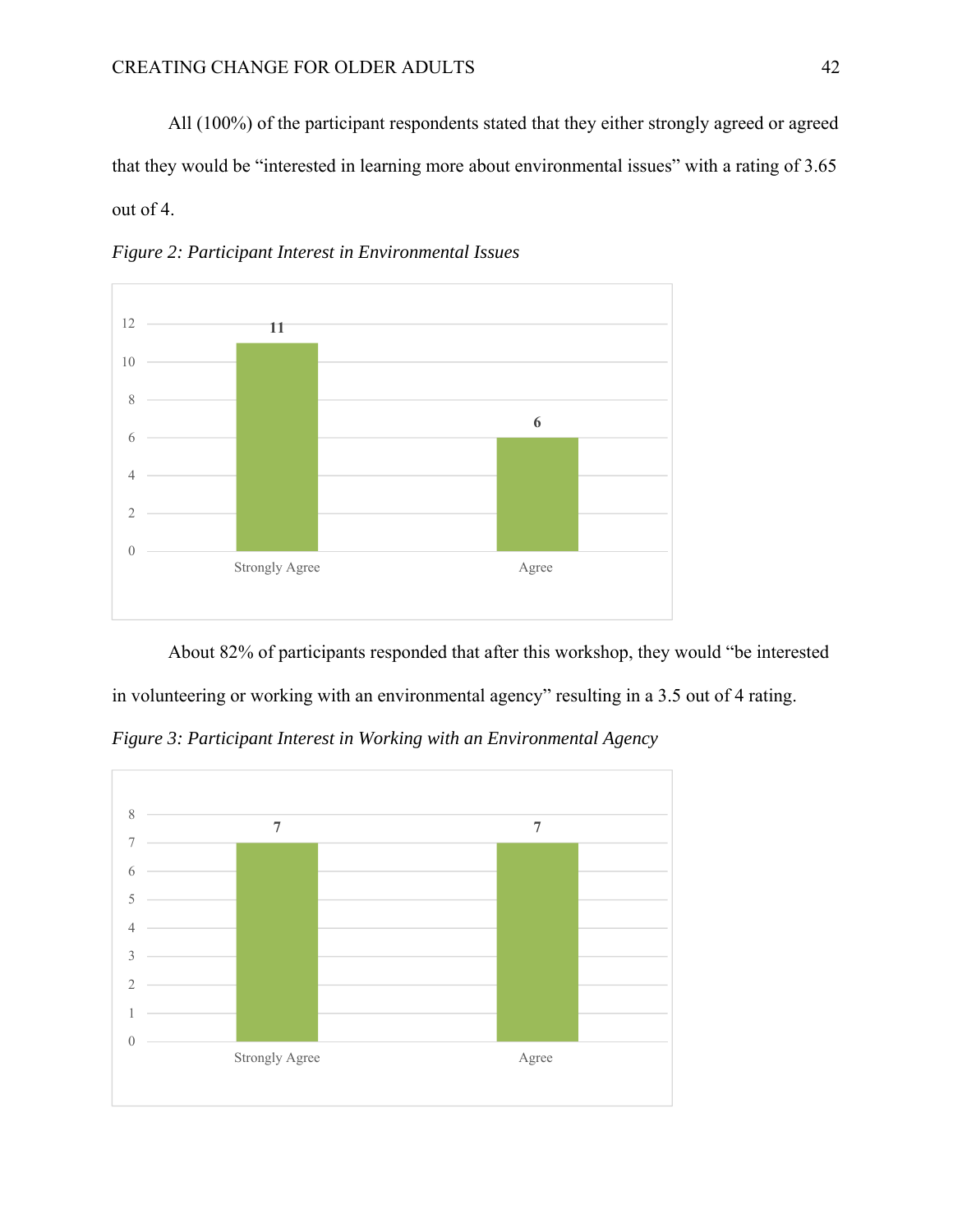All (100%) of the participant respondents stated that they either strongly agreed or agreed that they would be "interested in learning more about environmental issues" with a rating of 3.65 out of 4.

*Figure 2: Participant Interest in Environmental Issues*

| Response | Count |
|---|---|
| Strongly Agree | 11 |
| Agree | 6 |

About 82% of participants responded that after this workshop, they would "be interested in volunteering or working with an environmental agency" resulting in a 3.5 out of 4 rating.

*Figure 3: Participant Interest in Working with an Environmental Agency*

| Response | Count |
|---|---|
| Strongly Agree | 7 |
| Agree | 7 |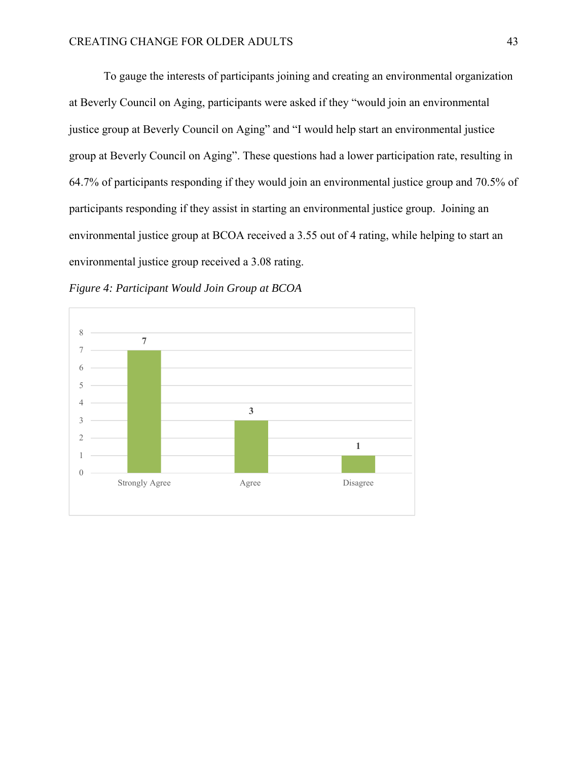To gauge the interests of participants joining and creating an environmental organization at Beverly Council on Aging, participants were asked if they "would join an environmental justice group at Beverly Council on Aging" and "I would help start an environmental justice group at Beverly Council on Aging". These questions had a lower participation rate, resulting in 64.7% of participants responding if they would join an environmental justice group and 70.5% of participants responding if they assist in starting an environmental justice group. Joining an environmental justice group at BCOA received a 3.55 out of 4 rating, while helping to start an environmental justice group received a 3.08 rating.

*Figure 4: Participant Would Join Group at BCOA*

| Response | Count |
|---|---|
| Strongly Agree | 7 |
| Agree | 3 |
| Disagree | 1 |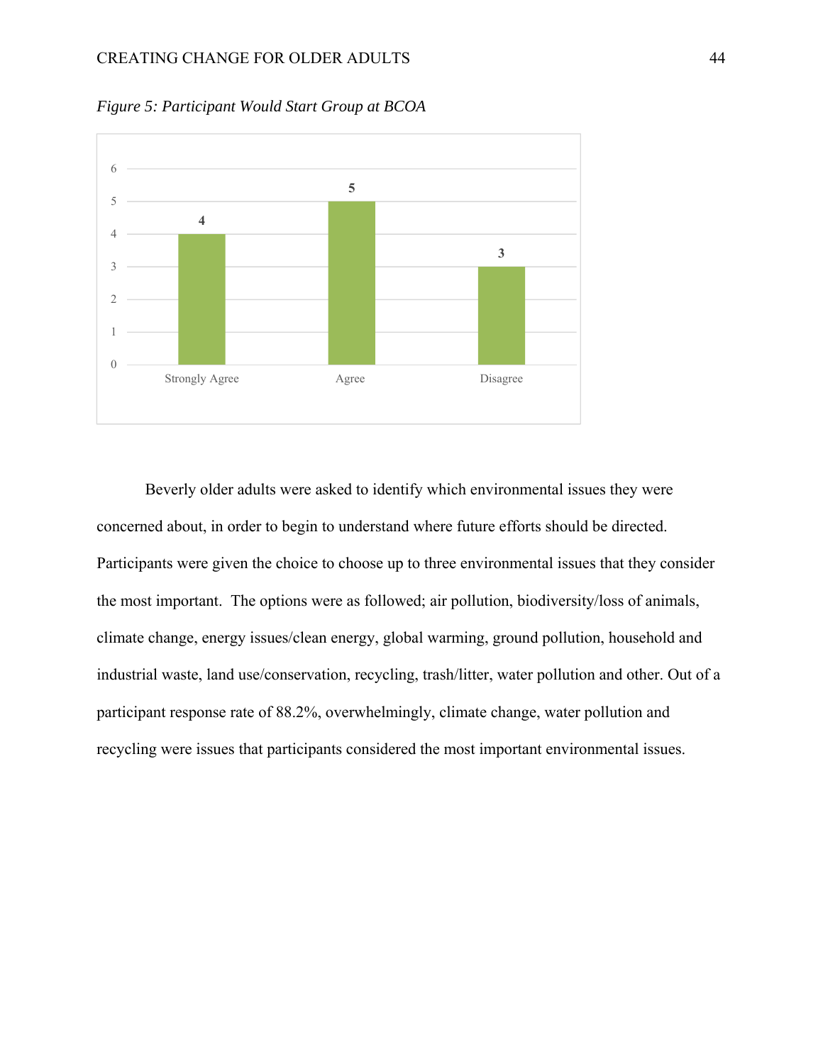*Figure 5: Participant Would Start Group at BCOA*

| Response | Count |
| --- | --- |
| Strongly Agree | 4 |
| Agree | 5 |
| Disagree | 3 |

Beverly older adults were asked to identify which environmental issues they were concerned about, in order to begin to understand where future efforts should be directed. Participants were given the choice to choose up to three environmental issues that they consider the most important. The options were as followed; air pollution, biodiversity/loss of animals, climate change, energy issues/clean energy, global warming, ground pollution, household and industrial waste, land use/conservation, recycling, trash/litter, water pollution and other. Out of a participant response rate of 88.2%, overwhelmingly, climate change, water pollution and recycling were issues that participants considered the most important environmental issues.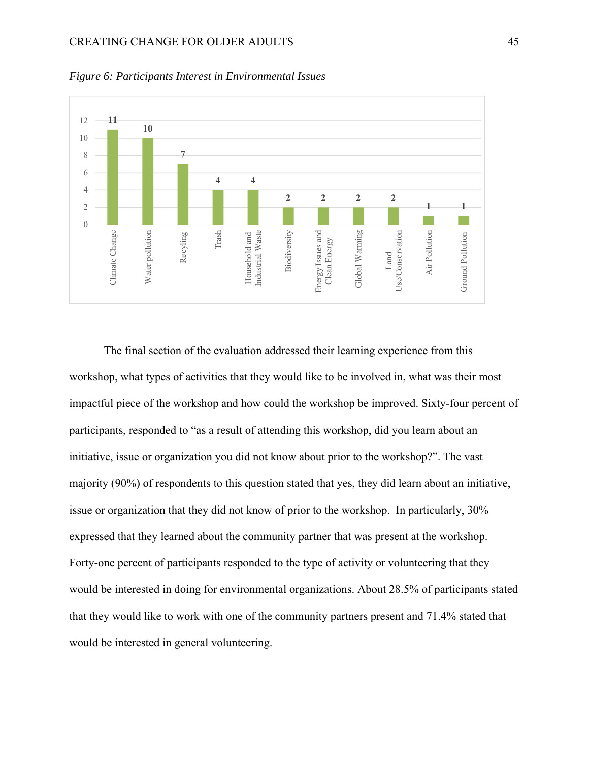*Figure 6: Participants Interest in Environmental Issues*

| Issue | Count |
|---|---|
| Climate Change | 11 |
| Water pollution | 10 |
| Recyling | 7 |
| Trash | 4 |
| Household and Industrial Waste | 4 |
| Biodiversity | 2 |
| Energy Issues and Clean Energy | 2 |
| Global Warming | 2 |
| Land Use/Conservation | 2 |
| Air Pollution | 1 |
| Ground Pollution | 1 |

The final section of the evaluation addressed their learning experience from this workshop, what types of activities that they would like to be involved in, what was their most impactful piece of the workshop and how could the workshop be improved. Sixty-four percent of participants, responded to "as a result of attending this workshop, did you learn about an initiative, issue or organization you did not know about prior to the workshop?". The vast majority (90%) of respondents to this question stated that yes, they did learn about an initiative, issue or organization that they did not know of prior to the workshop. In particularly, 30% expressed that they learned about the community partner that was present at the workshop. Forty-one percent of participants responded to the type of activity or volunteering that they would be interested in doing for environmental organizations. About 28.5% of participants stated that they would like to work with one of the community partners present and 71.4% stated that would be interested in general volunteering.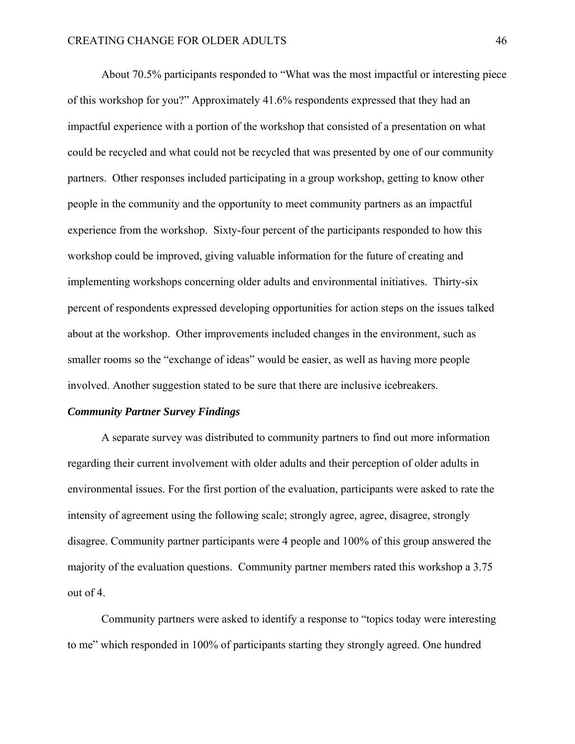About 70.5% participants responded to "What was the most impactful or interesting piece of this workshop for you?" Approximately 41.6% respondents expressed that they had an impactful experience with a portion of the workshop that consisted of a presentation on what could be recycled and what could not be recycled that was presented by one of our community partners. Other responses included participating in a group workshop, getting to know other people in the community and the opportunity to meet community partners as an impactful experience from the workshop. Sixty-four percent of the participants responded to how this workshop could be improved, giving valuable information for the future of creating and implementing workshops concerning older adults and environmental initiatives. Thirty-six percent of respondents expressed developing opportunities for action steps on the issues talked about at the workshop. Other improvements included changes in the environment, such as smaller rooms so the "exchange of ideas" would be easier, as well as having more people involved. Another suggestion stated to be sure that there are inclusive icebreakers.

***Community Partner Survey Findings***

A separate survey was distributed to community partners to find out more information regarding their current involvement with older adults and their perception of older adults in environmental issues. For the first portion of the evaluation, participants were asked to rate the intensity of agreement using the following scale; strongly agree, agree, disagree, strongly disagree. Community partner participants were 4 people and 100% of this group answered the majority of the evaluation questions. Community partner members rated this workshop a 3.75 out of 4.

Community partners were asked to identify a response to "topics today were interesting to me" which responded in 100% of participants starting they strongly agreed. One hundred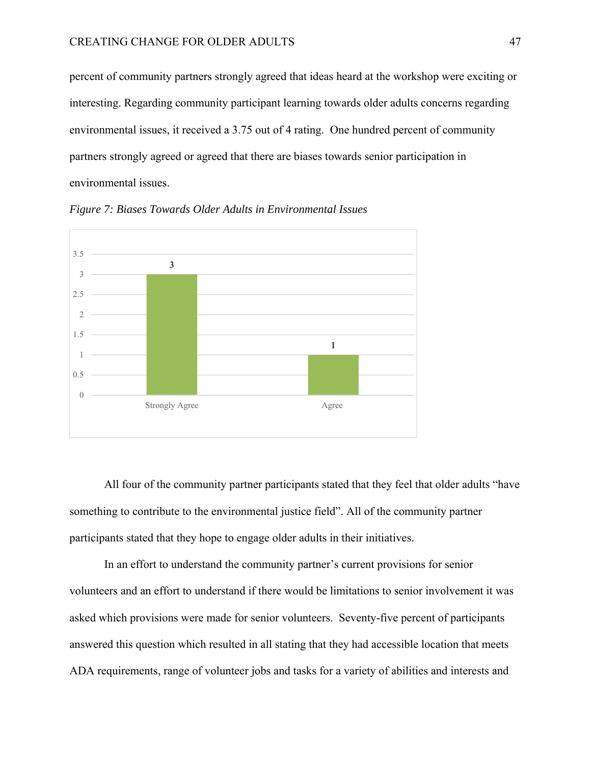percent of community partners strongly agreed that ideas heard at the workshop were exciting or interesting. Regarding community participant learning towards older adults concerns regarding environmental issues, it received a 3.75 out of 4 rating.  One hundred percent of community partners strongly agreed or agreed that there are biases towards senior participation in environmental issues.

*Figure 7: Biases Towards Older Adults in Environmental Issues*

| Response | Count |
|---|---|
| Strongly Agree | 3 |
| Agree | 1 |

All four of the community partner participants stated that they feel that older adults "have something to contribute to the environmental justice field". All of the community partner participants stated that they hope to engage older adults in their initiatives.

In an effort to understand the community partner's current provisions for senior volunteers and an effort to understand if there would be limitations to senior involvement it was asked which provisions were made for senior volunteers.  Seventy-five percent of participants answered this question which resulted in all stating that they had accessible location that meets ADA requirements, range of volunteer jobs and tasks for a variety of abilities and interests and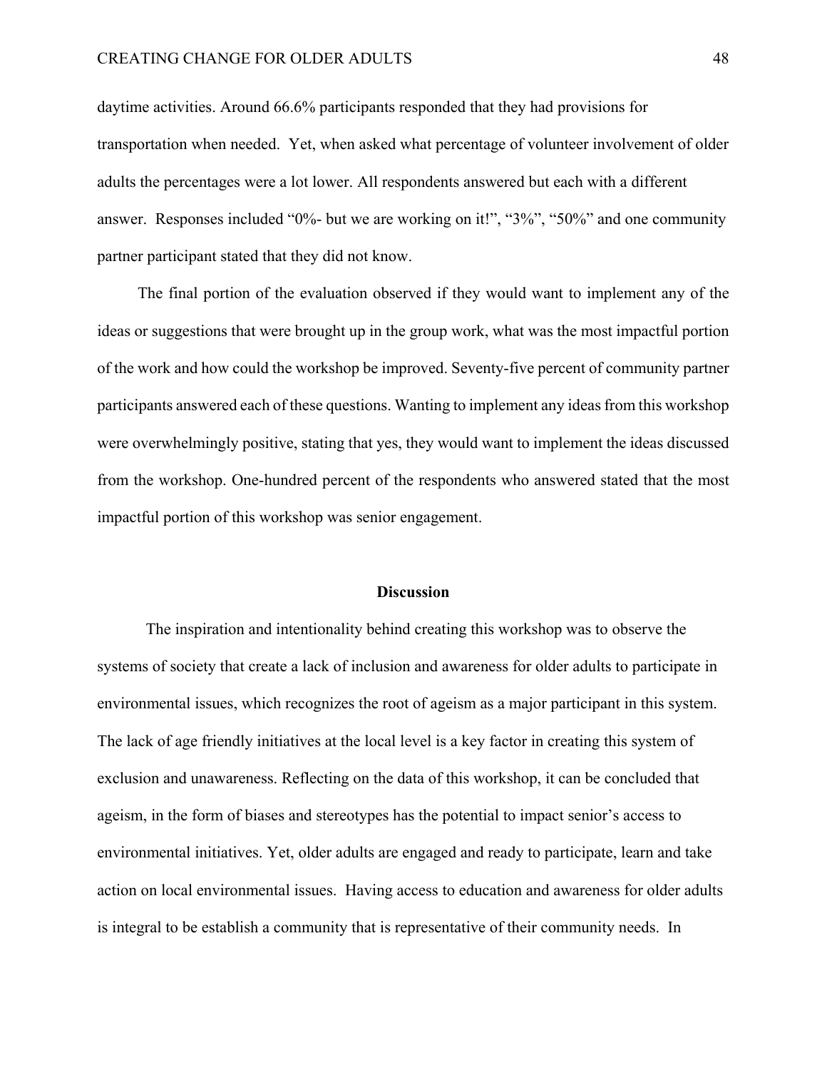daytime activities. Around 66.6% participants responded that they had provisions for transportation when needed. Yet, when asked what percentage of volunteer involvement of older adults the percentages were a lot lower. All respondents answered but each with a different answer. Responses included "0%- but we are working on it!", "3%", "50%" and one community partner participant stated that they did not know.

The final portion of the evaluation observed if they would want to implement any of the ideas or suggestions that were brought up in the group work, what was the most impactful portion of the work and how could the workshop be improved. Seventy-five percent of community partner participants answered each of these questions. Wanting to implement any ideas from this workshop were overwhelmingly positive, stating that yes, they would want to implement the ideas discussed from the workshop. One-hundred percent of the respondents who answered stated that the most impactful portion of this workshop was senior engagement.

## Discussion

The inspiration and intentionality behind creating this workshop was to observe the systems of society that create a lack of inclusion and awareness for older adults to participate in environmental issues, which recognizes the root of ageism as a major participant in this system. The lack of age friendly initiatives at the local level is a key factor in creating this system of exclusion and unawareness. Reflecting on the data of this workshop, it can be concluded that ageism, in the form of biases and stereotypes has the potential to impact senior's access to environmental initiatives. Yet, older adults are engaged and ready to participate, learn and take action on local environmental issues. Having access to education and awareness for older adults is integral to be establish a community that is representative of their community needs. In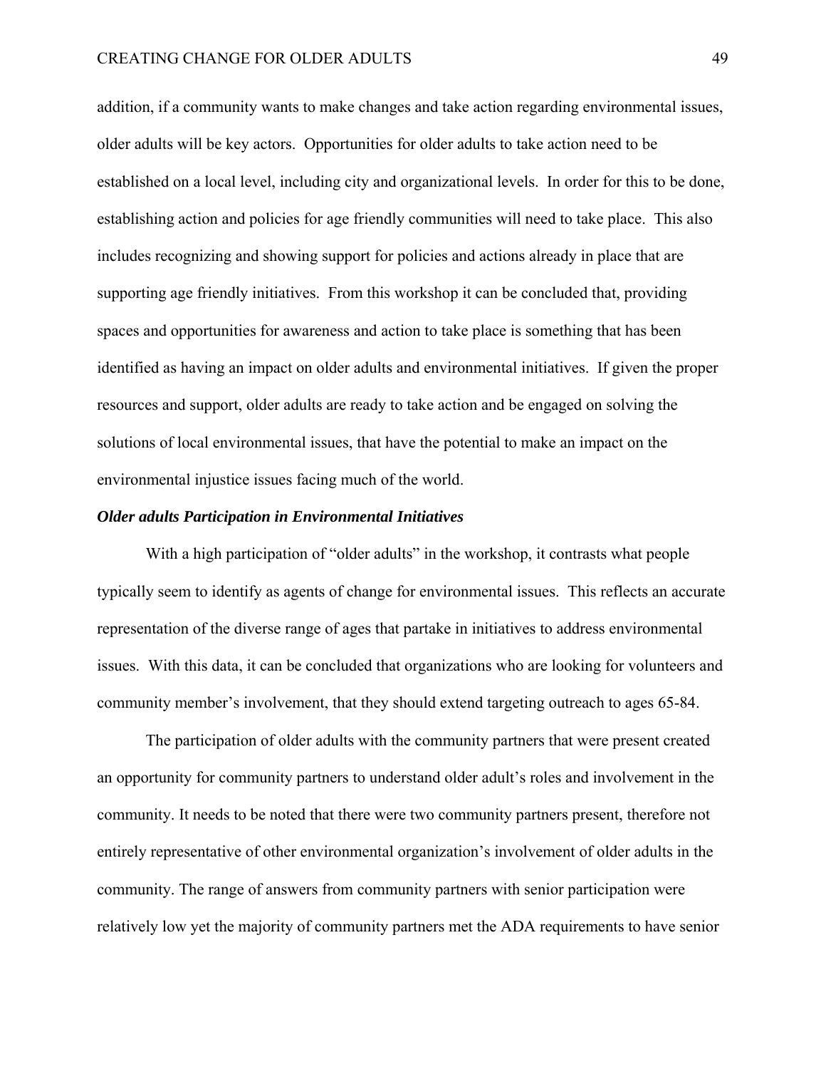addition, if a community wants to make changes and take action regarding environmental issues, older adults will be key actors. Opportunities for older adults to take action need to be established on a local level, including city and organizational levels. In order for this to be done, establishing action and policies for age friendly communities will need to take place. This also includes recognizing and showing support for policies and actions already in place that are supporting age friendly initiatives. From this workshop it can be concluded that, providing spaces and opportunities for awareness and action to take place is something that has been identified as having an impact on older adults and environmental initiatives. If given the proper resources and support, older adults are ready to take action and be engaged on solving the solutions of local environmental issues, that have the potential to make an impact on the environmental injustice issues facing much of the world.

### ***Older adults Participation in Environmental Initiatives***

With a high participation of "older adults" in the workshop, it contrasts what people typically seem to identify as agents of change for environmental issues. This reflects an accurate representation of the diverse range of ages that partake in initiatives to address environmental issues. With this data, it can be concluded that organizations who are looking for volunteers and community member's involvement, that they should extend targeting outreach to ages 65-84.

The participation of older adults with the community partners that were present created an opportunity for community partners to understand older adult's roles and involvement in the community. It needs to be noted that there were two community partners present, therefore not entirely representative of other environmental organization's involvement of older adults in the community. The range of answers from community partners with senior participation were relatively low yet the majority of community partners met the ADA requirements to have senior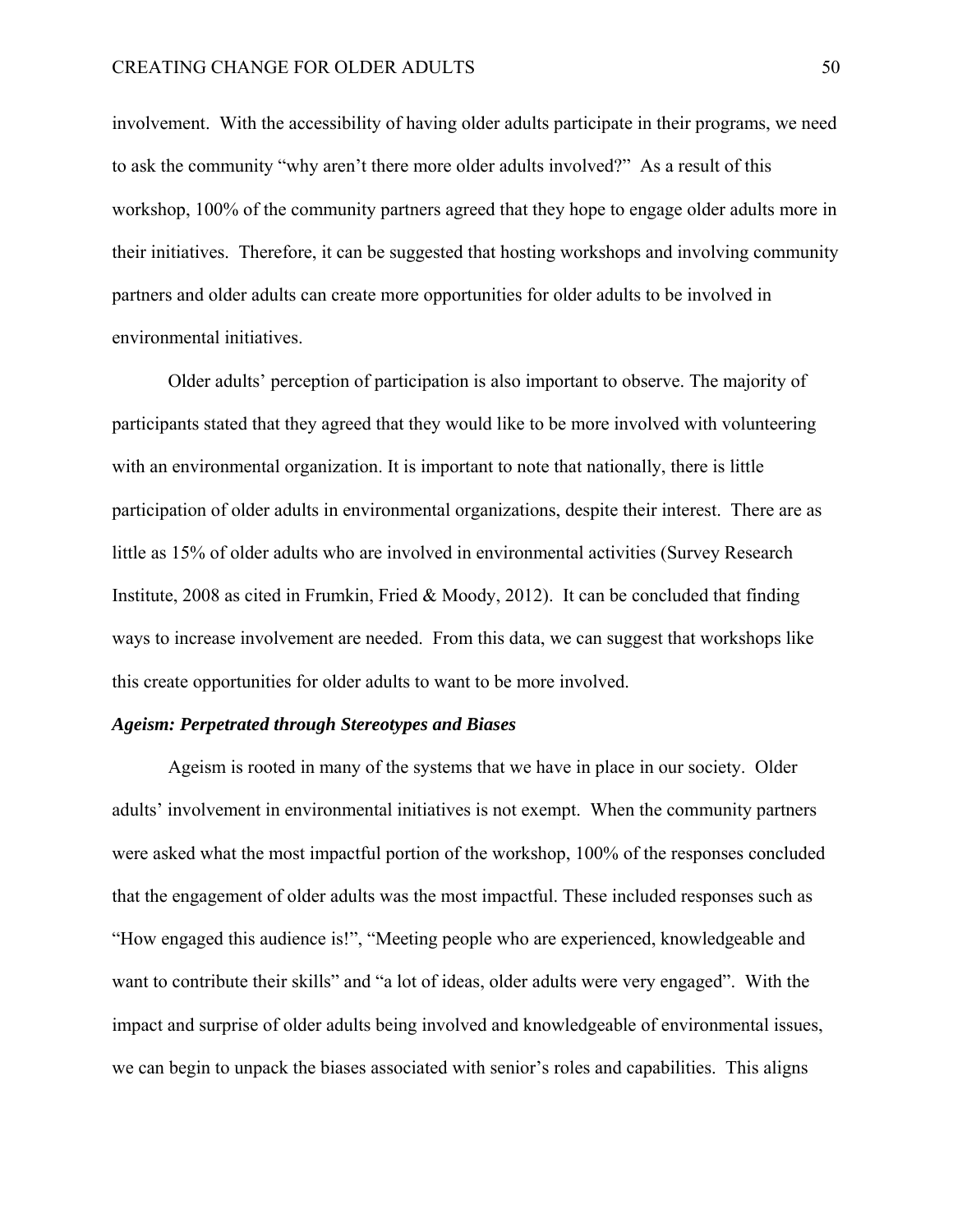involvement. With the accessibility of having older adults participate in their programs, we need to ask the community "why aren't there more older adults involved?" As a result of this workshop, 100% of the community partners agreed that they hope to engage older adults more in their initiatives. Therefore, it can be suggested that hosting workshops and involving community partners and older adults can create more opportunities for older adults to be involved in environmental initiatives.

Older adults' perception of participation is also important to observe. The majority of participants stated that they agreed that they would like to be more involved with volunteering with an environmental organization. It is important to note that nationally, there is little participation of older adults in environmental organizations, despite their interest. There are as little as 15% of older adults who are involved in environmental activities (Survey Research Institute, 2008 as cited in Frumkin, Fried & Moody, 2012). It can be concluded that finding ways to increase involvement are needed. From this data, we can suggest that workshops like this create opportunities for older adults to want to be more involved.

***Ageism: Perpetrated through Stereotypes and Biases***

Ageism is rooted in many of the systems that we have in place in our society. Older adults' involvement in environmental initiatives is not exempt. When the community partners were asked what the most impactful portion of the workshop, 100% of the responses concluded that the engagement of older adults was the most impactful. These included responses such as "How engaged this audience is!", "Meeting people who are experienced, knowledgeable and want to contribute their skills" and "a lot of ideas, older adults were very engaged". With the impact and surprise of older adults being involved and knowledgeable of environmental issues, we can begin to unpack the biases associated with senior's roles and capabilities. This aligns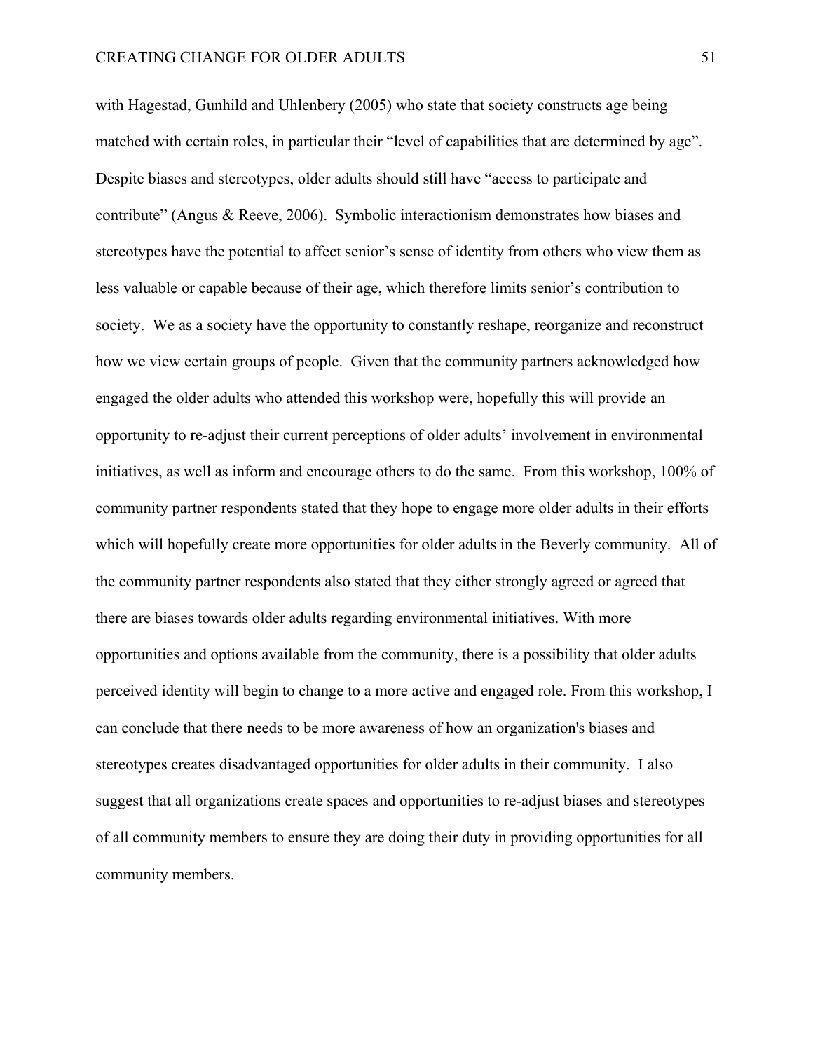with Hagestad, Gunhild and Uhlenbery (2005) who state that society constructs age being matched with certain roles, in particular their "level of capabilities that are determined by age". Despite biases and stereotypes, older adults should still have "access to participate and contribute" (Angus & Reeve, 2006). Symbolic interactionism demonstrates how biases and stereotypes have the potential to affect senior's sense of identity from others who view them as less valuable or capable because of their age, which therefore limits senior's contribution to society. We as a society have the opportunity to constantly reshape, reorganize and reconstruct how we view certain groups of people. Given that the community partners acknowledged how engaged the older adults who attended this workshop were, hopefully this will provide an opportunity to re-adjust their current perceptions of older adults' involvement in environmental initiatives, as well as inform and encourage others to do the same. From this workshop, 100% of community partner respondents stated that they hope to engage more older adults in their efforts which will hopefully create more opportunities for older adults in the Beverly community. All of the community partner respondents also stated that they either strongly agreed or agreed that there are biases towards older adults regarding environmental initiatives. With more opportunities and options available from the community, there is a possibility that older adults perceived identity will begin to change to a more active and engaged role. From this workshop, I can conclude that there needs to be more awareness of how an organization's biases and stereotypes creates disadvantaged opportunities for older adults in their community. I also suggest that all organizations create spaces and opportunities to re-adjust biases and stereotypes of all community members to ensure they are doing their duty in providing opportunities for all community members.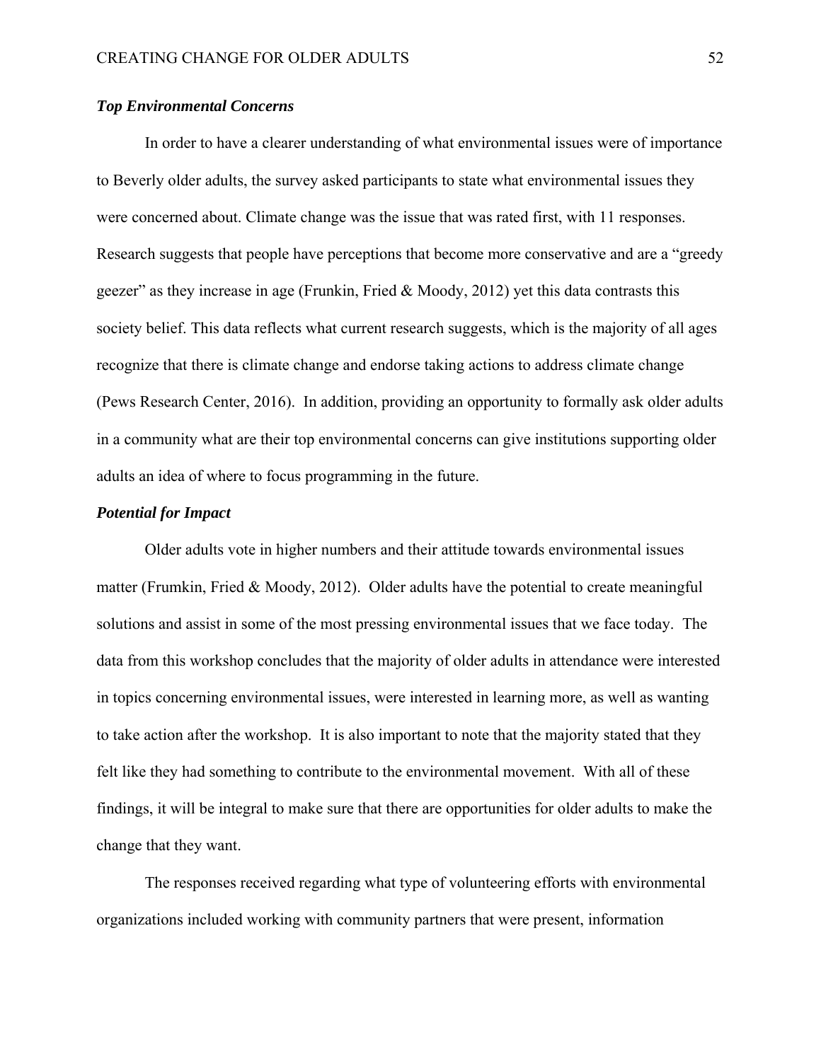### ***Top Environmental Concerns***

In order to have a clearer understanding of what environmental issues were of importance to Beverly older adults, the survey asked participants to state what environmental issues they were concerned about. Climate change was the issue that was rated first, with 11 responses. Research suggests that people have perceptions that become more conservative and are a "greedy geezer" as they increase in age (Frunkin, Fried & Moody, 2012) yet this data contrasts this society belief. This data reflects what current research suggests, which is the majority of all ages recognize that there is climate change and endorse taking actions to address climate change (Pews Research Center, 2016). In addition, providing an opportunity to formally ask older adults in a community what are their top environmental concerns can give institutions supporting older adults an idea of where to focus programming in the future.

### ***Potential for Impact***

Older adults vote in higher numbers and their attitude towards environmental issues matter (Frumkin, Fried & Moody, 2012). Older adults have the potential to create meaningful solutions and assist in some of the most pressing environmental issues that we face today. The data from this workshop concludes that the majority of older adults in attendance were interested in topics concerning environmental issues, were interested in learning more, as well as wanting to take action after the workshop. It is also important to note that the majority stated that they felt like they had something to contribute to the environmental movement. With all of these findings, it will be integral to make sure that there are opportunities for older adults to make the change that they want.

The responses received regarding what type of volunteering efforts with environmental organizations included working with community partners that were present, information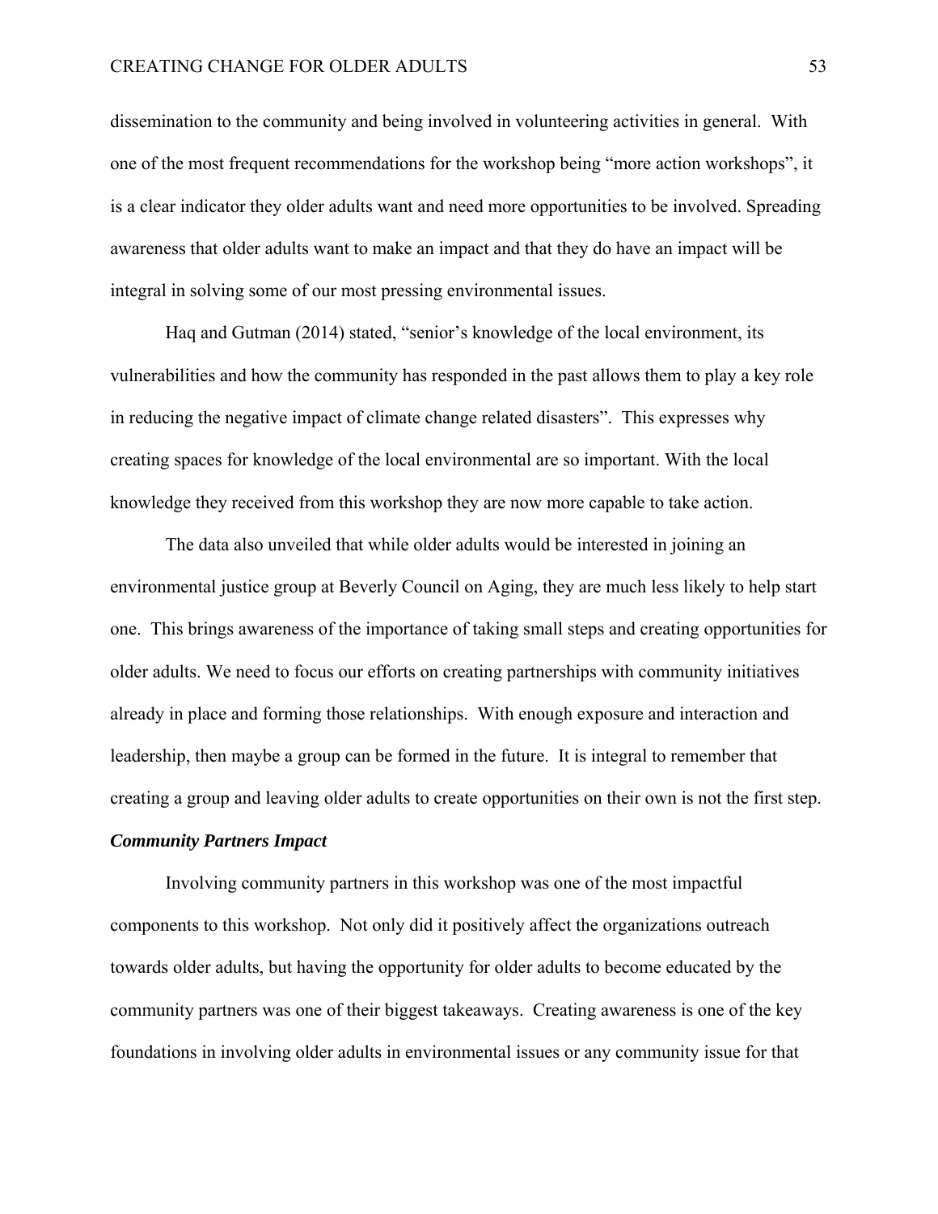dissemination to the community and being involved in volunteering activities in general. With one of the most frequent recommendations for the workshop being "more action workshops", it is a clear indicator they older adults want and need more opportunities to be involved. Spreading awareness that older adults want to make an impact and that they do have an impact will be integral in solving some of our most pressing environmental issues.

Haq and Gutman (2014) stated, "senior's knowledge of the local environment, its vulnerabilities and how the community has responded in the past allows them to play a key role in reducing the negative impact of climate change related disasters". This expresses why creating spaces for knowledge of the local environmental are so important. With the local knowledge they received from this workshop they are now more capable to take action.

The data also unveiled that while older adults would be interested in joining an environmental justice group at Beverly Council on Aging, they are much less likely to help start one. This brings awareness of the importance of taking small steps and creating opportunities for older adults. We need to focus our efforts on creating partnerships with community initiatives already in place and forming those relationships. With enough exposure and interaction and leadership, then maybe a group can be formed in the future. It is integral to remember that creating a group and leaving older adults to create opportunities on their own is not the first step.

***Community Partners Impact***

Involving community partners in this workshop was one of the most impactful components to this workshop. Not only did it positively affect the organizations outreach towards older adults, but having the opportunity for older adults to become educated by the community partners was one of their biggest takeaways. Creating awareness is one of the key foundations in involving older adults in environmental issues or any community issue for that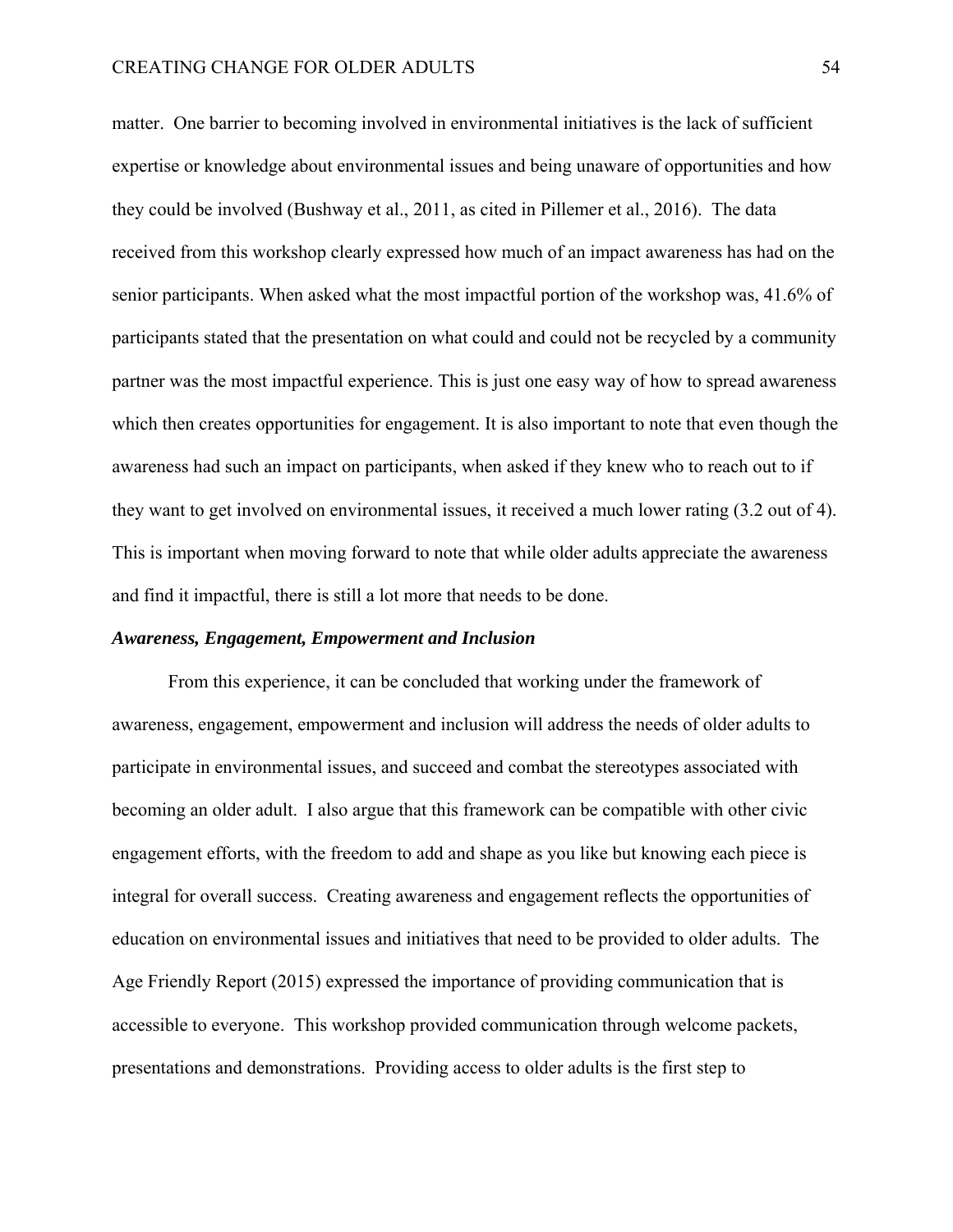matter. One barrier to becoming involved in environmental initiatives is the lack of sufficient expertise or knowledge about environmental issues and being unaware of opportunities and how they could be involved (Bushway et al., 2011, as cited in Pillemer et al., 2016). The data received from this workshop clearly expressed how much of an impact awareness has had on the senior participants. When asked what the most impactful portion of the workshop was, 41.6% of participants stated that the presentation on what could and could not be recycled by a community partner was the most impactful experience. This is just one easy way of how to spread awareness which then creates opportunities for engagement. It is also important to note that even though the awareness had such an impact on participants, when asked if they knew who to reach out to if they want to get involved on environmental issues, it received a much lower rating (3.2 out of 4). This is important when moving forward to note that while older adults appreciate the awareness and find it impactful, there is still a lot more that needs to be done.

### *Awareness, Engagement, Empowerment and Inclusion*

From this experience, it can be concluded that working under the framework of awareness, engagement, empowerment and inclusion will address the needs of older adults to participate in environmental issues, and succeed and combat the stereotypes associated with becoming an older adult. I also argue that this framework can be compatible with other civic engagement efforts, with the freedom to add and shape as you like but knowing each piece is integral for overall success. Creating awareness and engagement reflects the opportunities of education on environmental issues and initiatives that need to be provided to older adults. The Age Friendly Report (2015) expressed the importance of providing communication that is accessible to everyone. This workshop provided communication through welcome packets, presentations and demonstrations. Providing access to older adults is the first step to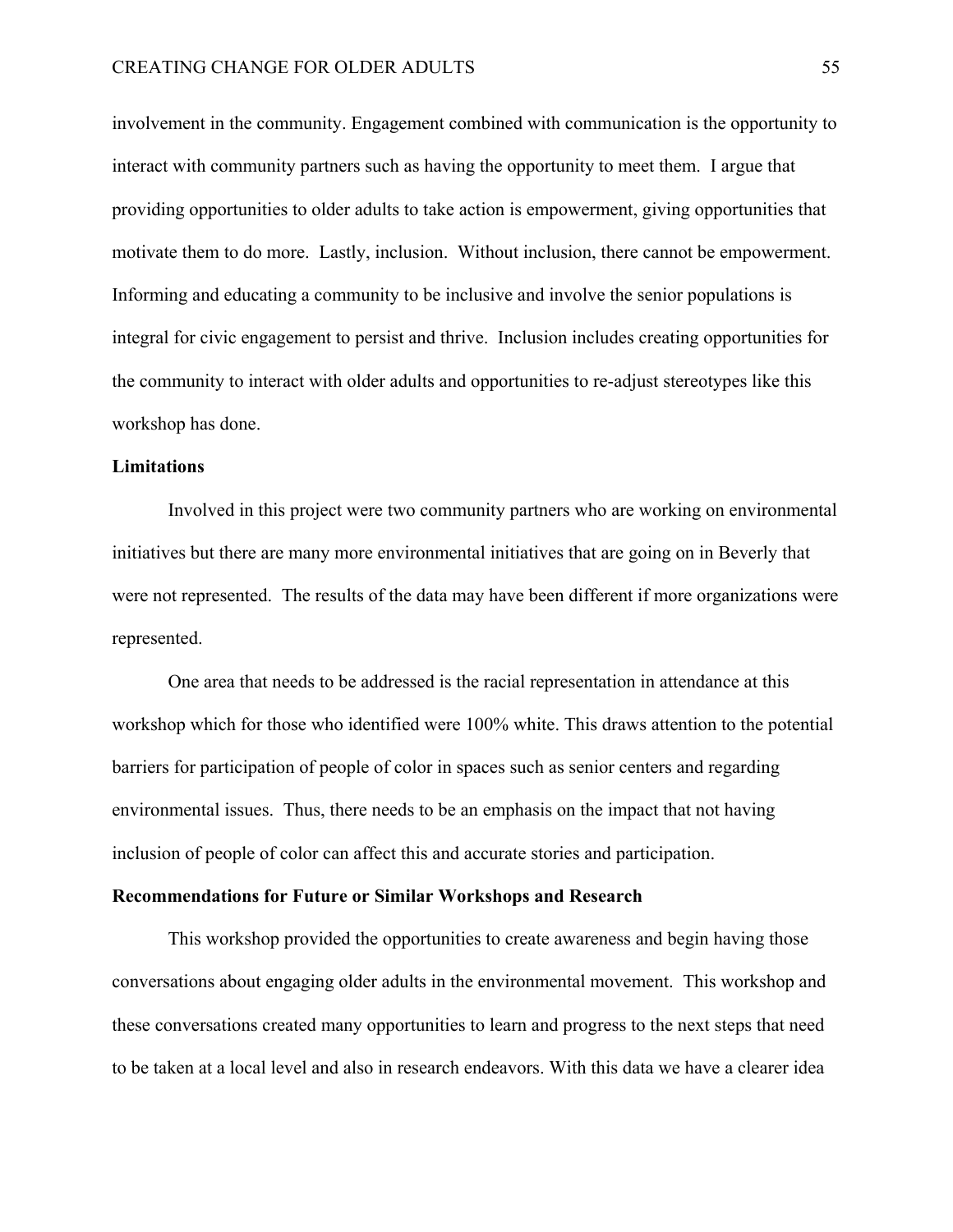involvement in the community. Engagement combined with communication is the opportunity to interact with community partners such as having the opportunity to meet them. I argue that providing opportunities to older adults to take action is empowerment, giving opportunities that motivate them to do more. Lastly, inclusion. Without inclusion, there cannot be empowerment. Informing and educating a community to be inclusive and involve the senior populations is integral for civic engagement to persist and thrive. Inclusion includes creating opportunities for the community to interact with older adults and opportunities to re-adjust stereotypes like this workshop has done.

**Limitations**

Involved in this project were two community partners who are working on environmental initiatives but there are many more environmental initiatives that are going on in Beverly that were not represented. The results of the data may have been different if more organizations were represented.

One area that needs to be addressed is the racial representation in attendance at this workshop which for those who identified were 100% white. This draws attention to the potential barriers for participation of people of color in spaces such as senior centers and regarding environmental issues. Thus, there needs to be an emphasis on the impact that not having inclusion of people of color can affect this and accurate stories and participation.

**Recommendations for Future or Similar Workshops and Research**

This workshop provided the opportunities to create awareness and begin having those conversations about engaging older adults in the environmental movement. This workshop and these conversations created many opportunities to learn and progress to the next steps that need to be taken at a local level and also in research endeavors. With this data we have a clearer idea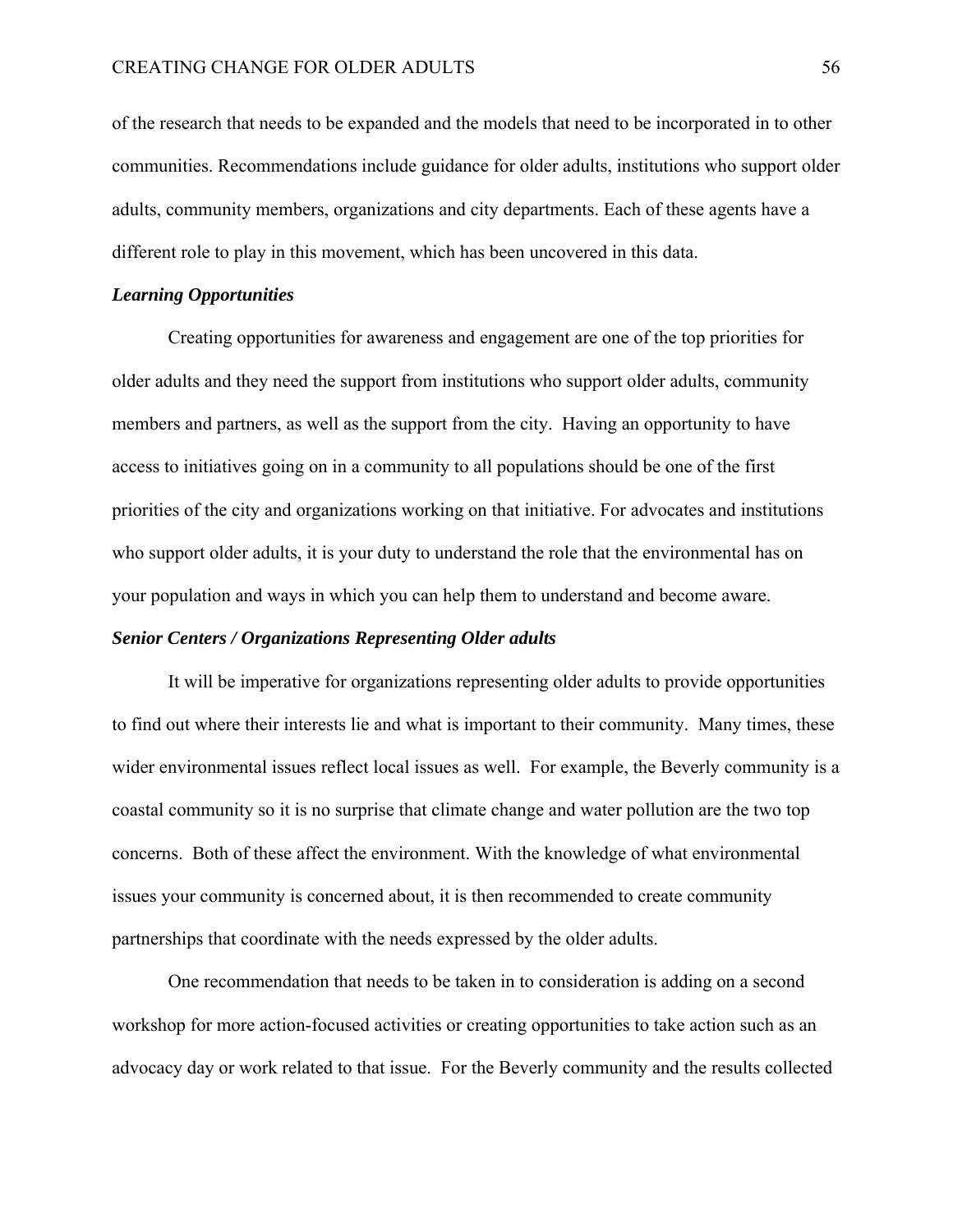of the research that needs to be expanded and the models that need to be incorporated in to other communities. Recommendations include guidance for older adults, institutions who support older adults, community members, organizations and city departments. Each of these agents have a different role to play in this movement, which has been uncovered in this data.

***Learning Opportunities***

Creating opportunities for awareness and engagement are one of the top priorities for older adults and they need the support from institutions who support older adults, community members and partners, as well as the support from the city. Having an opportunity to have access to initiatives going on in a community to all populations should be one of the first priorities of the city and organizations working on that initiative. For advocates and institutions who support older adults, it is your duty to understand the role that the environmental has on your population and ways in which you can help them to understand and become aware.

***Senior Centers / Organizations Representing Older adults***

It will be imperative for organizations representing older adults to provide opportunities to find out where their interests lie and what is important to their community. Many times, these wider environmental issues reflect local issues as well. For example, the Beverly community is a coastal community so it is no surprise that climate change and water pollution are the two top concerns. Both of these affect the environment. With the knowledge of what environmental issues your community is concerned about, it is then recommended to create community partnerships that coordinate with the needs expressed by the older adults.

One recommendation that needs to be taken in to consideration is adding on a second workshop for more action-focused activities or creating opportunities to take action such as an advocacy day or work related to that issue. For the Beverly community and the results collected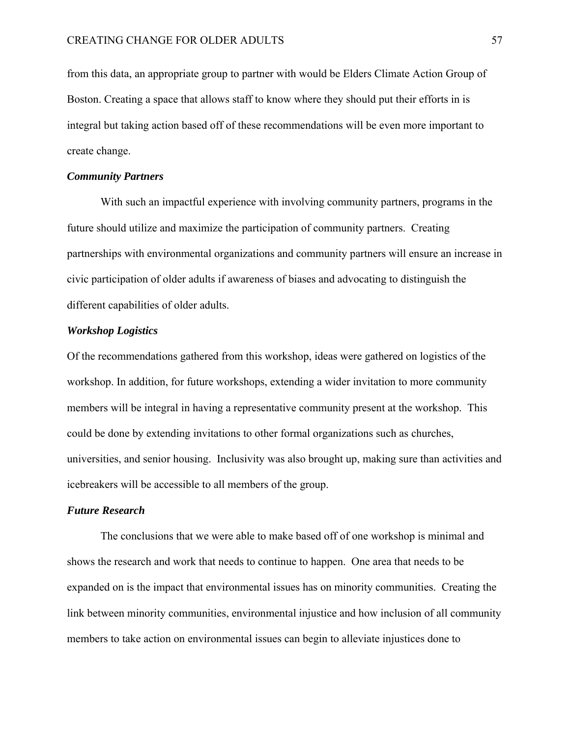from this data, an appropriate group to partner with would be Elders Climate Action Group of Boston. Creating a space that allows staff to know where they should put their efforts in is integral but taking action based off of these recommendations will be even more important to create change.

### ***Community Partners***

With such an impactful experience with involving community partners, programs in the future should utilize and maximize the participation of community partners. Creating partnerships with environmental organizations and community partners will ensure an increase in civic participation of older adults if awareness of biases and advocating to distinguish the different capabilities of older adults.

### ***Workshop Logistics***

Of the recommendations gathered from this workshop, ideas were gathered on logistics of the workshop. In addition, for future workshops, extending a wider invitation to more community members will be integral in having a representative community present at the workshop. This could be done by extending invitations to other formal organizations such as churches, universities, and senior housing. Inclusivity was also brought up, making sure than activities and icebreakers will be accessible to all members of the group.

### ***Future Research***

The conclusions that we were able to make based off of one workshop is minimal and shows the research and work that needs to continue to happen. One area that needs to be expanded on is the impact that environmental issues has on minority communities. Creating the link between minority communities, environmental injustice and how inclusion of all community members to take action on environmental issues can begin to alleviate injustices done to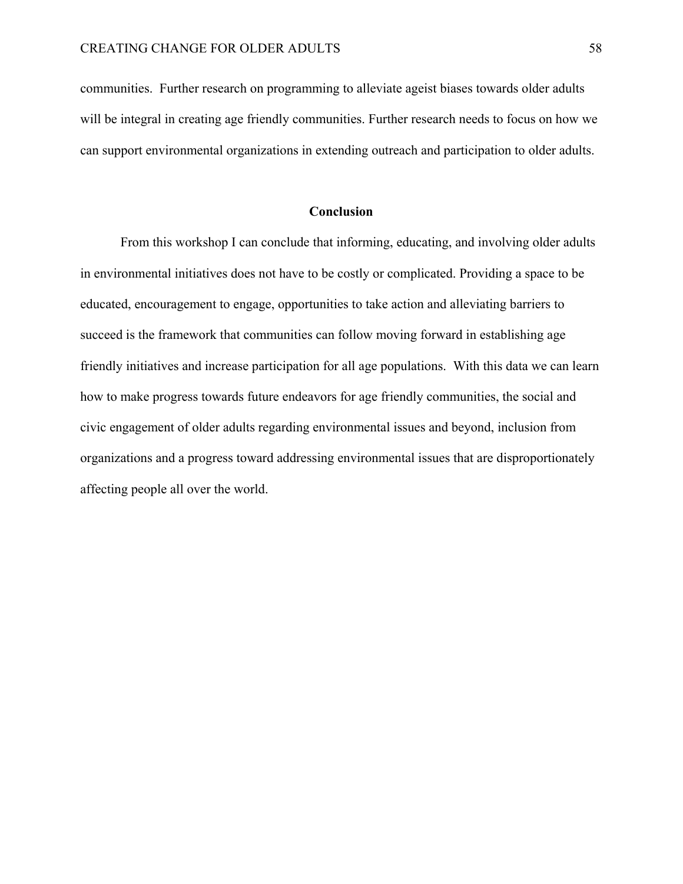communities. Further research on programming to alleviate ageist biases towards older adults will be integral in creating age friendly communities. Further research needs to focus on how we can support environmental organizations in extending outreach and participation to older adults.

## Conclusion

From this workshop I can conclude that informing, educating, and involving older adults in environmental initiatives does not have to be costly or complicated. Providing a space to be educated, encouragement to engage, opportunities to take action and alleviating barriers to succeed is the framework that communities can follow moving forward in establishing age friendly initiatives and increase participation for all age populations. With this data we can learn how to make progress towards future endeavors for age friendly communities, the social and civic engagement of older adults regarding environmental issues and beyond, inclusion from organizations and a progress toward addressing environmental issues that are disproportionately affecting people all over the world.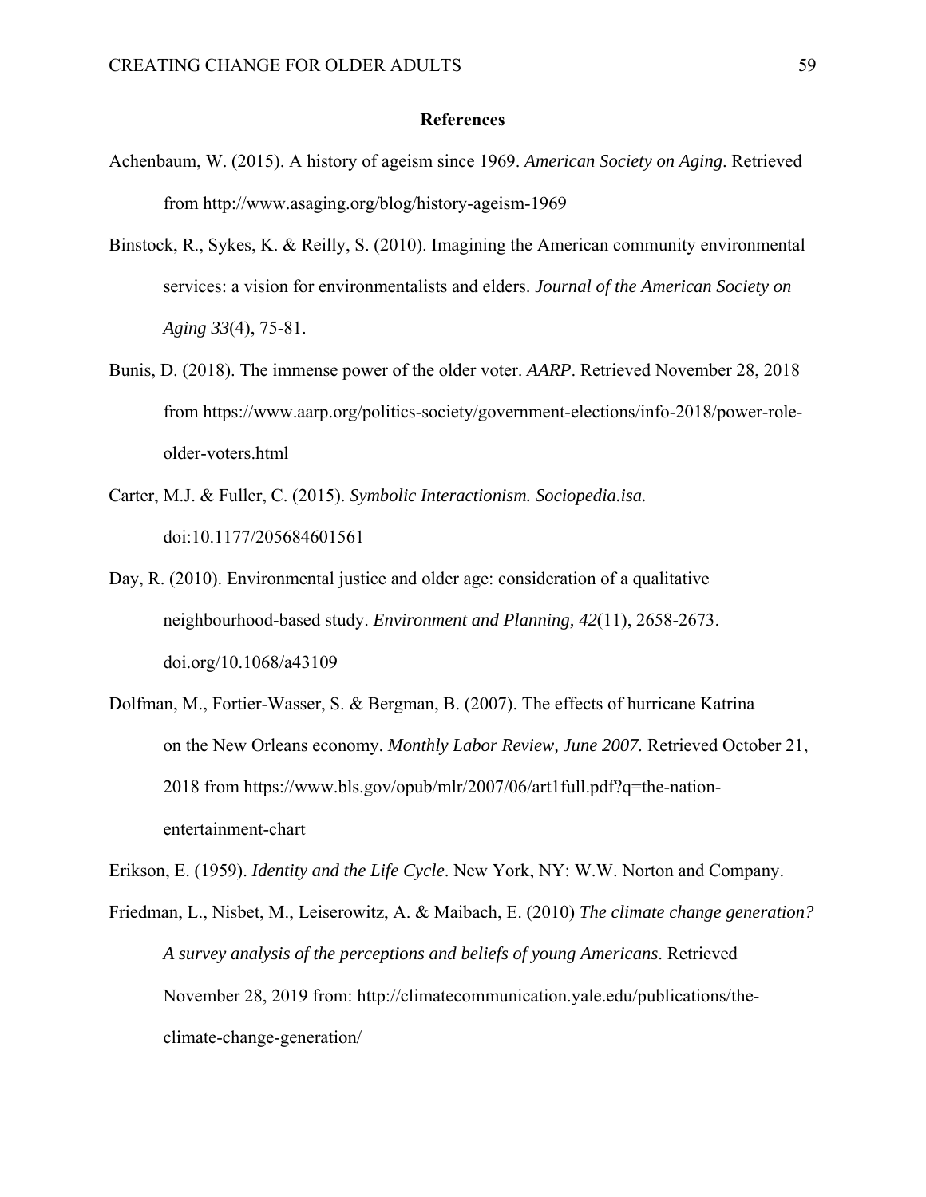## References

Achenbaum, W. (2015). A history of ageism since 1969. *American Society on Aging*. Retrieved from http://www.asaging.org/blog/history-ageism-1969

Binstock, R., Sykes, K. & Reilly, S. (2010). Imagining the American community environmental services: a vision for environmentalists and elders. *Journal of the American Society on Aging 33*(4), 75-81.

Bunis, D. (2018). The immense power of the older voter. *AARP*. Retrieved November 28, 2018 from https://www.aarp.org/politics-society/government-elections/info-2018/power-role-older-voters.html

Carter, M.J. & Fuller, C. (2015). *Symbolic Interactionism. Sociopedia.isa.* doi:10.1177/205684601561

Day, R. (2010). Environmental justice and older age: consideration of a qualitative neighbourhood-based study. *Environment and Planning, 42*(11), 2658-2673. doi.org/10.1068/a43109

Dolfman, M., Fortier-Wasser, S. & Bergman, B. (2007). The effects of hurricane Katrina on the New Orleans economy. *Monthly Labor Review, June 2007.* Retrieved October 21, 2018 from https://www.bls.gov/opub/mlr/2007/06/art1full.pdf?q=the-nation-entertainment-chart

Erikson, E. (1959). *Identity and the Life Cycle*. New York, NY: W.W. Norton and Company.

Friedman, L., Nisbet, M., Leiserowitz, A. & Maibach, E. (2010) *The climate change generation? A survey analysis of the perceptions and beliefs of young Americans*. Retrieved November 28, 2019 from: http://climatecommunication.yale.edu/publications/the-climate-change-generation/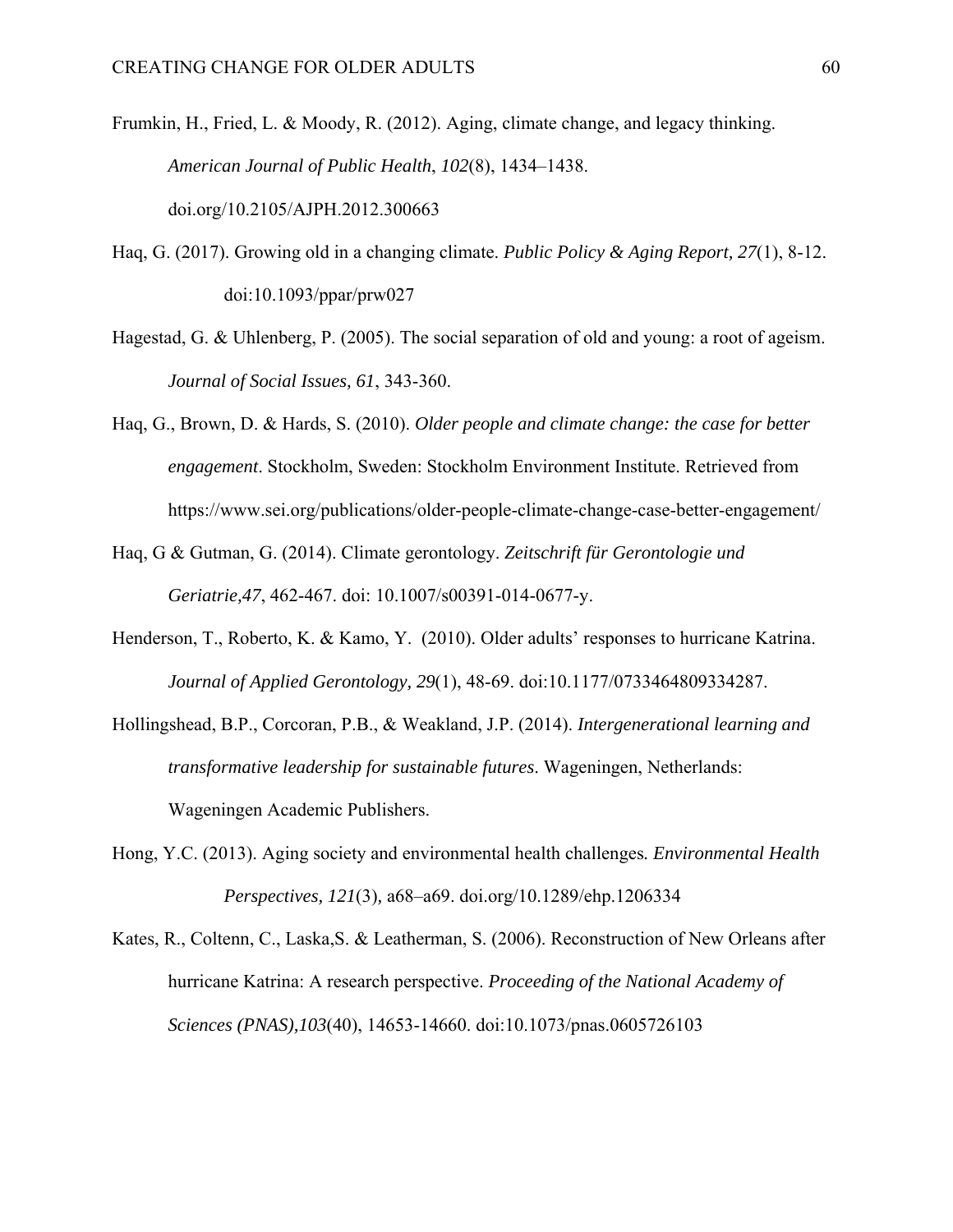Frumkin, H., Fried, L. & Moody, R. (2012). Aging, climate change, and legacy thinking. *American Journal of Public Health*, *102*(8), 1434–1438. doi.org/10.2105/AJPH.2012.300663

Haq, G. (2017). Growing old in a changing climate. *Public Policy & Aging Report, 27*(1), 8-12. doi:10.1093/ppar/prw027

Hagestad, G. & Uhlenberg, P. (2005). The social separation of old and young: a root of ageism. *Journal of Social Issues, 61*, 343-360.

Haq, G., Brown, D. & Hards, S. (2010). *Older people and climate change: the case for better engagement*. Stockholm, Sweden: Stockholm Environment Institute. Retrieved from https://www.sei.org/publications/older-people-climate-change-case-better-engagement/

Haq, G & Gutman, G. (2014). Climate gerontology. *Zeitschrift für Gerontologie und Geriatrie,47*, 462-467. doi: 10.1007/s00391-014-0677-y.

Henderson, T., Roberto, K. & Kamo, Y. (2010). Older adults' responses to hurricane Katrina. *Journal of Applied Gerontology, 29*(1), 48-69. doi:10.1177/0733464809334287.

Hollingshead, B.P., Corcoran, P.B., & Weakland, J.P. (2014). *Intergenerational learning and transformative leadership for sustainable futures*. Wageningen, Netherlands: Wageningen Academic Publishers.

Hong, Y.C. (2013). Aging society and environmental health challenges. *Environmental Health Perspectives, 121*(3), a68–a69. doi.org/10.1289/ehp.1206334

Kates, R., Coltenn, C., Laska,S. & Leatherman, S. (2006). Reconstruction of New Orleans after hurricane Katrina: A research perspective. *Proceeding of the National Academy of Sciences (PNAS),103*(40), 14653-14660. doi:10.1073/pnas.0605726103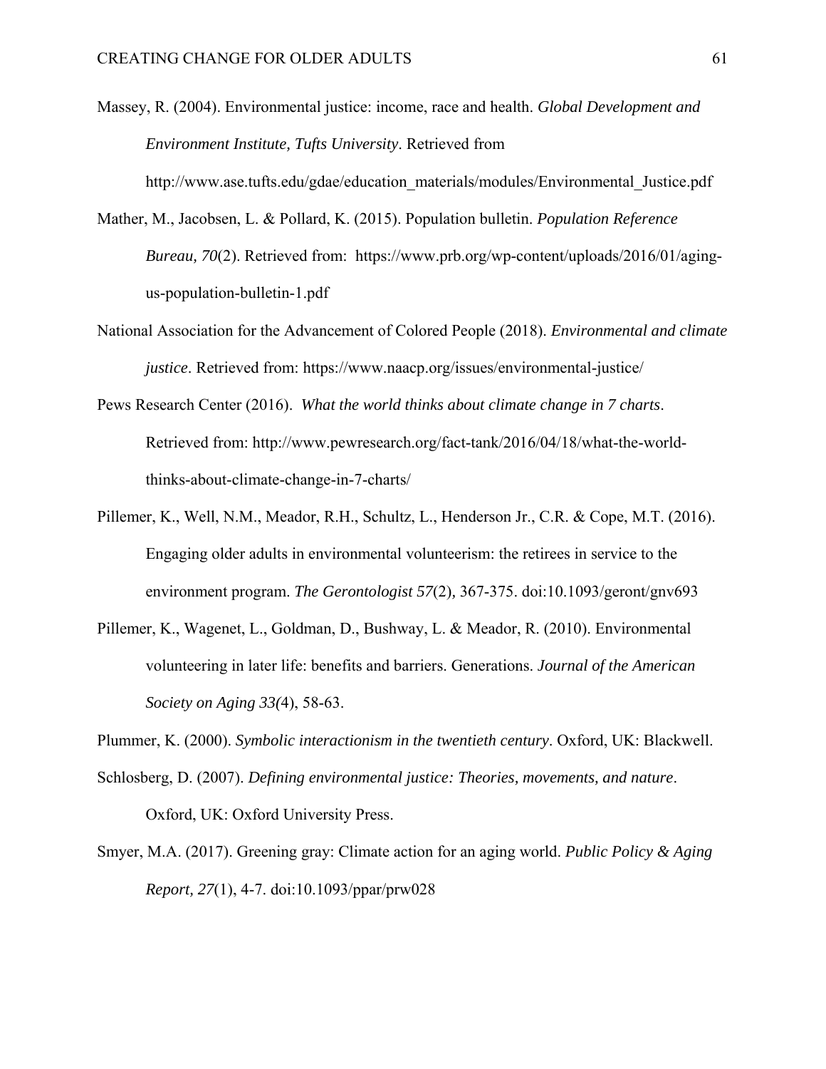Massey, R. (2004). Environmental justice: income, race and health. *Global Development and Environment Institute, Tufts University*. Retrieved from http://www.ase.tufts.edu/gdae/education_materials/modules/Environmental_Justice.pdf

Mather, M., Jacobsen, L. & Pollard, K. (2015). Population bulletin. *Population Reference Bureau, 70*(2). Retrieved from: https://www.prb.org/wp-content/uploads/2016/01/aging-us-population-bulletin-1.pdf

National Association for the Advancement of Colored People (2018). *Environmental and climate justice*. Retrieved from: https://www.naacp.org/issues/environmental-justice/

Pews Research Center (2016). *What the world thinks about climate change in 7 charts*. Retrieved from: http://www.pewresearch.org/fact-tank/2016/04/18/what-the-world-thinks-about-climate-change-in-7-charts/

Pillemer, K., Well, N.M., Meador, R.H., Schultz, L., Henderson Jr., C.R. & Cope, M.T. (2016). Engaging older adults in environmental volunteerism: the retirees in service to the environment program. *The Gerontologist 57*(2), 367-375. doi:10.1093/geront/gnv693

Pillemer, K., Wagenet, L., Goldman, D., Bushway, L. & Meador, R. (2010). Environmental volunteering in later life: benefits and barriers. Generations. *Journal of the American Society on Aging 33(*4), 58-63.

Plummer, K. (2000). *Symbolic interactionism in the twentieth century*. Oxford, UK: Blackwell.

Schlosberg, D. (2007). *Defining environmental justice: Theories, movements, and nature*. Oxford, UK: Oxford University Press.

Smyer, M.A. (2017). Greening gray: Climate action for an aging world. *Public Policy & Aging Report, 27*(1), 4-7. doi:10.1093/ppar/prw028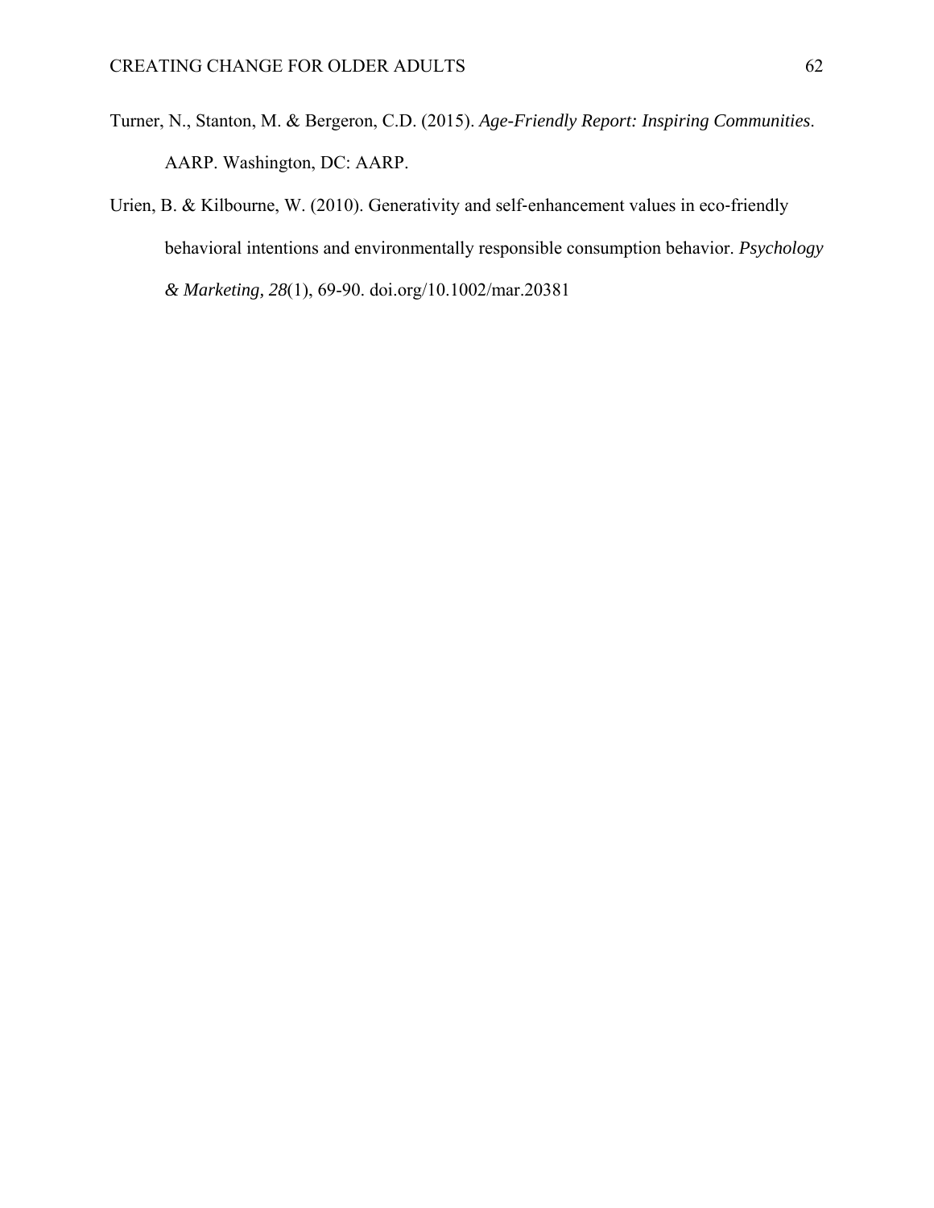Turner, N., Stanton, M. & Bergeron, C.D. (2015). *Age-Friendly Report: Inspiring Communities*. AARP. Washington, DC: AARP.

Urien, B. & Kilbourne, W. (2010). Generativity and self-enhancement values in eco-friendly behavioral intentions and environmentally responsible consumption behavior. *Psychology & Marketing, 28*(1), 69-90. doi.org/10.1002/mar.20381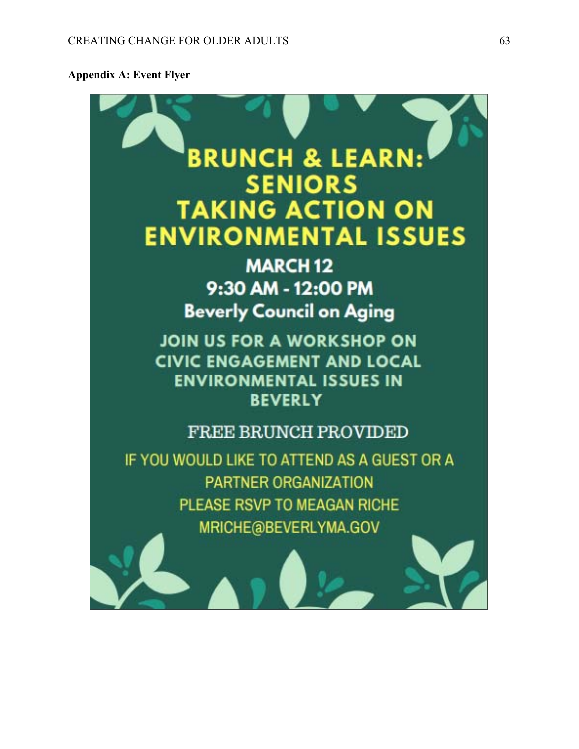**Appendix A: Event Flyer**

# BRUNCH & LEARN: SENIORS TAKING ACTION ON ENVIRONMENTAL ISSUES

**MARCH 12**

**9:30 AM - 12:00 PM**

**Beverly Council on Aging**

JOIN US FOR A WORKSHOP ON CIVIC ENGAGEMENT AND LOCAL ENVIRONMENTAL ISSUES IN BEVERLY

FREE BRUNCH PROVIDED

IF YOU WOULD LIKE TO ATTEND AS A GUEST OR A PARTNER ORGANIZATION

PLEASE RSVP TO MEAGAN RICHE

MRICHE@BEVERLYMA.GOV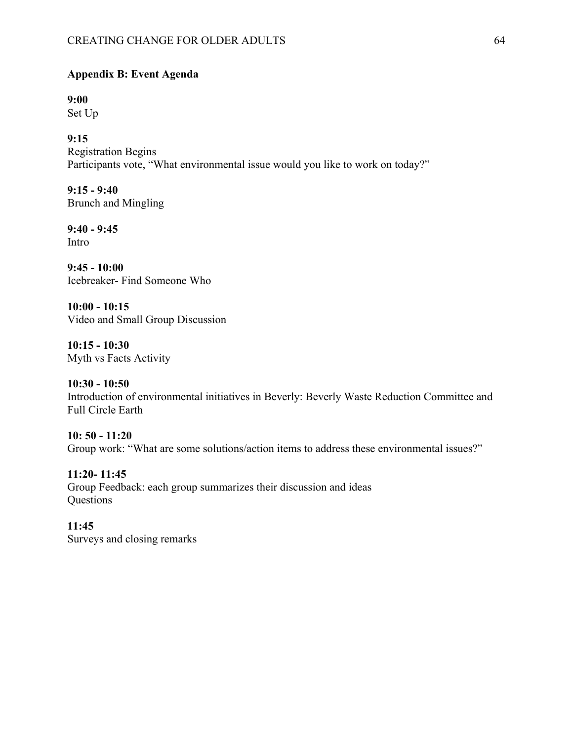## Appendix B: Event Agenda

**9:00**
Set Up

**9:15**
Registration Begins
Participants vote, "What environmental issue would you like to work on today?"

**9:15 - 9:40**
Brunch and Mingling

**9:40 - 9:45**
Intro

**9:45 - 10:00**
Icebreaker- Find Someone Who

**10:00 - 10:15**
Video and Small Group Discussion

**10:15 - 10:30**
Myth vs Facts Activity

**10:30 - 10:50**
Introduction of environmental initiatives in Beverly: Beverly Waste Reduction Committee and Full Circle Earth

**10: 50 - 11:20**
Group work: "What are some solutions/action items to address these environmental issues?"

**11:20- 11:45**
Group Feedback: each group summarizes their discussion and ideas
Questions

**11:45**
Surveys and closing remarks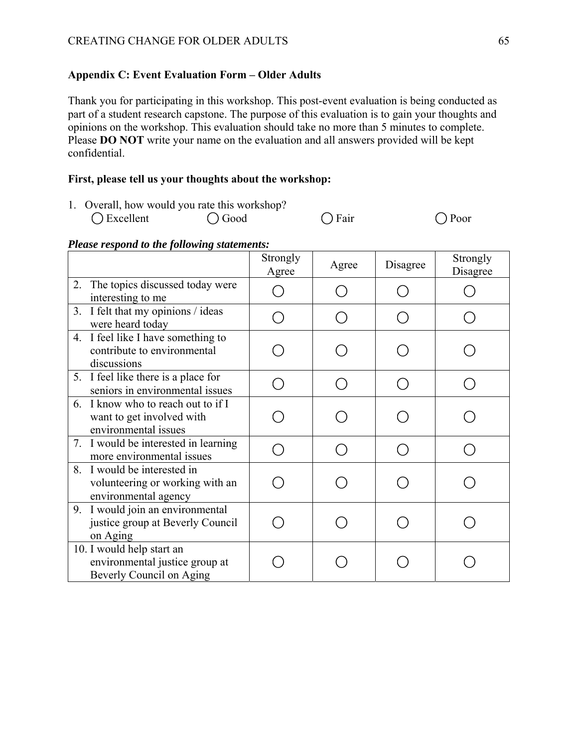## Appendix C: Event Evaluation Form – Older Adults

Thank you for participating in this workshop. This post-event evaluation is being conducted as part of a student research capstone. The purpose of this evaluation is to gain your thoughts and opinions on the workshop. This evaluation should take no more than 5 minutes to complete. Please **DO NOT** write your name on the evaluation and all answers provided will be kept confidential.

**First, please tell us your thoughts about the workshop:**

1. Overall, how would you rate this workshop?
   ◯ Excellent ◯ Good ◯ Fair ◯ Poor

***Please respond to the following statements:***

| | Strongly Agree | Agree | Disagree | Strongly Disagree |
|---|---|---|---|---|
| 2. The topics discussed today were interesting to me | ◯ | ◯ | ◯ | ◯ |
| 3. I felt that my opinions / ideas were heard today | ◯ | ◯ | ◯ | ◯ |
| 4. I feel like I have something to contribute to environmental discussions | ◯ | ◯ | ◯ | ◯ |
| 5. I feel like there is a place for seniors in environmental issues | ◯ | ◯ | ◯ | ◯ |
| 6. I know who to reach out to if I want to get involved with environmental issues | ◯ | ◯ | ◯ | ◯ |
| 7. I would be interested in learning more environmental issues | ◯ | ◯ | ◯ | ◯ |
| 8. I would be interested in volunteering or working with an environmental agency | ◯ | ◯ | ◯ | ◯ |
| 9. I would join an environmental justice group at Beverly Council on Aging | ◯ | ◯ | ◯ | ◯ |
| 10. I would help start an environmental justice group at Beverly Council on Aging | ◯ | ◯ | ◯ | ◯ |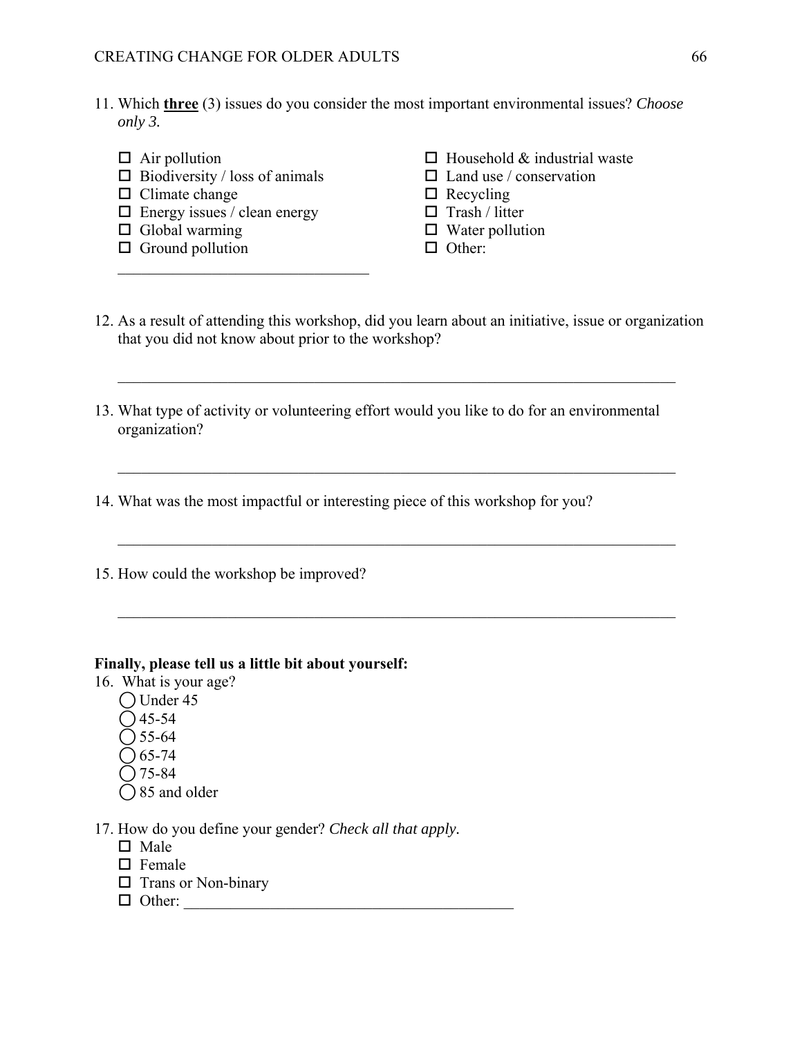11. Which **three** (3) issues do you consider the most important environmental issues? *Choose only 3.*

- ☐ Air pollution
- ☐ Biodiversity / loss of animals
- ☐ Climate change
- ☐ Energy issues / clean energy
- ☐ Global warming
- ☐ Ground pollution
- ☐ Household & industrial waste
- ☐ Land use / conservation
- ☐ Recycling
- ☐ Trash / litter
- ☐ Water pollution
- ☐ Other: ______________________________

12. As a result of attending this workshop, did you learn about an initiative, issue or organization that you did not know about prior to the workshop?

______________________________________________________________________

13. What type of activity or volunteering effort would you like to do for an environmental organization?

______________________________________________________________________

14. What was the most impactful or interesting piece of this workshop for you?

______________________________________________________________________

15. How could the workshop be improved?

______________________________________________________________________

**Finally, please tell us a little bit about yourself:**

16. What is your age?
   - ◯ Under 45
   - ◯ 45-54
   - ◯ 55-64
   - ◯ 65-74
   - ◯ 75-84
   - ◯ 85 and older

17. How do you define your gender? *Check all that apply.*
   - ☐ Male
   - ☐ Female
   - ☐ Trans or Non-binary
   - ☐ Other: ________________________________________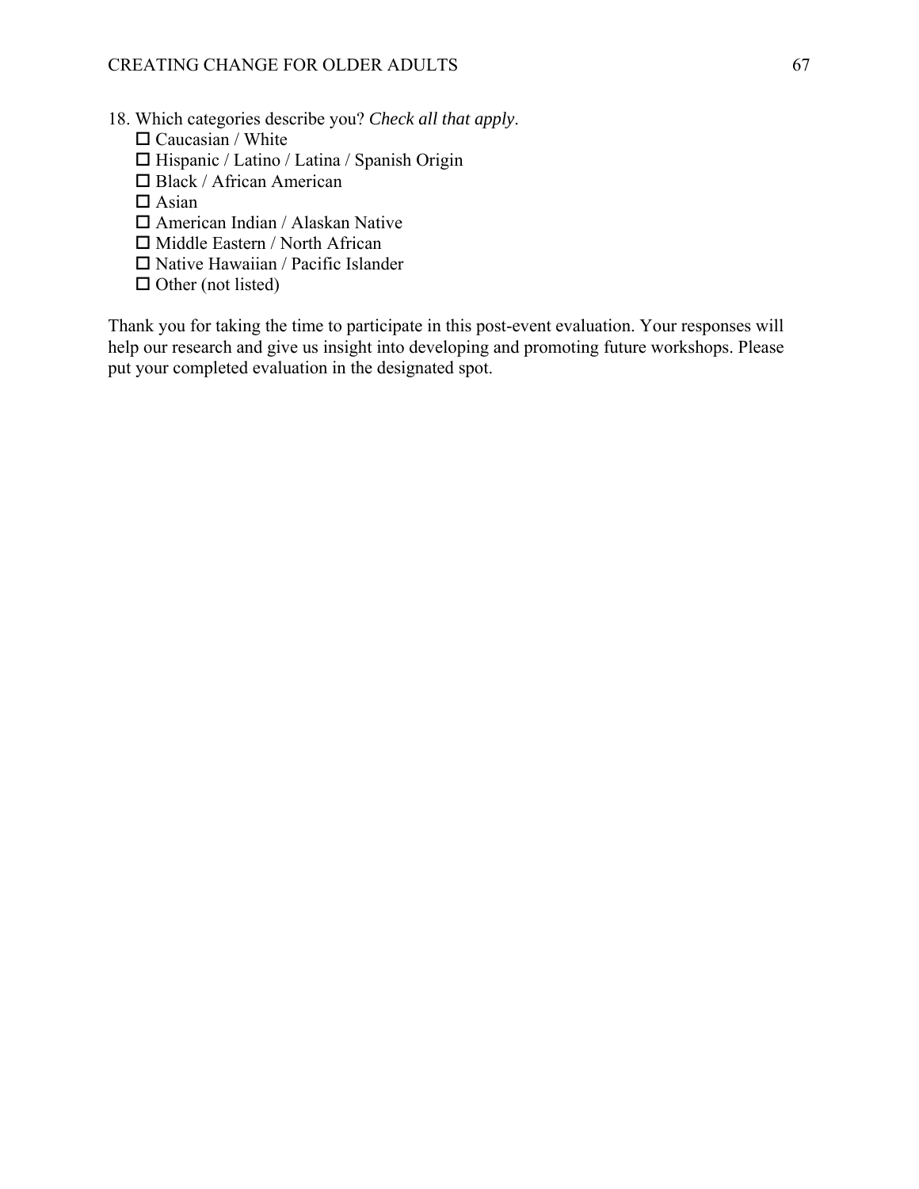18. Which categories describe you? *Check all that apply*.
    - ☐ Caucasian / White
    - ☐ Hispanic / Latino / Latina / Spanish Origin
    - ☐ Black / African American
    - ☐ Asian
    - ☐ American Indian / Alaskan Native
    - ☐ Middle Eastern / North African
    - ☐ Native Hawaiian / Pacific Islander
    - ☐ Other (not listed)

Thank you for taking the time to participate in this post-event evaluation. Your responses will help our research and give us insight into developing and promoting future workshops. Please put your completed evaluation in the designated spot.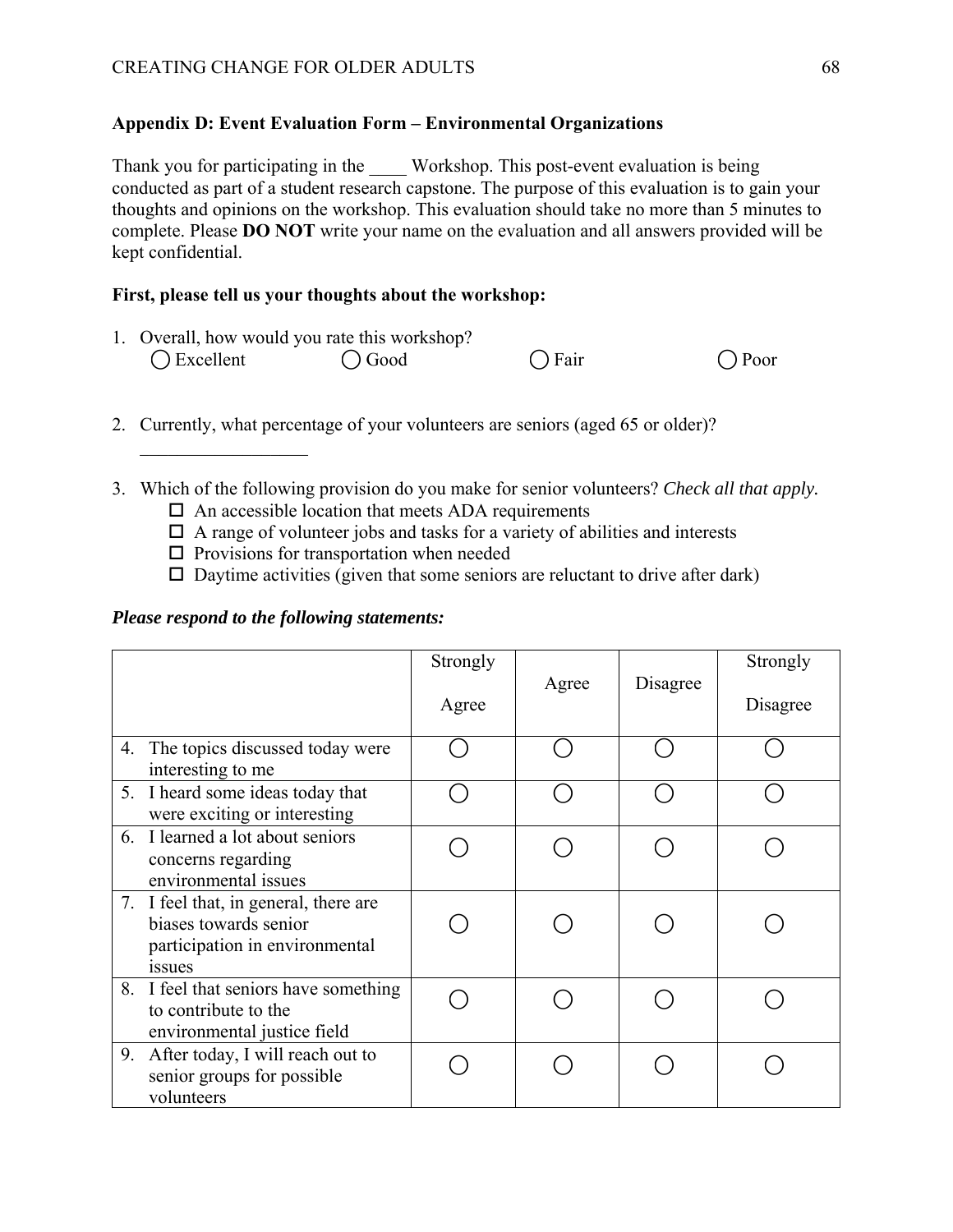## Appendix D: Event Evaluation Form – Environmental Organizations

Thank you for participating in the ____ Workshop. This post-event evaluation is being conducted as part of a student research capstone. The purpose of this evaluation is to gain your thoughts and opinions on the workshop. This evaluation should take no more than 5 minutes to complete. Please **DO NOT** write your name on the evaluation and all answers provided will be kept confidential.

**First, please tell us your thoughts about the workshop:**

1. Overall, how would you rate this workshop?

   ◯ Excellent ◯ Good ◯ Fair ◯ Poor

2. Currently, what percentage of your volunteers are seniors (aged 65 or older)?

   __________________

3. Which of the following provision do you make for senior volunteers? *Check all that apply.*
   - ☐ An accessible location that meets ADA requirements
   - ☐ A range of volunteer jobs and tasks for a variety of abilities and interests
   - ☐ Provisions for transportation when needed
   - ☐ Daytime activities (given that some seniors are reluctant to drive after dark)

***Please respond to the following statements:***

| | Strongly Agree | Agree | Disagree | Strongly Disagree |
|---|---|---|---|---|
| 4. The topics discussed today were interesting to me | ◯ | ◯ | ◯ | ◯ |
| 5. I heard some ideas today that were exciting or interesting | ◯ | ◯ | ◯ | ◯ |
| 6. I learned a lot about seniors concerns regarding environmental issues | ◯ | ◯ | ◯ | ◯ |
| 7. I feel that, in general, there are biases towards senior participation in environmental issues | ◯ | ◯ | ◯ | ◯ |
| 8. I feel that seniors have something to contribute to the environmental justice field | ◯ | ◯ | ◯ | ◯ |
| 9. After today, I will reach out to senior groups for possible volunteers | ◯ | ◯ | ◯ | ◯ |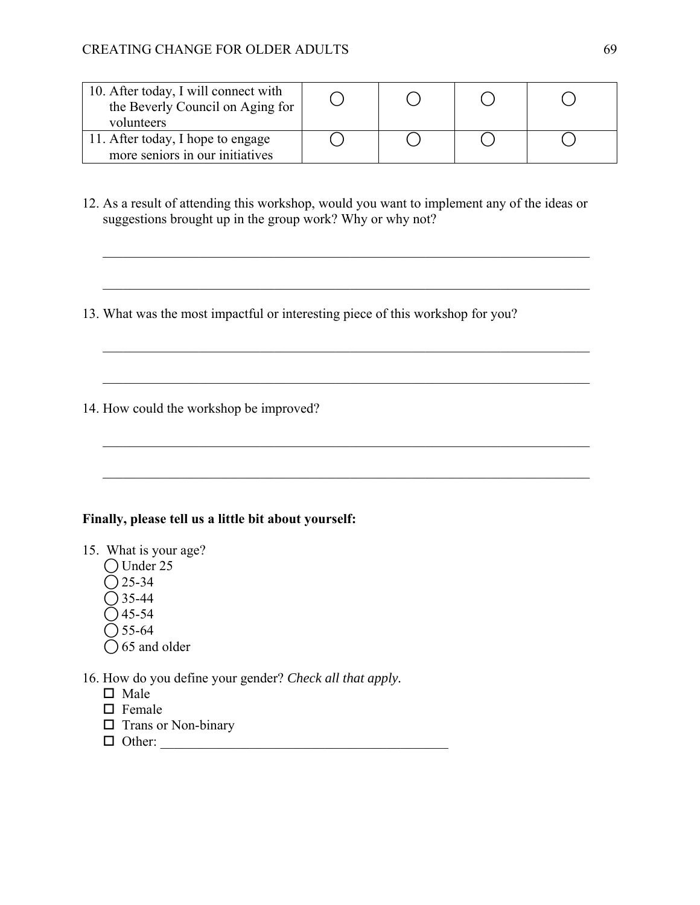| | | | | |
|---|---|---|---|---|
| 10. After today, I will connect with the Beverly Council on Aging for volunteers | ◯ | ◯ | ◯ | ◯ |
| 11. After today, I hope to engage more seniors in our initiatives | ◯ | ◯ | ◯ | ◯ |

12. As a result of attending this workshop, would you want to implement any of the ideas or suggestions brought up in the group work? Why or why not?

___________________________________________________________________________

___________________________________________________________________________

13. What was the most impactful or interesting piece of this workshop for you?

___________________________________________________________________________

___________________________________________________________________________

14. How could the workshop be improved?

___________________________________________________________________________

___________________________________________________________________________

**Finally, please tell us a little bit about yourself:**

15. What is your age?
    - ◯ Under 25
    - ◯ 25-34
    - ◯ 35-44
    - ◯ 45-54
    - ◯ 55-64
    - ◯ 65 and older

16. How do you define your gender? *Check all that apply.*
    - ☐ Male
    - ☐ Female
    - ☐ Trans or Non-binary
    - ☐ Other: ___________________________________________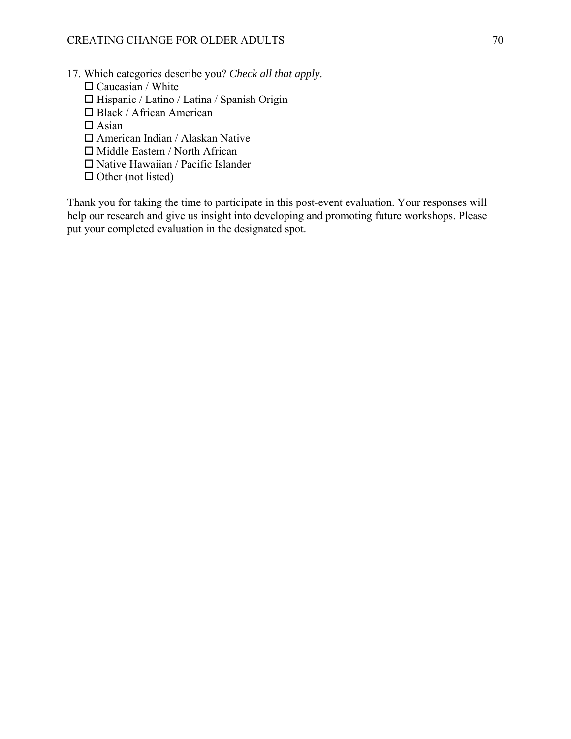17. Which categories describe you? *Check all that apply*.
   - ☐ Caucasian / White
   - ☐ Hispanic / Latino / Latina / Spanish Origin
   - ☐ Black / African American
   - ☐ Asian
   - ☐ American Indian / Alaskan Native
   - ☐ Middle Eastern / North African
   - ☐ Native Hawaiian / Pacific Islander
   - ☐ Other (not listed)

Thank you for taking the time to participate in this post-event evaluation. Your responses will help our research and give us insight into developing and promoting future workshops. Please put your completed evaluation in the designated spot.